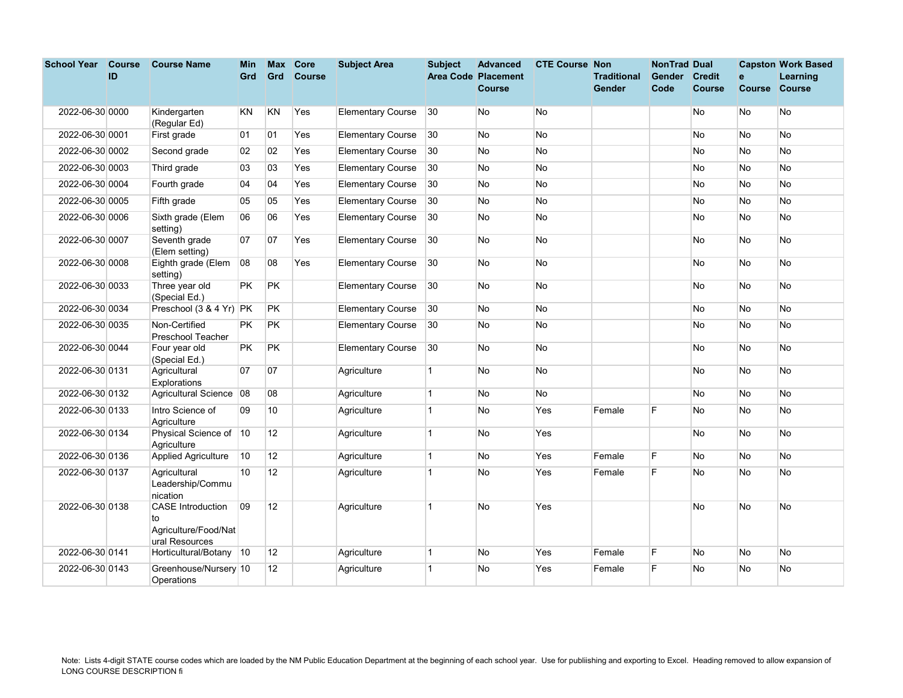| School Year | Course ID | Course Name | Min Grd | Max Grd | Core Course | Subject Area | Subject Area Code | Advanced Placement Course | CTE Course | Non Traditional Gender | NonTrad Gender Code | Dual Credit Course | Capstone Course | Work Based Learning Course |
|---|---|---|---|---|---|---|---|---|---|---|---|---|---|---|
| 2022-06-30 | 0000 | Kindergarten (Regular Ed) | KN | KN | Yes | Elementary Course | 30 | No | No | | | No | No | No |
| 2022-06-30 | 0001 | First grade | 01 | 01 | Yes | Elementary Course | 30 | No | No | | | No | No | No |
| 2022-06-30 | 0002 | Second grade | 02 | 02 | Yes | Elementary Course | 30 | No | No | | | No | No | No |
| 2022-06-30 | 0003 | Third grade | 03 | 03 | Yes | Elementary Course | 30 | No | No | | | No | No | No |
| 2022-06-30 | 0004 | Fourth grade | 04 | 04 | Yes | Elementary Course | 30 | No | No | | | No | No | No |
| 2022-06-30 | 0005 | Fifth grade | 05 | 05 | Yes | Elementary Course | 30 | No | No | | | No | No | No |
| 2022-06-30 | 0006 | Sixth grade (Elem setting) | 06 | 06 | Yes | Elementary Course | 30 | No | No | | | No | No | No |
| 2022-06-30 | 0007 | Seventh grade (Elem setting) | 07 | 07 | Yes | Elementary Course | 30 | No | No | | | No | No | No |
| 2022-06-30 | 0008 | Eighth grade (Elem setting) | 08 | 08 | Yes | Elementary Course | 30 | No | No | | | No | No | No |
| 2022-06-30 | 0033 | Three year old (Special Ed.) | PK | PK | | Elementary Course | 30 | No | No | | | No | No | No |
| 2022-06-30 | 0034 | Preschool (3 & 4 Yr) | PK | PK | | Elementary Course | 30 | No | No | | | No | No | No |
| 2022-06-30 | 0035 | Non-Certified Preschool Teacher | PK | PK | | Elementary Course | 30 | No | No | | | No | No | No |
| 2022-06-30 | 0044 | Four year old (Special Ed.) | PK | PK | | Elementary Course | 30 | No | No | | | No | No | No |
| 2022-06-30 | 0131 | Agricultural Explorations | 07 | 07 | | Agriculture | 1 | No | No | | | No | No | No |
| 2022-06-30 | 0132 | Agricultural Science | 08 | 08 | | Agriculture | 1 | No | No | | | No | No | No |
| 2022-06-30 | 0133 | Intro Science of Agriculture | 09 | 10 | | Agriculture | 1 | No | Yes | Female | F | No | No | No |
| 2022-06-30 | 0134 | Physical Science of Agriculture | 10 | 12 | | Agriculture | 1 | No | Yes | | | No | No | No |
| 2022-06-30 | 0136 | Applied Agriculture | 10 | 12 | | Agriculture | 1 | No | Yes | Female | F | No | No | No |
| 2022-06-30 | 0137 | Agricultural Leadership/Communication | 10 | 12 | | Agriculture | 1 | No | Yes | Female | F | No | No | No |
| 2022-06-30 | 0138 | CASE Introduction to Agriculture/Food/Natural Resources | 09 | 12 | | Agriculture | 1 | No | Yes | | | No | No | No |
| 2022-06-30 | 0141 | Horticultural/Botany | 10 | 12 | | Agriculture | 1 | No | Yes | Female | F | No | No | No |
| 2022-06-30 | 0143 | Greenhouse/Nursery Operations | 10 | 12 | | Agriculture | 1 | No | Yes | Female | F | No | No | No |

Note: Lists 4-digit STATE course codes which are loaded by the NM Public Education Department at the beginning of each school year. Use for publiishing and exporting to Excel. Heading removed to allow expansion of LONG COURSE DESCRIPTION fi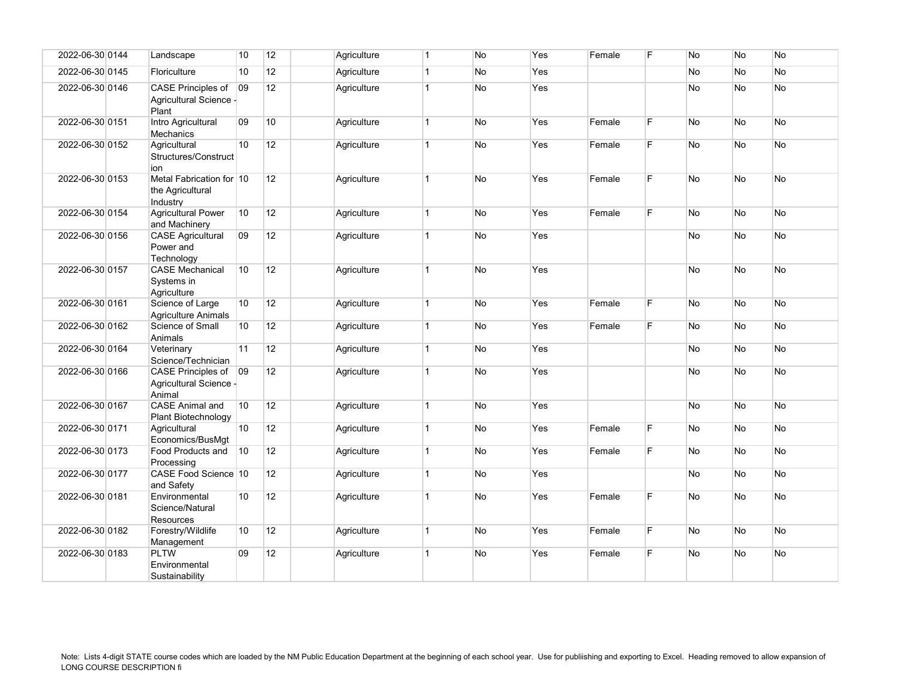| | | | | | | | | | | | | | | | |
|---|---|---|---|---|---|---|---|---|---|---|---|---|---|---|---|
| 2022-06-30 | 0144 | Landscape | 10 | 12 | | Agriculture | 1 | No | Yes | Female | F | No | No | No |
| 2022-06-30 | 0145 | Floriculture | 10 | 12 | | Agriculture | 1 | No | Yes | | | No | No | No |
| 2022-06-30 | 0146 | CASE Principles of Agricultural Science - Plant | 09 | 12 | | Agriculture | 1 | No | Yes | | | No | No | No |
| 2022-06-30 | 0151 | Intro Agricultural Mechanics | 09 | 10 | | Agriculture | 1 | No | Yes | Female | F | No | No | No |
| 2022-06-30 | 0152 | Agricultural Structures/Construction | 10 | 12 | | Agriculture | 1 | No | Yes | Female | F | No | No | No |
| 2022-06-30 | 0153 | Metal Fabrication for the Agricultural Industry | 10 | 12 | | Agriculture | 1 | No | Yes | Female | F | No | No | No |
| 2022-06-30 | 0154 | Agricultural Power and Machinery | 10 | 12 | | Agriculture | 1 | No | Yes | Female | F | No | No | No |
| 2022-06-30 | 0156 | CASE Agricultural Power and Technology | 09 | 12 | | Agriculture | 1 | No | Yes | | | No | No | No |
| 2022-06-30 | 0157 | CASE Mechanical Systems in Agriculture | 10 | 12 | | Agriculture | 1 | No | Yes | | | No | No | No |
| 2022-06-30 | 0161 | Science of Large Agriculture Animals | 10 | 12 | | Agriculture | 1 | No | Yes | Female | F | No | No | No |
| 2022-06-30 | 0162 | Science of Small Animals | 10 | 12 | | Agriculture | 1 | No | Yes | Female | F | No | No | No |
| 2022-06-30 | 0164 | Veterinary Science/Technician | 11 | 12 | | Agriculture | 1 | No | Yes | | | No | No | No |
| 2022-06-30 | 0166 | CASE Principles of Agricultural Science - Animal | 09 | 12 | | Agriculture | 1 | No | Yes | | | No | No | No |
| 2022-06-30 | 0167 | CASE Animal and Plant Biotechnology | 10 | 12 | | Agriculture | 1 | No | Yes | | | No | No | No |
| 2022-06-30 | 0171 | Agricultural Economics/BusMgt | 10 | 12 | | Agriculture | 1 | No | Yes | Female | F | No | No | No |
| 2022-06-30 | 0173 | Food Products and Processing | 10 | 12 | | Agriculture | 1 | No | Yes | Female | F | No | No | No |
| 2022-06-30 | 0177 | CASE Food Science and Safety | 10 | 12 | | Agriculture | 1 | No | Yes | | | No | No | No |
| 2022-06-30 | 0181 | Environmental Science/Natural Resources | 10 | 12 | | Agriculture | 1 | No | Yes | Female | F | No | No | No |
| 2022-06-30 | 0182 | Forestry/Wildlife Management | 10 | 12 | | Agriculture | 1 | No | Yes | Female | F | No | No | No |
| 2022-06-30 | 0183 | PLTW Environmental Sustainability | 09 | 12 | | Agriculture | 1 | No | Yes | Female | F | No | No | No |

Note: Lists 4-digit STATE course codes which are loaded by the NM Public Education Department at the beginning of each school year. Use for publiishing and exporting to Excel. Heading removed to allow expansion of LONG COURSE DESCRIPTION fi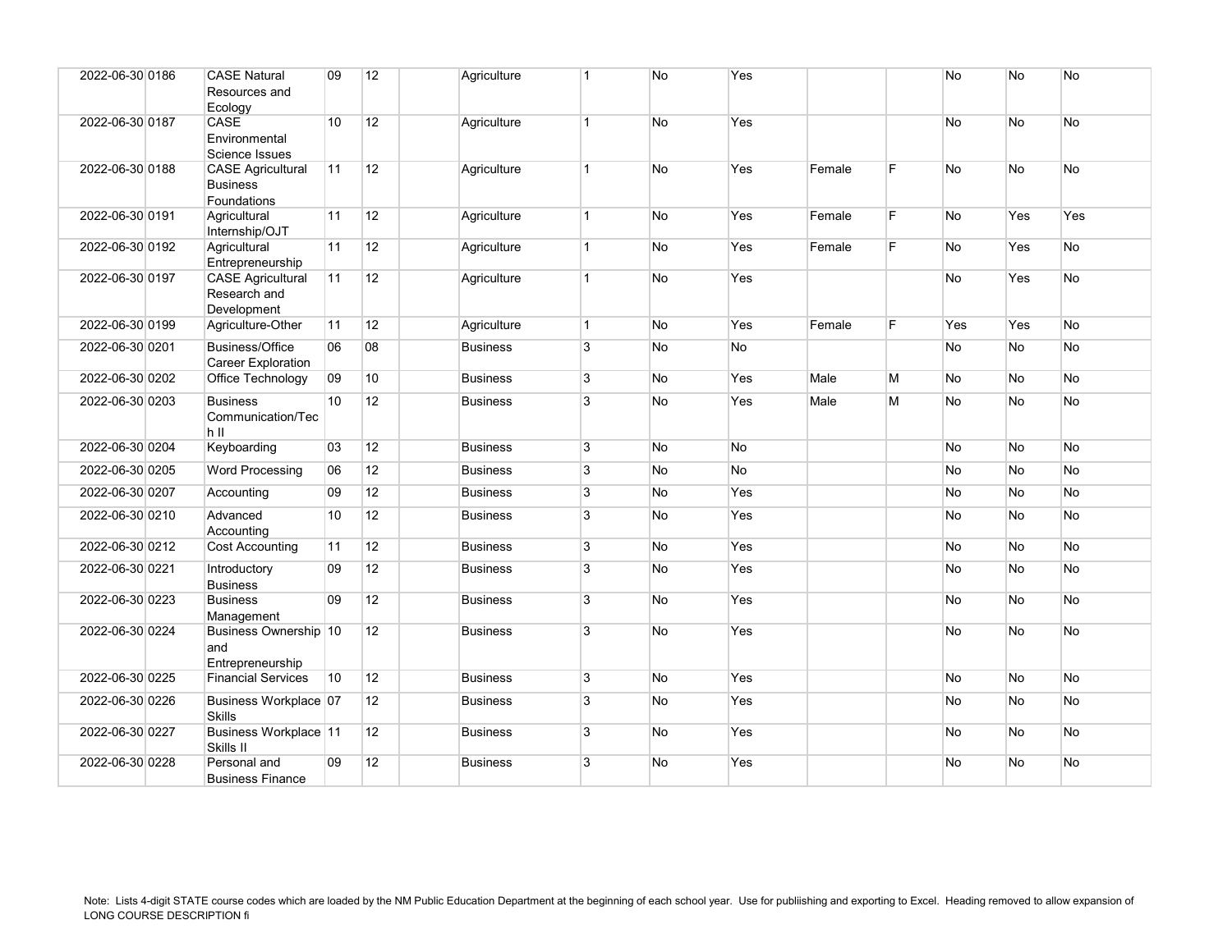| | | | | | | | | | | | | | | |
|---|---|---|---|---|---|---|---|---|---|---|---|---|---|---|
| 2022-06-30 | 0186 | CASE Natural Resources and Ecology | 09 | 12 | | Agriculture | 1 | No | Yes | | | No | No | No |
| 2022-06-30 | 0187 | CASE Environmental Science Issues | 10 | 12 | | Agriculture | 1 | No | Yes | | | No | No | No |
| 2022-06-30 | 0188 | CASE Agricultural Business Foundations | 11 | 12 | | Agriculture | 1 | No | Yes | Female | F | No | No | No |
| 2022-06-30 | 0191 | Agricultural Internship/OJT | 11 | 12 | | Agriculture | 1 | No | Yes | Female | F | No | Yes | Yes |
| 2022-06-30 | 0192 | Agricultural Entrepreneurship | 11 | 12 | | Agriculture | 1 | No | Yes | Female | F | No | Yes | No |
| 2022-06-30 | 0197 | CASE Agricultural Research and Development | 11 | 12 | | Agriculture | 1 | No | Yes | | | No | Yes | No |
| 2022-06-30 | 0199 | Agriculture-Other | 11 | 12 | | Agriculture | 1 | No | Yes | Female | F | Yes | Yes | No |
| 2022-06-30 | 0201 | Business/Office Career Exploration | 06 | 08 | | Business | 3 | No | No | | | No | No | No |
| 2022-06-30 | 0202 | Office Technology | 09 | 10 | | Business | 3 | No | Yes | Male | M | No | No | No |
| 2022-06-30 | 0203 | Business Communication/Tech II | 10 | 12 | | Business | 3 | No | Yes | Male | M | No | No | No |
| 2022-06-30 | 0204 | Keyboarding | 03 | 12 | | Business | 3 | No | No | | | No | No | No |
| 2022-06-30 | 0205 | Word Processing | 06 | 12 | | Business | 3 | No | No | | | No | No | No |
| 2022-06-30 | 0207 | Accounting | 09 | 12 | | Business | 3 | No | Yes | | | No | No | No |
| 2022-06-30 | 0210 | Advanced Accounting | 10 | 12 | | Business | 3 | No | Yes | | | No | No | No |
| 2022-06-30 | 0212 | Cost Accounting | 11 | 12 | | Business | 3 | No | Yes | | | No | No | No |
| 2022-06-30 | 0221 | Introductory Business | 09 | 12 | | Business | 3 | No | Yes | | | No | No | No |
| 2022-06-30 | 0223 | Business Management | 09 | 12 | | Business | 3 | No | Yes | | | No | No | No |
| 2022-06-30 | 0224 | Business Ownership and Entrepreneurship | 10 | 12 | | Business | 3 | No | Yes | | | No | No | No |
| 2022-06-30 | 0225 | Financial Services | 10 | 12 | | Business | 3 | No | Yes | | | No | No | No |
| 2022-06-30 | 0226 | Business Workplace Skills | 07 | 12 | | Business | 3 | No | Yes | | | No | No | No |
| 2022-06-30 | 0227 | Business Workplace Skills II | 11 | 12 | | Business | 3 | No | Yes | | | No | No | No |
| 2022-06-30 | 0228 | Personal and Business Finance | 09 | 12 | | Business | 3 | No | Yes | | | No | No | No |

Note: Lists 4-digit STATE course codes which are loaded by the NM Public Education Department at the beginning of each school year. Use for publiishing and exporting to Excel. Heading removed to allow expansion of LONG COURSE DESCRIPTION fi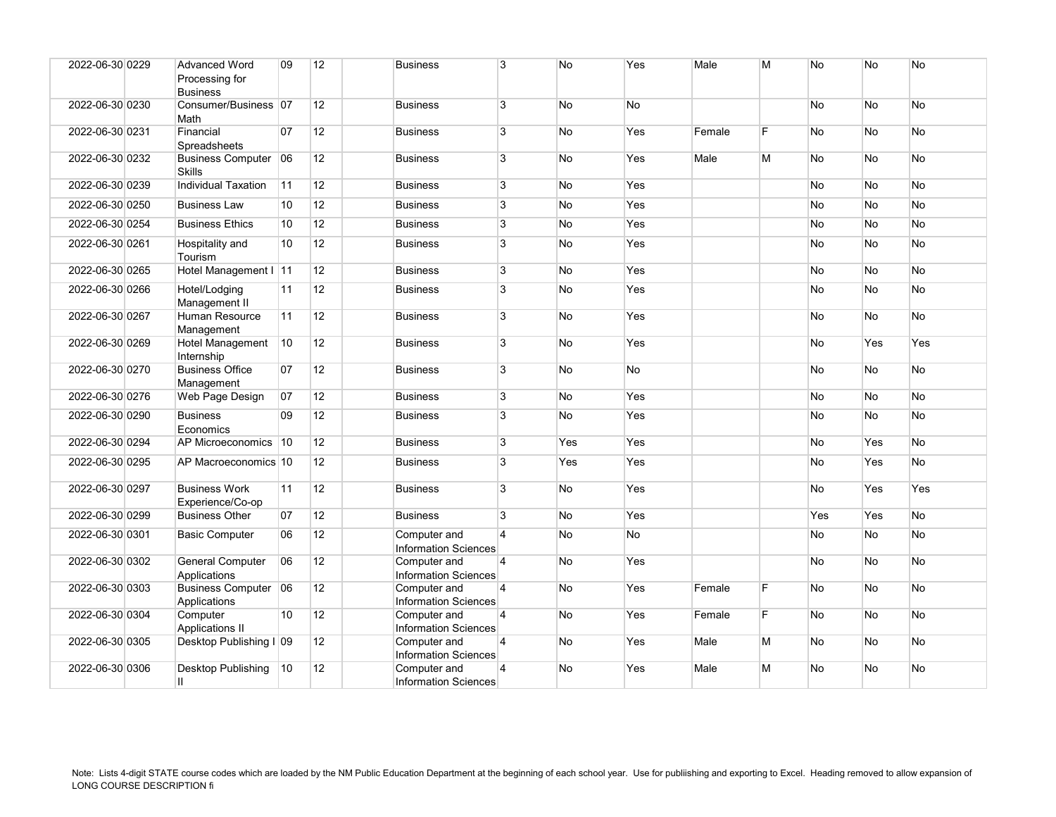| | | | | | | | | | | | | | | | |
|---|---|---|---|---|---|---|---|---|---|---|---|---|---|---|---|
| 2022-06-30 | 0229 | Advanced Word Processing for Business | 09 | 12 | | Business | 3 | No | Yes | Male | M | No | No | No |
| 2022-06-30 | 0230 | Consumer/Business Math | 07 | 12 | | Business | 3 | No | No | | | No | No | No |
| 2022-06-30 | 0231 | Financial Spreadsheets | 07 | 12 | | Business | 3 | No | Yes | Female | F | No | No | No |
| 2022-06-30 | 0232 | Business Computer Skills | 06 | 12 | | Business | 3 | No | Yes | Male | M | No | No | No |
| 2022-06-30 | 0239 | Individual Taxation | 11 | 12 | | Business | 3 | No | Yes | | | No | No | No |
| 2022-06-30 | 0250 | Business Law | 10 | 12 | | Business | 3 | No | Yes | | | No | No | No |
| 2022-06-30 | 0254 | Business Ethics | 10 | 12 | | Business | 3 | No | Yes | | | No | No | No |
| 2022-06-30 | 0261 | Hospitality and Tourism | 10 | 12 | | Business | 3 | No | Yes | | | No | No | No |
| 2022-06-30 | 0265 | Hotel Management I | 11 | 12 | | Business | 3 | No | Yes | | | No | No | No |
| 2022-06-30 | 0266 | Hotel/Lodging Management II | 11 | 12 | | Business | 3 | No | Yes | | | No | No | No |
| 2022-06-30 | 0267 | Human Resource Management | 11 | 12 | | Business | 3 | No | Yes | | | No | No | No |
| 2022-06-30 | 0269 | Hotel Management Internship | 10 | 12 | | Business | 3 | No | Yes | | | No | Yes | Yes |
| 2022-06-30 | 0270 | Business Office Management | 07 | 12 | | Business | 3 | No | No | | | No | No | No |
| 2022-06-30 | 0276 | Web Page Design | 07 | 12 | | Business | 3 | No | Yes | | | No | No | No |
| 2022-06-30 | 0290 | Business Economics | 09 | 12 | | Business | 3 | No | Yes | | | No | No | No |
| 2022-06-30 | 0294 | AP Microeconomics | 10 | 12 | | Business | 3 | Yes | Yes | | | No | Yes | No |
| 2022-06-30 | 0295 | AP Macroeconomics | 10 | 12 | | Business | 3 | Yes | Yes | | | No | Yes | No |
| 2022-06-30 | 0297 | Business Work Experience/Co-op | 11 | 12 | | Business | 3 | No | Yes | | | No | Yes | Yes |
| 2022-06-30 | 0299 | Business Other | 07 | 12 | | Business | 3 | No | Yes | | | Yes | Yes | No |
| 2022-06-30 | 0301 | Basic Computer | 06 | 12 | | Computer and Information Sciences | 4 | No | No | | | No | No | No |
| 2022-06-30 | 0302 | General Computer Applications | 06 | 12 | | Computer and Information Sciences | 4 | No | Yes | | | No | No | No |
| 2022-06-30 | 0303 | Business Computer Applications | 06 | 12 | | Computer and Information Sciences | 4 | No | Yes | Female | F | No | No | No |
| 2022-06-30 | 0304 | Computer Applications II | 10 | 12 | | Computer and Information Sciences | 4 | No | Yes | Female | F | No | No | No |
| 2022-06-30 | 0305 | Desktop Publishing I | 09 | 12 | | Computer and Information Sciences | 4 | No | Yes | Male | M | No | No | No |
| 2022-06-30 | 0306 | Desktop Publishing II | 10 | 12 | | Computer and Information Sciences | 4 | No | Yes | Male | M | No | No | No |

Note: Lists 4-digit STATE course codes which are loaded by the NM Public Education Department at the beginning of each school year. Use for publiishing and exporting to Excel. Heading removed to allow expansion of LONG COURSE DESCRIPTION fi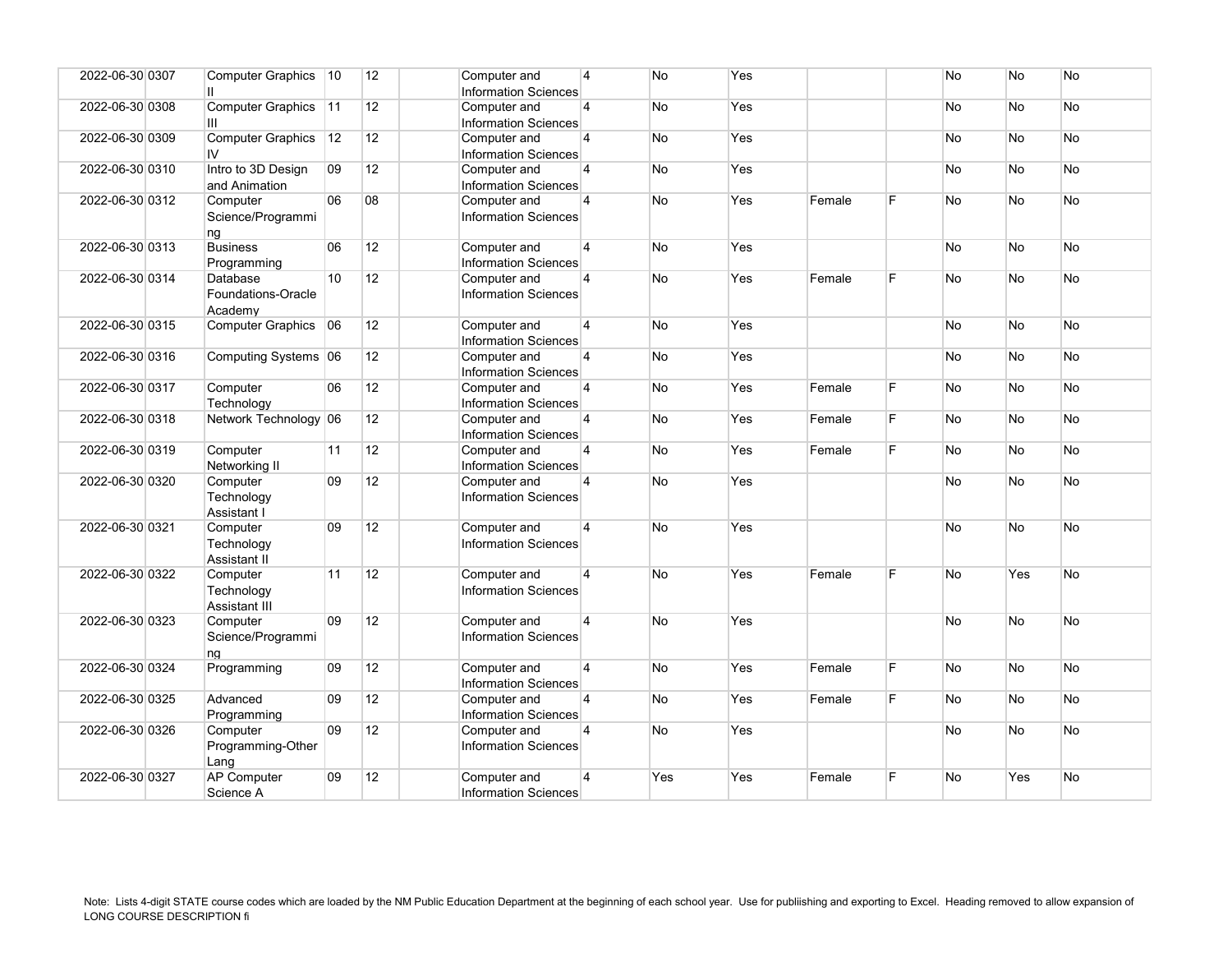| | | | | | | | | | | | | | | |
|---|---|---|---|---|---|---|---|---|---|---|---|---|---|---|
| 2022-06-30 | 0307 | Computer Graphics II | 10 | 12 | | Computer and Information Sciences | 4 | No | Yes | | | No | No | No |
| 2022-06-30 | 0308 | Computer Graphics III | 11 | 12 | | Computer and Information Sciences | 4 | No | Yes | | | No | No | No |
| 2022-06-30 | 0309 | Computer Graphics IV | 12 | 12 | | Computer and Information Sciences | 4 | No | Yes | | | No | No | No |
| 2022-06-30 | 0310 | Intro to 3D Design and Animation | 09 | 12 | | Computer and Information Sciences | 4 | No | Yes | | | No | No | No |
| 2022-06-30 | 0312 | Computer Science/Programming | 06 | 08 | | Computer and Information Sciences | 4 | No | Yes | Female | F | No | No | No |
| 2022-06-30 | 0313 | Business Programming | 06 | 12 | | Computer and Information Sciences | 4 | No | Yes | | | No | No | No |
| 2022-06-30 | 0314 | Database Foundations-Oracle Academy | 10 | 12 | | Computer and Information Sciences | 4 | No | Yes | Female | F | No | No | No |
| 2022-06-30 | 0315 | Computer Graphics | 06 | 12 | | Computer and Information Sciences | 4 | No | Yes | | | No | No | No |
| 2022-06-30 | 0316 | Computing Systems | 06 | 12 | | Computer and Information Sciences | 4 | No | Yes | | | No | No | No |
| 2022-06-30 | 0317 | Computer Technology | 06 | 12 | | Computer and Information Sciences | 4 | No | Yes | Female | F | No | No | No |
| 2022-06-30 | 0318 | Network Technology | 06 | 12 | | Computer and Information Sciences | 4 | No | Yes | Female | F | No | No | No |
| 2022-06-30 | 0319 | Computer Networking II | 11 | 12 | | Computer and Information Sciences | 4 | No | Yes | Female | F | No | No | No |
| 2022-06-30 | 0320 | Computer Technology Assistant I | 09 | 12 | | Computer and Information Sciences | 4 | No | Yes | | | No | No | No |
| 2022-06-30 | 0321 | Computer Technology Assistant II | 09 | 12 | | Computer and Information Sciences | 4 | No | Yes | | | No | No | No |
| 2022-06-30 | 0322 | Computer Technology Assistant III | 11 | 12 | | Computer and Information Sciences | 4 | No | Yes | Female | F | No | Yes | No |
| 2022-06-30 | 0323 | Computer Science/Programming | 09 | 12 | | Computer and Information Sciences | 4 | No | Yes | | | No | No | No |
| 2022-06-30 | 0324 | Programming | 09 | 12 | | Computer and Information Sciences | 4 | No | Yes | Female | F | No | No | No |
| 2022-06-30 | 0325 | Advanced Programming | 09 | 12 | | Computer and Information Sciences | 4 | No | Yes | Female | F | No | No | No |
| 2022-06-30 | 0326 | Computer Programming-Other Lang | 09 | 12 | | Computer and Information Sciences | 4 | No | Yes | | | No | No | No |
| 2022-06-30 | 0327 | AP Computer Science A | 09 | 12 | | Computer and Information Sciences | 4 | Yes | Yes | Female | F | No | Yes | No |

Note: Lists 4-digit STATE course codes which are loaded by the NM Public Education Department at the beginning of each school year. Use for publiishing and exporting to Excel. Heading removed to allow expansion of LONG COURSE DESCRIPTION fi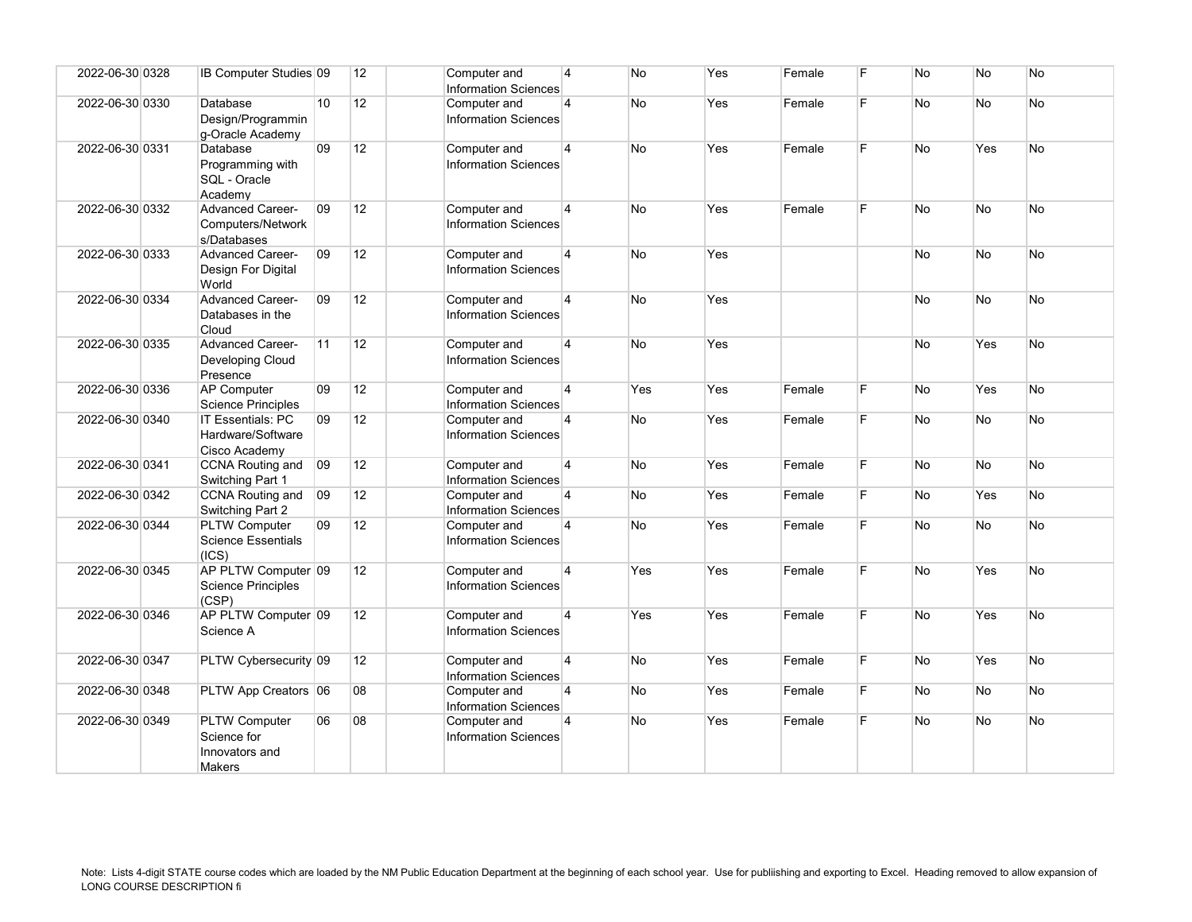| | | | | | | | | | | | | | | | |
|---|---|---|---|---|---|---|---|---|---|---|---|---|---|---|---|
| 2022-06-30 | 0328 | IB Computer Studies | 09 | 12 | | Computer and Information Sciences | 4 | No | Yes | Female | F | No | No | No |
| 2022-06-30 | 0330 | Database Design/Programming-Oracle Academy | 10 | 12 | | Computer and Information Sciences | 4 | No | Yes | Female | F | No | No | No |
| 2022-06-30 | 0331 | Database Programming with SQL - Oracle Academy | 09 | 12 | | Computer and Information Sciences | 4 | No | Yes | Female | F | No | Yes | No |
| 2022-06-30 | 0332 | Advanced Career-Computers/Networks/Databases | 09 | 12 | | Computer and Information Sciences | 4 | No | Yes | Female | F | No | No | No |
| 2022-06-30 | 0333 | Advanced Career-Design For Digital World | 09 | 12 | | Computer and Information Sciences | 4 | No | Yes | | | No | No | No |
| 2022-06-30 | 0334 | Advanced Career-Databases in the Cloud | 09 | 12 | | Computer and Information Sciences | 4 | No | Yes | | | No | No | No |
| 2022-06-30 | 0335 | Advanced Career-Developing Cloud Presence | 11 | 12 | | Computer and Information Sciences | 4 | No | Yes | | | No | Yes | No |
| 2022-06-30 | 0336 | AP Computer Science Principles | 09 | 12 | | Computer and Information Sciences | 4 | Yes | Yes | Female | F | No | Yes | No |
| 2022-06-30 | 0340 | IT Essentials: PC Hardware/Software Cisco Academy | 09 | 12 | | Computer and Information Sciences | 4 | No | Yes | Female | F | No | No | No |
| 2022-06-30 | 0341 | CCNA Routing and Switching Part 1 | 09 | 12 | | Computer and Information Sciences | 4 | No | Yes | Female | F | No | No | No |
| 2022-06-30 | 0342 | CCNA Routing and Switching Part 2 | 09 | 12 | | Computer and Information Sciences | 4 | No | Yes | Female | F | No | Yes | No |
| 2022-06-30 | 0344 | PLTW Computer Science Essentials (ICS) | 09 | 12 | | Computer and Information Sciences | 4 | No | Yes | Female | F | No | No | No |
| 2022-06-30 | 0345 | AP PLTW Computer Science Principles (CSP) | 09 | 12 | | Computer and Information Sciences | 4 | Yes | Yes | Female | F | No | Yes | No |
| 2022-06-30 | 0346 | AP PLTW Computer Science A | 09 | 12 | | Computer and Information Sciences | 4 | Yes | Yes | Female | F | No | Yes | No |
| 2022-06-30 | 0347 | PLTW Cybersecurity | 09 | 12 | | Computer and Information Sciences | 4 | No | Yes | Female | F | No | Yes | No |
| 2022-06-30 | 0348 | PLTW App Creators | 06 | 08 | | Computer and Information Sciences | 4 | No | Yes | Female | F | No | No | No |
| 2022-06-30 | 0349 | PLTW Computer Science for Innovators and Makers | 06 | 08 | | Computer and Information Sciences | 4 | No | Yes | Female | F | No | No | No |

Note: Lists 4-digit STATE course codes which are loaded by the NM Public Education Department at the beginning of each school year. Use for publiishing and exporting to Excel. Heading removed to allow expansion of LONG COURSE DESCRIPTION fi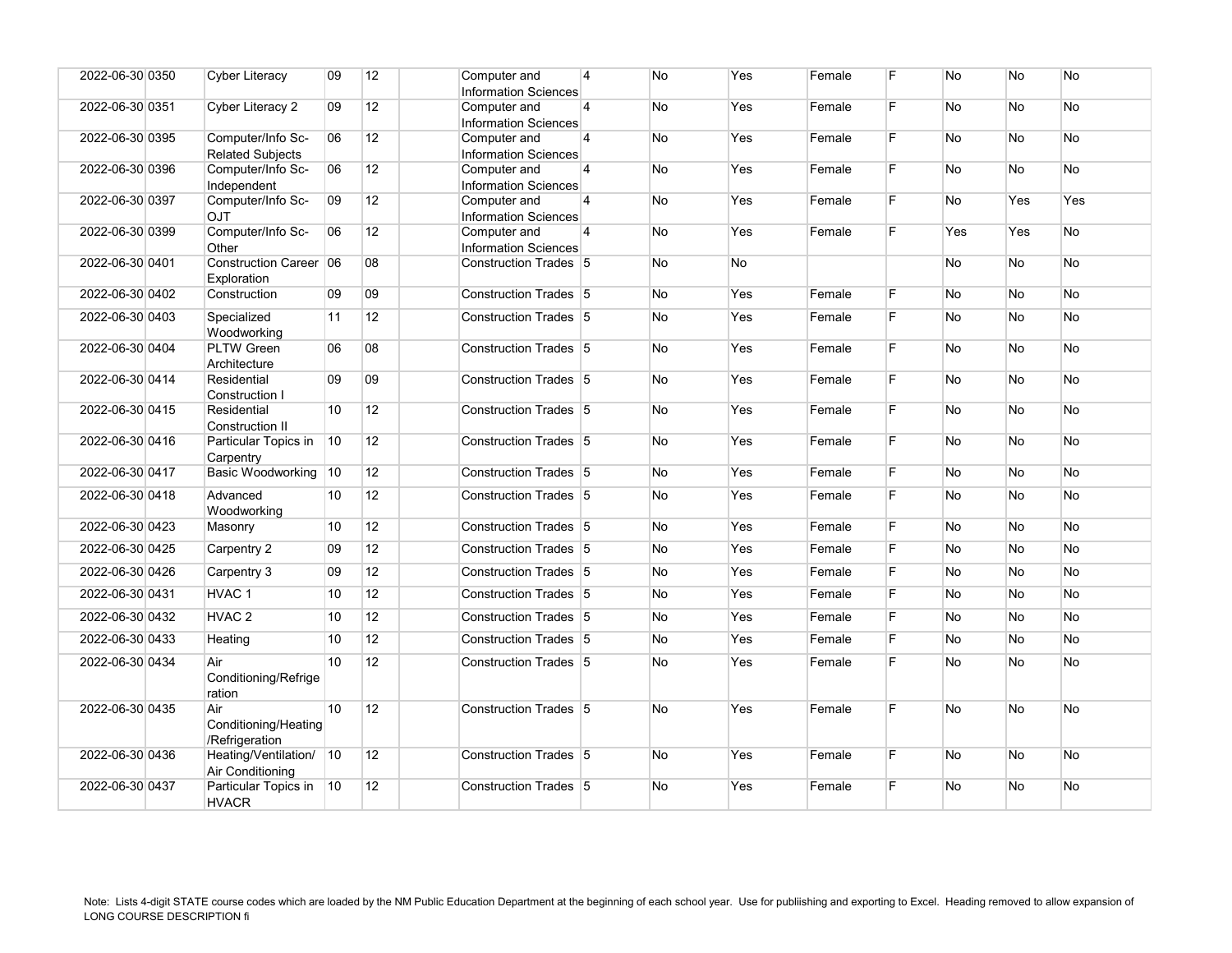| | | | | | | | | | | | | | | |
|---|---|---|---|---|---|---|---|---|---|---|---|---|---|---|
| 2022-06-30 | 0350 | Cyber Literacy | 09 | 12 | | Computer and Information Sciences | 4 | No | Yes | Female | F | No | No | No |
| 2022-06-30 | 0351 | Cyber Literacy 2 | 09 | 12 | | Computer and Information Sciences | 4 | No | Yes | Female | F | No | No | No |
| 2022-06-30 | 0395 | Computer/Info Sc-Related Subjects | 06 | 12 | | Computer and Information Sciences | 4 | No | Yes | Female | F | No | No | No |
| 2022-06-30 | 0396 | Computer/Info Sc-Independent | 06 | 12 | | Computer and Information Sciences | 4 | No | Yes | Female | F | No | No | No |
| 2022-06-30 | 0397 | Computer/Info Sc-OJT | 09 | 12 | | Computer and Information Sciences | 4 | No | Yes | Female | F | No | Yes | Yes |
| 2022-06-30 | 0399 | Computer/Info Sc-Other | 06 | 12 | | Computer and Information Sciences | 4 | No | Yes | Female | F | Yes | Yes | No |
| 2022-06-30 | 0401 | Construction Career Exploration | 06 | 08 | | Construction Trades | 5 | No | No | | | No | No | No |
| 2022-06-30 | 0402 | Construction | 09 | 09 | | Construction Trades | 5 | No | Yes | Female | F | No | No | No |
| 2022-06-30 | 0403 | Specialized Woodworking | 11 | 12 | | Construction Trades | 5 | No | Yes | Female | F | No | No | No |
| 2022-06-30 | 0404 | PLTW Green Architecture | 06 | 08 | | Construction Trades | 5 | No | Yes | Female | F | No | No | No |
| 2022-06-30 | 0414 | Residential Construction I | 09 | 09 | | Construction Trades | 5 | No | Yes | Female | F | No | No | No |
| 2022-06-30 | 0415 | Residential Construction II | 10 | 12 | | Construction Trades | 5 | No | Yes | Female | F | No | No | No |
| 2022-06-30 | 0416 | Particular Topics in Carpentry | 10 | 12 | | Construction Trades | 5 | No | Yes | Female | F | No | No | No |
| 2022-06-30 | 0417 | Basic Woodworking | 10 | 12 | | Construction Trades | 5 | No | Yes | Female | F | No | No | No |
| 2022-06-30 | 0418 | Advanced Woodworking | 10 | 12 | | Construction Trades | 5 | No | Yes | Female | F | No | No | No |
| 2022-06-30 | 0423 | Masonry | 10 | 12 | | Construction Trades | 5 | No | Yes | Female | F | No | No | No |
| 2022-06-30 | 0425 | Carpentry 2 | 09 | 12 | | Construction Trades | 5 | No | Yes | Female | F | No | No | No |
| 2022-06-30 | 0426 | Carpentry 3 | 09 | 12 | | Construction Trades | 5 | No | Yes | Female | F | No | No | No |
| 2022-06-30 | 0431 | HVAC 1 | 10 | 12 | | Construction Trades | 5 | No | Yes | Female | F | No | No | No |
| 2022-06-30 | 0432 | HVAC 2 | 10 | 12 | | Construction Trades | 5 | No | Yes | Female | F | No | No | No |
| 2022-06-30 | 0433 | Heating | 10 | 12 | | Construction Trades | 5 | No | Yes | Female | F | No | No | No |
| 2022-06-30 | 0434 | Air Conditioning/Refrigeration | 10 | 12 | | Construction Trades | 5 | No | Yes | Female | F | No | No | No |
| 2022-06-30 | 0435 | Air Conditioning/Heating/Refrigeration | 10 | 12 | | Construction Trades | 5 | No | Yes | Female | F | No | No | No |
| 2022-06-30 | 0436 | Heating/Ventilation/Air Conditioning | 10 | 12 | | Construction Trades | 5 | No | Yes | Female | F | No | No | No |
| 2022-06-30 | 0437 | Particular Topics in HVACR | 10 | 12 | | Construction Trades | 5 | No | Yes | Female | F | No | No | No |

Note: Lists 4-digit STATE course codes which are loaded by the NM Public Education Department at the beginning of each school year. Use for publiishing and exporting to Excel. Heading removed to allow expansion of LONG COURSE DESCRIPTION fi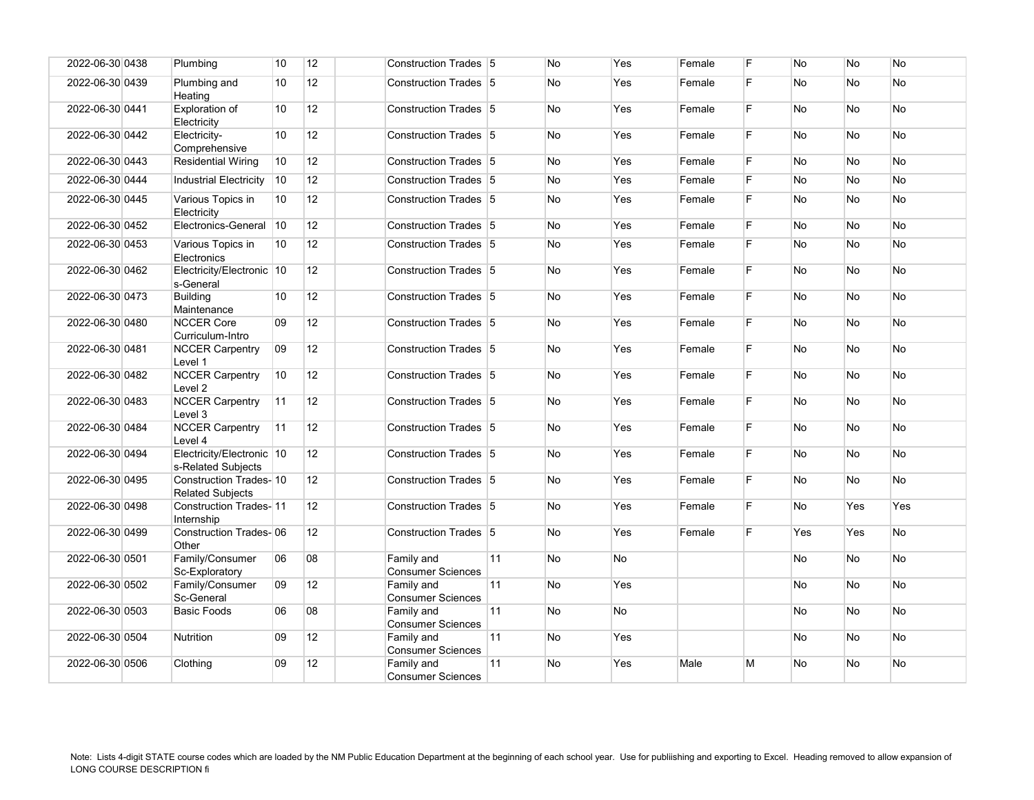| | | | | | | | | | | | | | | | |
|---|---|---|---|---|---|---|---|---|---|---|---|---|---|---|---|
| 2022-06-30 | 0438 | Plumbing | 10 | 12 | | Construction Trades | 5 | No | Yes | Female | F | No | No | No |
| 2022-06-30 | 0439 | Plumbing and Heating | 10 | 12 | | Construction Trades | 5 | No | Yes | Female | F | No | No | No |
| 2022-06-30 | 0441 | Exploration of Electricity | 10 | 12 | | Construction Trades | 5 | No | Yes | Female | F | No | No | No |
| 2022-06-30 | 0442 | Electricity-Comprehensive | 10 | 12 | | Construction Trades | 5 | No | Yes | Female | F | No | No | No |
| 2022-06-30 | 0443 | Residential Wiring | 10 | 12 | | Construction Trades | 5 | No | Yes | Female | F | No | No | No |
| 2022-06-30 | 0444 | Industrial Electricity | 10 | 12 | | Construction Trades | 5 | No | Yes | Female | F | No | No | No |
| 2022-06-30 | 0445 | Various Topics in Electricity | 10 | 12 | | Construction Trades | 5 | No | Yes | Female | F | No | No | No |
| 2022-06-30 | 0452 | Electronics-General | 10 | 12 | | Construction Trades | 5 | No | Yes | Female | F | No | No | No |
| 2022-06-30 | 0453 | Various Topics in Electronics | 10 | 12 | | Construction Trades | 5 | No | Yes | Female | F | No | No | No |
| 2022-06-30 | 0462 | Electricity/Electronics-General | 10 | 12 | | Construction Trades | 5 | No | Yes | Female | F | No | No | No |
| 2022-06-30 | 0473 | Building Maintenance | 10 | 12 | | Construction Trades | 5 | No | Yes | Female | F | No | No | No |
| 2022-06-30 | 0480 | NCCER Core Curriculum-Intro | 09 | 12 | | Construction Trades | 5 | No | Yes | Female | F | No | No | No |
| 2022-06-30 | 0481 | NCCER Carpentry Level 1 | 09 | 12 | | Construction Trades | 5 | No | Yes | Female | F | No | No | No |
| 2022-06-30 | 0482 | NCCER Carpentry Level 2 | 10 | 12 | | Construction Trades | 5 | No | Yes | Female | F | No | No | No |
| 2022-06-30 | 0483 | NCCER Carpentry Level 3 | 11 | 12 | | Construction Trades | 5 | No | Yes | Female | F | No | No | No |
| 2022-06-30 | 0484 | NCCER Carpentry Level 4 | 11 | 12 | | Construction Trades | 5 | No | Yes | Female | F | No | No | No |
| 2022-06-30 | 0494 | Electricity/Electronics-Related Subjects | 10 | 12 | | Construction Trades | 5 | No | Yes | Female | F | No | No | No |
| 2022-06-30 | 0495 | Construction Trades-Related Subjects | 10 | 12 | | Construction Trades | 5 | No | Yes | Female | F | No | No | No |
| 2022-06-30 | 0498 | Construction Trades-Internship | 11 | 12 | | Construction Trades | 5 | No | Yes | Female | F | No | Yes | Yes |
| 2022-06-30 | 0499 | Construction Trades-Other | 06 | 12 | | Construction Trades | 5 | No | Yes | Female | F | Yes | Yes | No |
| 2022-06-30 | 0501 | Family/Consumer Sc-Exploratory | 06 | 08 | | Family and Consumer Sciences | 11 | No | No | | | No | No | No |
| 2022-06-30 | 0502 | Family/Consumer Sc-General | 09 | 12 | | Family and Consumer Sciences | 11 | No | Yes | | | No | No | No |
| 2022-06-30 | 0503 | Basic Foods | 06 | 08 | | Family and Consumer Sciences | 11 | No | No | | | No | No | No |
| 2022-06-30 | 0504 | Nutrition | 09 | 12 | | Family and Consumer Sciences | 11 | No | Yes | | | No | No | No |
| 2022-06-30 | 0506 | Clothing | 09 | 12 | | Family and Consumer Sciences | 11 | No | Yes | Male | M | No | No | No |

Note: Lists 4-digit STATE course codes which are loaded by the NM Public Education Department at the beginning of each school year. Use for publiishing and exporting to Excel. Heading removed to allow expansion of LONG COURSE DESCRIPTION fi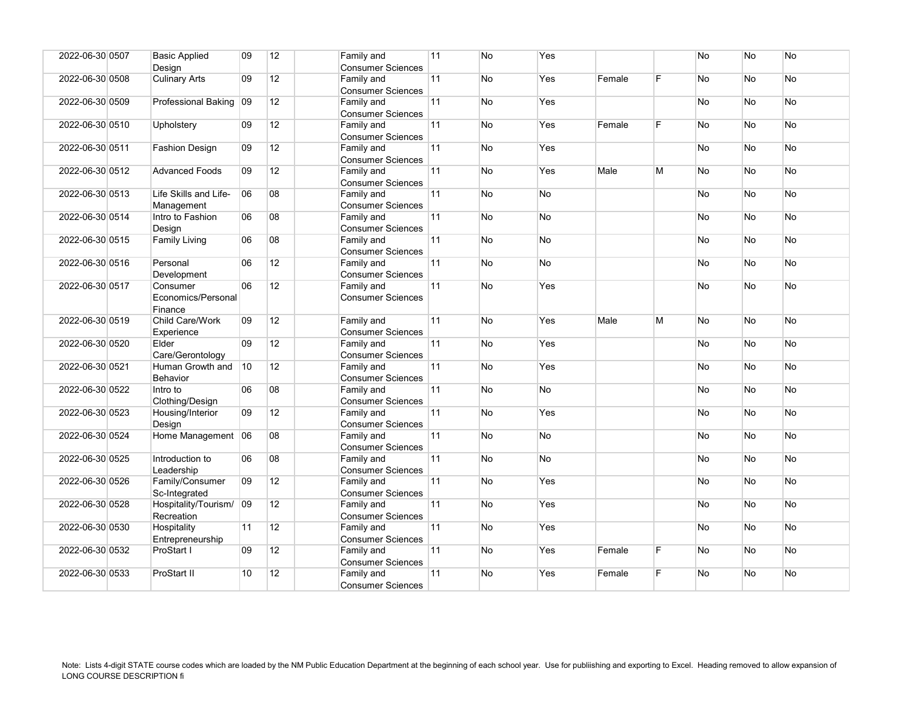| | | | | | | | | | | | | | | |
|---|---|---|---|---|---|---|---|---|---|---|---|---|---|---|
| 2022-06-30 | 0507 | Basic Applied Design | 09 | 12 | | Family and Consumer Sciences | 11 | No | Yes | | | No | No | No |
| 2022-06-30 | 0508 | Culinary Arts | 09 | 12 | | Family and Consumer Sciences | 11 | No | Yes | Female | F | No | No | No |
| 2022-06-30 | 0509 | Professional Baking | 09 | 12 | | Family and Consumer Sciences | 11 | No | Yes | | | No | No | No |
| 2022-06-30 | 0510 | Upholstery | 09 | 12 | | Family and Consumer Sciences | 11 | No | Yes | Female | F | No | No | No |
| 2022-06-30 | 0511 | Fashion Design | 09 | 12 | | Family and Consumer Sciences | 11 | No | Yes | | | No | No | No |
| 2022-06-30 | 0512 | Advanced Foods | 09 | 12 | | Family and Consumer Sciences | 11 | No | Yes | Male | M | No | No | No |
| 2022-06-30 | 0513 | Life Skills and Life-Management | 06 | 08 | | Family and Consumer Sciences | 11 | No | No | | | No | No | No |
| 2022-06-30 | 0514 | Intro to Fashion Design | 06 | 08 | | Family and Consumer Sciences | 11 | No | No | | | No | No | No |
| 2022-06-30 | 0515 | Family Living | 06 | 08 | | Family and Consumer Sciences | 11 | No | No | | | No | No | No |
| 2022-06-30 | 0516 | Personal Development | 06 | 12 | | Family and Consumer Sciences | 11 | No | No | | | No | No | No |
| 2022-06-30 | 0517 | Consumer Economics/Personal Finance | 06 | 12 | | Family and Consumer Sciences | 11 | No | Yes | | | No | No | No |
| 2022-06-30 | 0519 | Child Care/Work Experience | 09 | 12 | | Family and Consumer Sciences | 11 | No | Yes | Male | M | No | No | No |
| 2022-06-30 | 0520 | Elder Care/Gerontology | 09 | 12 | | Family and Consumer Sciences | 11 | No | Yes | | | No | No | No |
| 2022-06-30 | 0521 | Human Growth and Behavior | 10 | 12 | | Family and Consumer Sciences | 11 | No | Yes | | | No | No | No |
| 2022-06-30 | 0522 | Intro to Clothing/Design | 06 | 08 | | Family and Consumer Sciences | 11 | No | No | | | No | No | No |
| 2022-06-30 | 0523 | Housing/Interior Design | 09 | 12 | | Family and Consumer Sciences | 11 | No | Yes | | | No | No | No |
| 2022-06-30 | 0524 | Home Management | 06 | 08 | | Family and Consumer Sciences | 11 | No | No | | | No | No | No |
| 2022-06-30 | 0525 | Introduction to Leadership | 06 | 08 | | Family and Consumer Sciences | 11 | No | No | | | No | No | No |
| 2022-06-30 | 0526 | Family/Consumer Sc-Integrated | 09 | 12 | | Family and Consumer Sciences | 11 | No | Yes | | | No | No | No |
| 2022-06-30 | 0528 | Hospitality/Tourism/Recreation | 09 | 12 | | Family and Consumer Sciences | 11 | No | Yes | | | No | No | No |
| 2022-06-30 | 0530 | Hospitality Entrepreneurship | 11 | 12 | | Family and Consumer Sciences | 11 | No | Yes | | | No | No | No |
| 2022-06-30 | 0532 | ProStart I | 09 | 12 | | Family and Consumer Sciences | 11 | No | Yes | Female | F | No | No | No |
| 2022-06-30 | 0533 | ProStart II | 10 | 12 | | Family and Consumer Sciences | 11 | No | Yes | Female | F | No | No | No |

Note: Lists 4-digit STATE course codes which are loaded by the NM Public Education Department at the beginning of each school year. Use for publiishing and exporting to Excel. Heading removed to allow expansion of LONG COURSE DESCRIPTION fi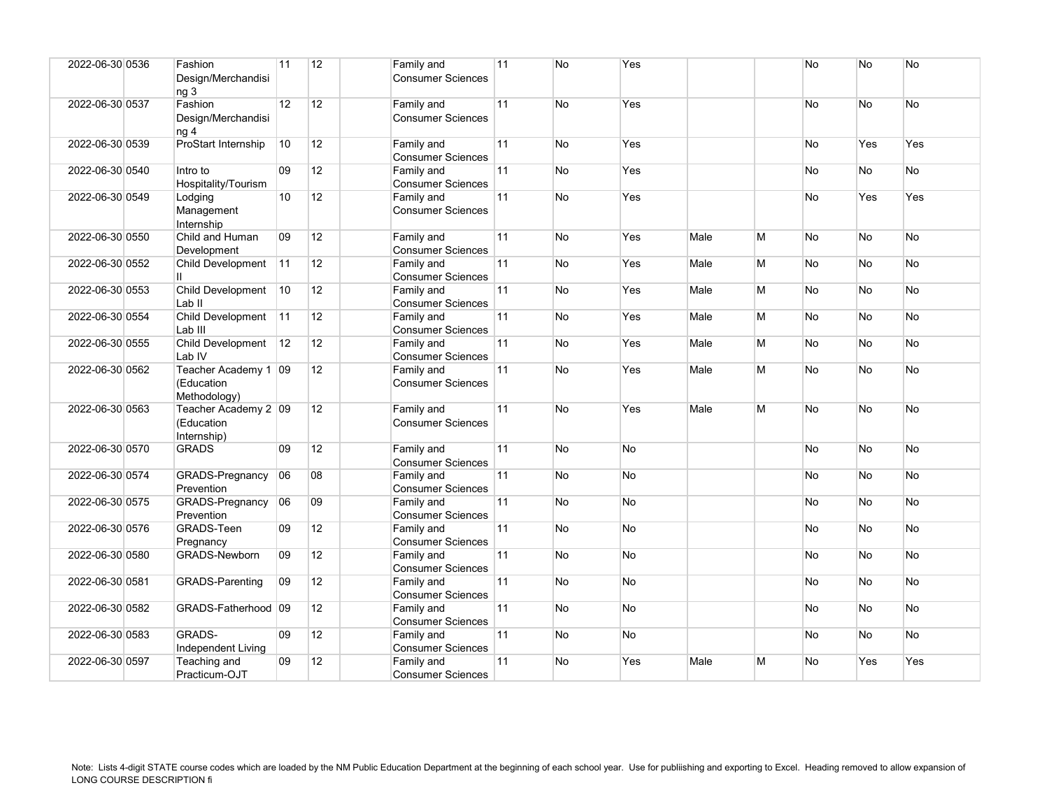| | | | | | | | | | | | | | | |
|---|---|---|---|---|---|---|---|---|---|---|---|---|---|---|
| 2022-06-30 | 0536 | Fashion Design/Merchandising 3 | 11 | 12 | | Family and Consumer Sciences | 11 | No | Yes | | | No | No | No |
| 2022-06-30 | 0537 | Fashion Design/Merchandising 4 | 12 | 12 | | Family and Consumer Sciences | 11 | No | Yes | | | No | No | No |
| 2022-06-30 | 0539 | ProStart Internship | 10 | 12 | | Family and Consumer Sciences | 11 | No | Yes | | | No | Yes | Yes |
| 2022-06-30 | 0540 | Intro to Hospitality/Tourism | 09 | 12 | | Family and Consumer Sciences | 11 | No | Yes | | | No | No | No |
| 2022-06-30 | 0549 | Lodging Management Internship | 10 | 12 | | Family and Consumer Sciences | 11 | No | Yes | | | No | Yes | Yes |
| 2022-06-30 | 0550 | Child and Human Development | 09 | 12 | | Family and Consumer Sciences | 11 | No | Yes | Male | M | No | No | No |
| 2022-06-30 | 0552 | Child Development II | 11 | 12 | | Family and Consumer Sciences | 11 | No | Yes | Male | M | No | No | No |
| 2022-06-30 | 0553 | Child Development Lab II | 10 | 12 | | Family and Consumer Sciences | 11 | No | Yes | Male | M | No | No | No |
| 2022-06-30 | 0554 | Child Development Lab III | 11 | 12 | | Family and Consumer Sciences | 11 | No | Yes | Male | M | No | No | No |
| 2022-06-30 | 0555 | Child Development Lab IV | 12 | 12 | | Family and Consumer Sciences | 11 | No | Yes | Male | M | No | No | No |
| 2022-06-30 | 0562 | Teacher Academy 1 (Education Methodology) | 09 | 12 | | Family and Consumer Sciences | 11 | No | Yes | Male | M | No | No | No |
| 2022-06-30 | 0563 | Teacher Academy 2 (Education Internship) | 09 | 12 | | Family and Consumer Sciences | 11 | No | Yes | Male | M | No | No | No |
| 2022-06-30 | 0570 | GRADS | 09 | 12 | | Family and Consumer Sciences | 11 | No | No | | | No | No | No |
| 2022-06-30 | 0574 | GRADS-Pregnancy Prevention | 06 | 08 | | Family and Consumer Sciences | 11 | No | No | | | No | No | No |
| 2022-06-30 | 0575 | GRADS-Pregnancy Prevention | 06 | 09 | | Family and Consumer Sciences | 11 | No | No | | | No | No | No |
| 2022-06-30 | 0576 | GRADS-Teen Pregnancy | 09 | 12 | | Family and Consumer Sciences | 11 | No | No | | | No | No | No |
| 2022-06-30 | 0580 | GRADS-Newborn | 09 | 12 | | Family and Consumer Sciences | 11 | No | No | | | No | No | No |
| 2022-06-30 | 0581 | GRADS-Parenting | 09 | 12 | | Family and Consumer Sciences | 11 | No | No | | | No | No | No |
| 2022-06-30 | 0582 | GRADS-Fatherhood | 09 | 12 | | Family and Consumer Sciences | 11 | No | No | | | No | No | No |
| 2022-06-30 | 0583 | GRADS-Independent Living | 09 | 12 | | Family and Consumer Sciences | 11 | No | No | | | No | No | No |
| 2022-06-30 | 0597 | Teaching and Practicum-OJT | 09 | 12 | | Family and Consumer Sciences | 11 | No | Yes | Male | M | No | Yes | Yes |

Note: Lists 4-digit STATE course codes which are loaded by the NM Public Education Department at the beginning of each school year. Use for publiishing and exporting to Excel. Heading removed to allow expansion of LONG COURSE DESCRIPTION fi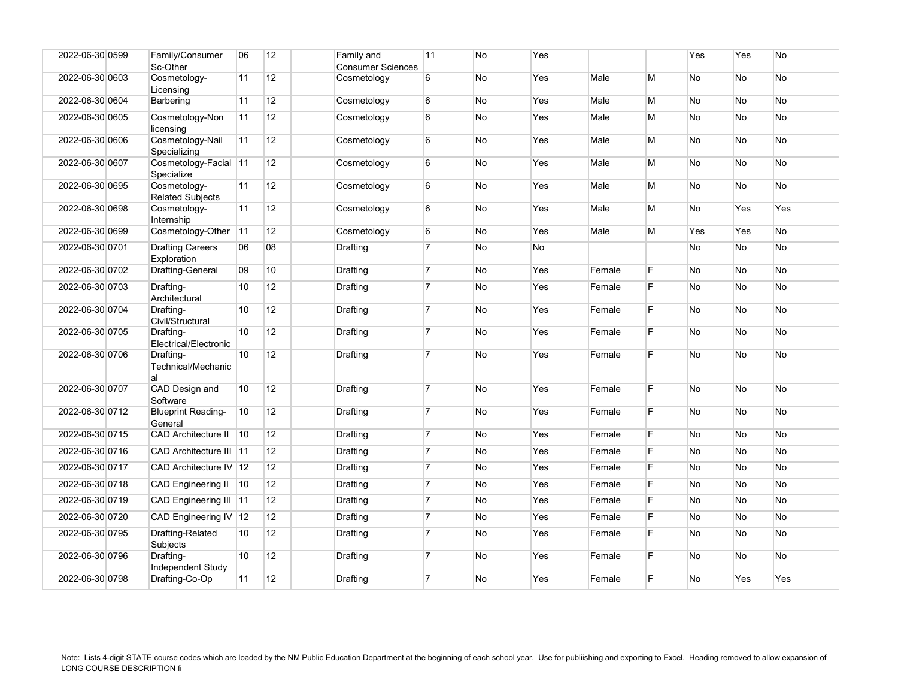| | | | | | | | | | | | | | | |
|---|---|---|---|---|---|---|---|---|---|---|---|---|---|---|
| 2022-06-30 | 0599 | Family/Consumer Sc-Other | 06 | 12 | | Family and Consumer Sciences | 11 | No | Yes | | | Yes | Yes | No |
| 2022-06-30 | 0603 | Cosmetology-Licensing | 11 | 12 | | Cosmetology | 6 | No | Yes | Male | M | No | No | No |
| 2022-06-30 | 0604 | Barbering | 11 | 12 | | Cosmetology | 6 | No | Yes | Male | M | No | No | No |
| 2022-06-30 | 0605 | Cosmetology-Non licensing | 11 | 12 | | Cosmetology | 6 | No | Yes | Male | M | No | No | No |
| 2022-06-30 | 0606 | Cosmetology-Nail Specializing | 11 | 12 | | Cosmetology | 6 | No | Yes | Male | M | No | No | No |
| 2022-06-30 | 0607 | Cosmetology-Facial Specialize | 11 | 12 | | Cosmetology | 6 | No | Yes | Male | M | No | No | No |
| 2022-06-30 | 0695 | Cosmetology-Related Subjects | 11 | 12 | | Cosmetology | 6 | No | Yes | Male | M | No | No | No |
| 2022-06-30 | 0698 | Cosmetology-Internship | 11 | 12 | | Cosmetology | 6 | No | Yes | Male | M | No | Yes | Yes |
| 2022-06-30 | 0699 | Cosmetology-Other | 11 | 12 | | Cosmetology | 6 | No | Yes | Male | M | Yes | Yes | No |
| 2022-06-30 | 0701 | Drafting Careers Exploration | 06 | 08 | | Drafting | 7 | No | No | | | No | No | No |
| 2022-06-30 | 0702 | Drafting-General | 09 | 10 | | Drafting | 7 | No | Yes | Female | F | No | No | No |
| 2022-06-30 | 0703 | Drafting-Architectural | 10 | 12 | | Drafting | 7 | No | Yes | Female | F | No | No | No |
| 2022-06-30 | 0704 | Drafting-Civil/Structural | 10 | 12 | | Drafting | 7 | No | Yes | Female | F | No | No | No |
| 2022-06-30 | 0705 | Drafting-Electrical/Electronic | 10 | 12 | | Drafting | 7 | No | Yes | Female | F | No | No | No |
| 2022-06-30 | 0706 | Drafting-Technical/Mechanical | 10 | 12 | | Drafting | 7 | No | Yes | Female | F | No | No | No |
| 2022-06-30 | 0707 | CAD Design and Software | 10 | 12 | | Drafting | 7 | No | Yes | Female | F | No | No | No |
| 2022-06-30 | 0712 | Blueprint Reading-General | 10 | 12 | | Drafting | 7 | No | Yes | Female | F | No | No | No |
| 2022-06-30 | 0715 | CAD Architecture II | 10 | 12 | | Drafting | 7 | No | Yes | Female | F | No | No | No |
| 2022-06-30 | 0716 | CAD Architecture III | 11 | 12 | | Drafting | 7 | No | Yes | Female | F | No | No | No |
| 2022-06-30 | 0717 | CAD Architecture IV | 12 | 12 | | Drafting | 7 | No | Yes | Female | F | No | No | No |
| 2022-06-30 | 0718 | CAD Engineering II | 10 | 12 | | Drafting | 7 | No | Yes | Female | F | No | No | No |
| 2022-06-30 | 0719 | CAD Engineering III | 11 | 12 | | Drafting | 7 | No | Yes | Female | F | No | No | No |
| 2022-06-30 | 0720 | CAD Engineering IV | 12 | 12 | | Drafting | 7 | No | Yes | Female | F | No | No | No |
| 2022-06-30 | 0795 | Drafting-Related Subjects | 10 | 12 | | Drafting | 7 | No | Yes | Female | F | No | No | No |
| 2022-06-30 | 0796 | Drafting-Independent Study | 10 | 12 | | Drafting | 7 | No | Yes | Female | F | No | No | No |
| 2022-06-30 | 0798 | Drafting-Co-Op | 11 | 12 | | Drafting | 7 | No | Yes | Female | F | No | Yes | Yes |

Note: Lists 4-digit STATE course codes which are loaded by the NM Public Education Department at the beginning of each school year. Use for publiishing and exporting to Excel. Heading removed to allow expansion of LONG COURSE DESCRIPTION fi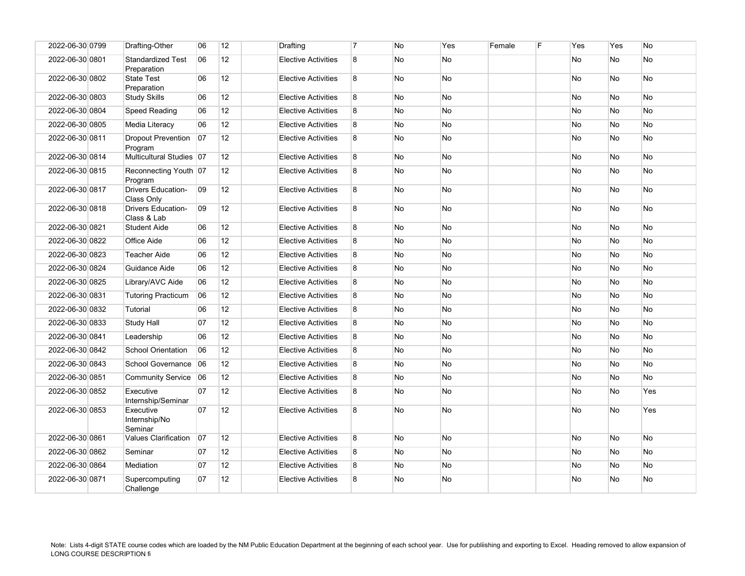| | | | | | | | | | | | | | | |
|---|---|---|---|---|---|---|---|---|---|---|---|---|---|---|
| 2022-06-30 | 0799 | Drafting-Other | 06 | 12 | | Drafting | 7 | No | Yes | Female | F | Yes | Yes | No |
| 2022-06-30 | 0801 | Standardized Test Preparation | 06 | 12 | | Elective Activities | 8 | No | No | | | No | No | No |
| 2022-06-30 | 0802 | State Test Preparation | 06 | 12 | | Elective Activities | 8 | No | No | | | No | No | No |
| 2022-06-30 | 0803 | Study Skills | 06 | 12 | | Elective Activities | 8 | No | No | | | No | No | No |
| 2022-06-30 | 0804 | Speed Reading | 06 | 12 | | Elective Activities | 8 | No | No | | | No | No | No |
| 2022-06-30 | 0805 | Media Literacy | 06 | 12 | | Elective Activities | 8 | No | No | | | No | No | No |
| 2022-06-30 | 0811 | Dropout Prevention Program | 07 | 12 | | Elective Activities | 8 | No | No | | | No | No | No |
| 2022-06-30 | 0814 | Multicultural Studies | 07 | 12 | | Elective Activities | 8 | No | No | | | No | No | No |
| 2022-06-30 | 0815 | Reconnecting Youth Program | 07 | 12 | | Elective Activities | 8 | No | No | | | No | No | No |
| 2022-06-30 | 0817 | Drivers Education-Class Only | 09 | 12 | | Elective Activities | 8 | No | No | | | No | No | No |
| 2022-06-30 | 0818 | Drivers Education-Class & Lab | 09 | 12 | | Elective Activities | 8 | No | No | | | No | No | No |
| 2022-06-30 | 0821 | Student Aide | 06 | 12 | | Elective Activities | 8 | No | No | | | No | No | No |
| 2022-06-30 | 0822 | Office Aide | 06 | 12 | | Elective Activities | 8 | No | No | | | No | No | No |
| 2022-06-30 | 0823 | Teacher Aide | 06 | 12 | | Elective Activities | 8 | No | No | | | No | No | No |
| 2022-06-30 | 0824 | Guidance Aide | 06 | 12 | | Elective Activities | 8 | No | No | | | No | No | No |
| 2022-06-30 | 0825 | Library/AVC Aide | 06 | 12 | | Elective Activities | 8 | No | No | | | No | No | No |
| 2022-06-30 | 0831 | Tutoring Practicum | 06 | 12 | | Elective Activities | 8 | No | No | | | No | No | No |
| 2022-06-30 | 0832 | Tutorial | 06 | 12 | | Elective Activities | 8 | No | No | | | No | No | No |
| 2022-06-30 | 0833 | Study Hall | 07 | 12 | | Elective Activities | 8 | No | No | | | No | No | No |
| 2022-06-30 | 0841 | Leadership | 06 | 12 | | Elective Activities | 8 | No | No | | | No | No | No |
| 2022-06-30 | 0842 | School Orientation | 06 | 12 | | Elective Activities | 8 | No | No | | | No | No | No |
| 2022-06-30 | 0843 | School Governance | 06 | 12 | | Elective Activities | 8 | No | No | | | No | No | No |
| 2022-06-30 | 0851 | Community Service | 06 | 12 | | Elective Activities | 8 | No | No | | | No | No | No |
| 2022-06-30 | 0852 | Executive Internship/Seminar | 07 | 12 | | Elective Activities | 8 | No | No | | | No | No | Yes |
| 2022-06-30 | 0853 | Executive Internship/No Seminar | 07 | 12 | | Elective Activities | 8 | No | No | | | No | No | Yes |
| 2022-06-30 | 0861 | Values Clarification | 07 | 12 | | Elective Activities | 8 | No | No | | | No | No | No |
| 2022-06-30 | 0862 | Seminar | 07 | 12 | | Elective Activities | 8 | No | No | | | No | No | No |
| 2022-06-30 | 0864 | Mediation | 07 | 12 | | Elective Activities | 8 | No | No | | | No | No | No |
| 2022-06-30 | 0871 | Supercomputing Challenge | 07 | 12 | | Elective Activities | 8 | No | No | | | No | No | No |

Note: Lists 4-digit STATE course codes which are loaded by the NM Public Education Department at the beginning of each school year. Use for publiishing and exporting to Excel. Heading removed to allow expansion of LONG COURSE DESCRIPTION fi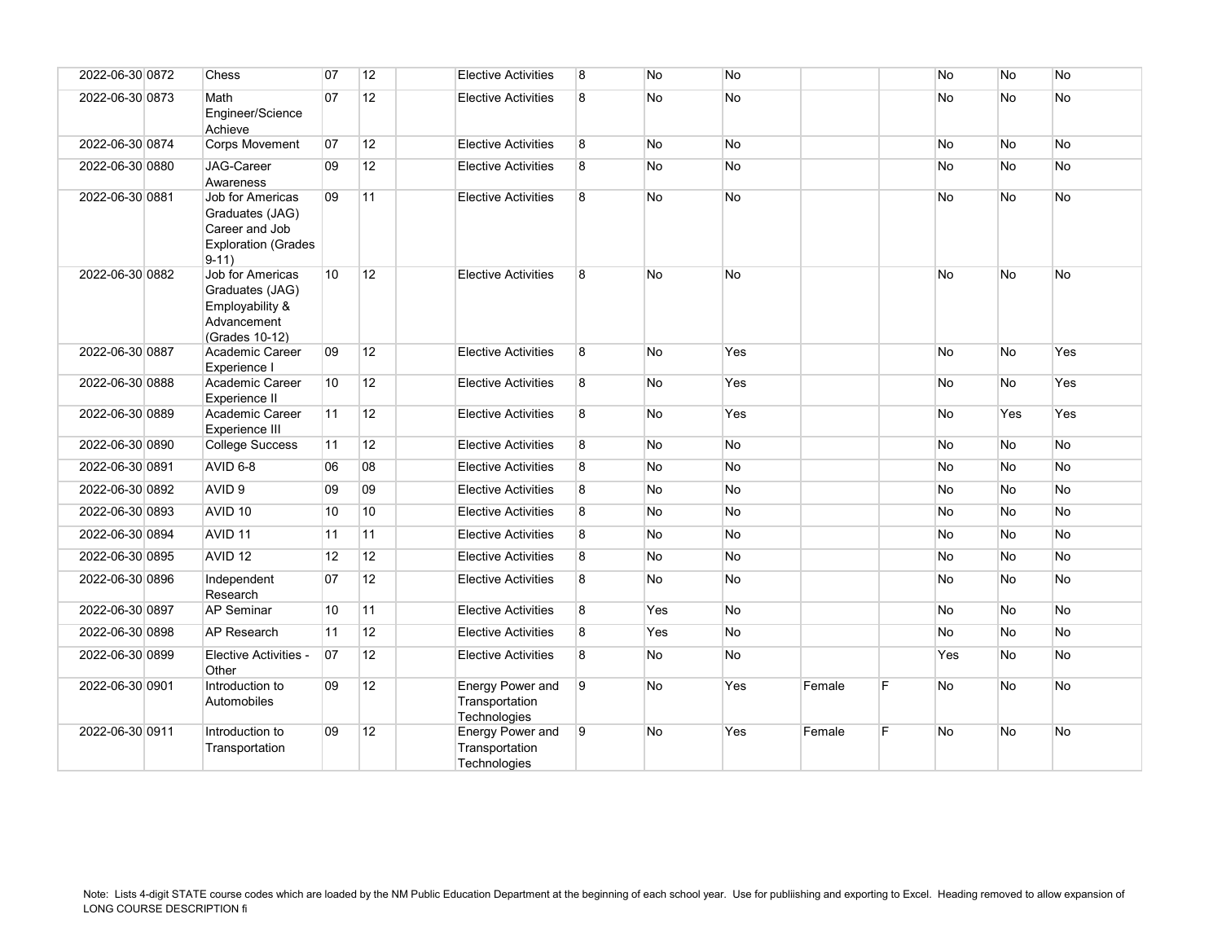| | | | | | | | | | | | | | | |
|---|---|---|---|---|---|---|---|---|---|---|---|---|---|---|
| 2022-06-30 | 0872 | Chess | 07 | 12 | | Elective Activities | 8 | No | No | | | No | No | No |
| 2022-06-30 | 0873 | Math Engineer/Science Achieve | 07 | 12 | | Elective Activities | 8 | No | No | | | No | No | No |
| 2022-06-30 | 0874 | Corps Movement | 07 | 12 | | Elective Activities | 8 | No | No | | | No | No | No |
| 2022-06-30 | 0880 | JAG-Career Awareness | 09 | 12 | | Elective Activities | 8 | No | No | | | No | No | No |
| 2022-06-30 | 0881 | Job for Americas Graduates (JAG) Career and Job Exploration (Grades 9-11) | 09 | 11 | | Elective Activities | 8 | No | No | | | No | No | No |
| 2022-06-30 | 0882 | Job for Americas Graduates (JAG) Employability & Advancement (Grades 10-12) | 10 | 12 | | Elective Activities | 8 | No | No | | | No | No | No |
| 2022-06-30 | 0887 | Academic Career Experience I | 09 | 12 | | Elective Activities | 8 | No | Yes | | | No | No | Yes |
| 2022-06-30 | 0888 | Academic Career Experience II | 10 | 12 | | Elective Activities | 8 | No | Yes | | | No | No | Yes |
| 2022-06-30 | 0889 | Academic Career Experience III | 11 | 12 | | Elective Activities | 8 | No | Yes | | | No | Yes | Yes |
| 2022-06-30 | 0890 | College Success | 11 | 12 | | Elective Activities | 8 | No | No | | | No | No | No |
| 2022-06-30 | 0891 | AVID 6-8 | 06 | 08 | | Elective Activities | 8 | No | No | | | No | No | No |
| 2022-06-30 | 0892 | AVID 9 | 09 | 09 | | Elective Activities | 8 | No | No | | | No | No | No |
| 2022-06-30 | 0893 | AVID 10 | 10 | 10 | | Elective Activities | 8 | No | No | | | No | No | No |
| 2022-06-30 | 0894 | AVID 11 | 11 | 11 | | Elective Activities | 8 | No | No | | | No | No | No |
| 2022-06-30 | 0895 | AVID 12 | 12 | 12 | | Elective Activities | 8 | No | No | | | No | No | No |
| 2022-06-30 | 0896 | Independent Research | 07 | 12 | | Elective Activities | 8 | No | No | | | No | No | No |
| 2022-06-30 | 0897 | AP Seminar | 10 | 11 | | Elective Activities | 8 | Yes | No | | | No | No | No |
| 2022-06-30 | 0898 | AP Research | 11 | 12 | | Elective Activities | 8 | Yes | No | | | No | No | No |
| 2022-06-30 | 0899 | Elective Activities - Other | 07 | 12 | | Elective Activities | 8 | No | No | | | Yes | No | No |
| 2022-06-30 | 0901 | Introduction to Automobiles | 09 | 12 | | Energy Power and Transportation Technologies | 9 | No | Yes | Female | F | No | No | No |
| 2022-06-30 | 0911 | Introduction to Transportation | 09 | 12 | | Energy Power and Transportation Technologies | 9 | No | Yes | Female | F | No | No | No |

Note: Lists 4-digit STATE course codes which are loaded by the NM Public Education Department at the beginning of each school year. Use for publiishing and exporting to Excel. Heading removed to allow expansion of LONG COURSE DESCRIPTION fi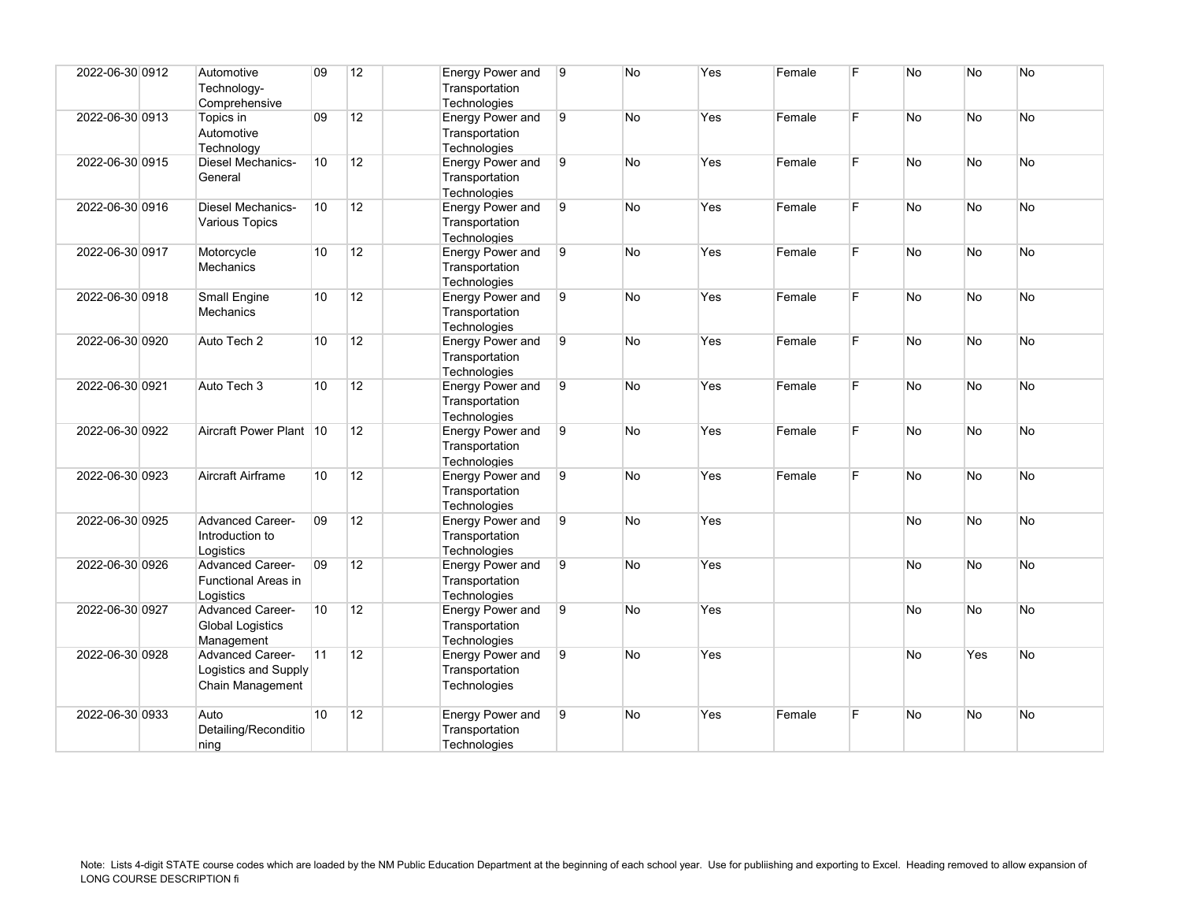| | | | | | | | | | | | | | | |
|---|---|---|---|---|---|---|---|---|---|---|---|---|---|---|
| 2022-06-30 | 0912 | Automotive Technology-Comprehensive | 09 | 12 | | Energy Power and Transportation Technologies | 9 | No | Yes | Female | F | No | No | No |
| 2022-06-30 | 0913 | Topics in Automotive Technology | 09 | 12 | | Energy Power and Transportation Technologies | 9 | No | Yes | Female | F | No | No | No |
| 2022-06-30 | 0915 | Diesel Mechanics-General | 10 | 12 | | Energy Power and Transportation Technologies | 9 | No | Yes | Female | F | No | No | No |
| 2022-06-30 | 0916 | Diesel Mechanics-Various Topics | 10 | 12 | | Energy Power and Transportation Technologies | 9 | No | Yes | Female | F | No | No | No |
| 2022-06-30 | 0917 | Motorcycle Mechanics | 10 | 12 | | Energy Power and Transportation Technologies | 9 | No | Yes | Female | F | No | No | No |
| 2022-06-30 | 0918 | Small Engine Mechanics | 10 | 12 | | Energy Power and Transportation Technologies | 9 | No | Yes | Female | F | No | No | No |
| 2022-06-30 | 0920 | Auto Tech 2 | 10 | 12 | | Energy Power and Transportation Technologies | 9 | No | Yes | Female | F | No | No | No |
| 2022-06-30 | 0921 | Auto Tech 3 | 10 | 12 | | Energy Power and Transportation Technologies | 9 | No | Yes | Female | F | No | No | No |
| 2022-06-30 | 0922 | Aircraft Power Plant | 10 | 12 | | Energy Power and Transportation Technologies | 9 | No | Yes | Female | F | No | No | No |
| 2022-06-30 | 0923 | Aircraft Airframe | 10 | 12 | | Energy Power and Transportation Technologies | 9 | No | Yes | Female | F | No | No | No |
| 2022-06-30 | 0925 | Advanced Career-Introduction to Logistics | 09 | 12 | | Energy Power and Transportation Technologies | 9 | No | Yes | | | No | No | No |
| 2022-06-30 | 0926 | Advanced Career-Functional Areas in Logistics | 09 | 12 | | Energy Power and Transportation Technologies | 9 | No | Yes | | | No | No | No |
| 2022-06-30 | 0927 | Advanced Career-Global Logistics Management | 10 | 12 | | Energy Power and Transportation Technologies | 9 | No | Yes | | | No | No | No |
| 2022-06-30 | 0928 | Advanced Career-Logistics and Supply Chain Management | 11 | 12 | | Energy Power and Transportation Technologies | 9 | No | Yes | | | No | Yes | No |
| 2022-06-30 | 0933 | Auto Detailing/Reconditioning | 10 | 12 | | Energy Power and Transportation Technologies | 9 | No | Yes | Female | F | No | No | No |

Note: Lists 4-digit STATE course codes which are loaded by the NM Public Education Department at the beginning of each school year. Use for publiishing and exporting to Excel. Heading removed to allow expansion of LONG COURSE DESCRIPTION fi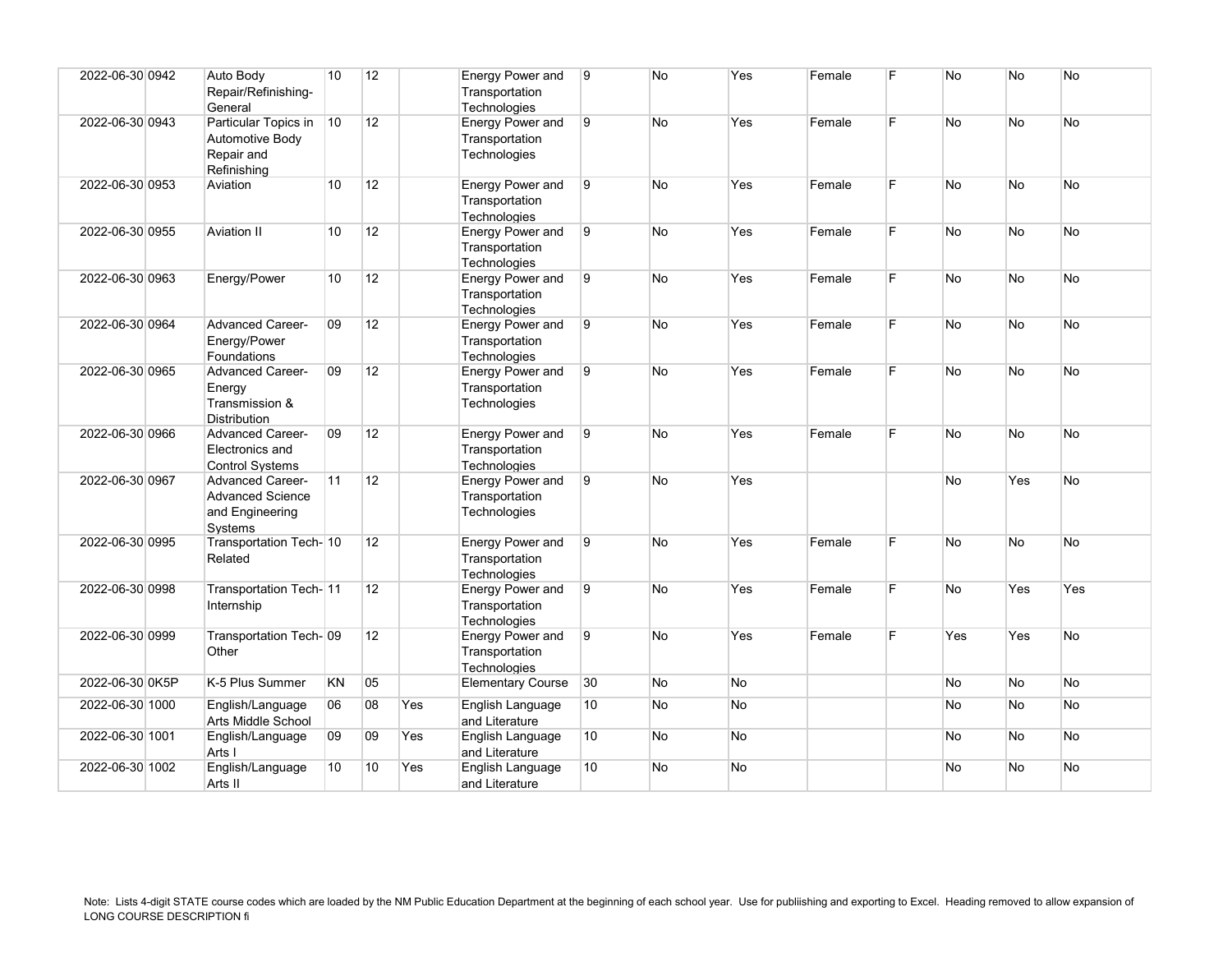| | | | | | | | | | | | | | | |
|---|---|---|---|---|---|---|---|---|---|---|---|---|---|---|
| 2022-06-30 | 0942 | Auto Body Repair/Refinishing-General | 10 | 12 | | Energy Power and Transportation Technologies | 9 | No | Yes | Female | F | No | No | No |
| 2022-06-30 | 0943 | Particular Topics in Automotive Body Repair and Refinishing | 10 | 12 | | Energy Power and Transportation Technologies | 9 | No | Yes | Female | F | No | No | No |
| 2022-06-30 | 0953 | Aviation | 10 | 12 | | Energy Power and Transportation Technologies | 9 | No | Yes | Female | F | No | No | No |
| 2022-06-30 | 0955 | Aviation II | 10 | 12 | | Energy Power and Transportation Technologies | 9 | No | Yes | Female | F | No | No | No |
| 2022-06-30 | 0963 | Energy/Power | 10 | 12 | | Energy Power and Transportation Technologies | 9 | No | Yes | Female | F | No | No | No |
| 2022-06-30 | 0964 | Advanced Career-Energy/Power Foundations | 09 | 12 | | Energy Power and Transportation Technologies | 9 | No | Yes | Female | F | No | No | No |
| 2022-06-30 | 0965 | Advanced Career-Energy Transmission & Distribution | 09 | 12 | | Energy Power and Transportation Technologies | 9 | No | Yes | Female | F | No | No | No |
| 2022-06-30 | 0966 | Advanced Career-Electronics and Control Systems | 09 | 12 | | Energy Power and Transportation Technologies | 9 | No | Yes | Female | F | No | No | No |
| 2022-06-30 | 0967 | Advanced Career-Advanced Science and Engineering Systems | 11 | 12 | | Energy Power and Transportation Technologies | 9 | No | Yes | | | No | Yes | No |
| 2022-06-30 | 0995 | Transportation Tech-Related | 10 | 12 | | Energy Power and Transportation Technologies | 9 | No | Yes | Female | F | No | No | No |
| 2022-06-30 | 0998 | Transportation Tech-Internship | 11 | 12 | | Energy Power and Transportation Technologies | 9 | No | Yes | Female | F | No | Yes | Yes |
| 2022-06-30 | 0999 | Transportation Tech-Other | 09 | 12 | | Energy Power and Transportation Technologies | 9 | No | Yes | Female | F | Yes | Yes | No |
| 2022-06-30 | 0K5P | K-5 Plus Summer | KN | 05 | | Elementary Course | 30 | No | No | | | No | No | No |
| 2022-06-30 | 1000 | English/Language Arts Middle School | 06 | 08 | Yes | English Language and Literature | 10 | No | No | | | No | No | No |
| 2022-06-30 | 1001 | English/Language Arts I | 09 | 09 | Yes | English Language and Literature | 10 | No | No | | | No | No | No |
| 2022-06-30 | 1002 | English/Language Arts II | 10 | 10 | Yes | English Language and Literature | 10 | No | No | | | No | No | No |

Note: Lists 4-digit STATE course codes which are loaded by the NM Public Education Department at the beginning of each school year. Use for publiishing and exporting to Excel. Heading removed to allow expansion of LONG COURSE DESCRIPTION fi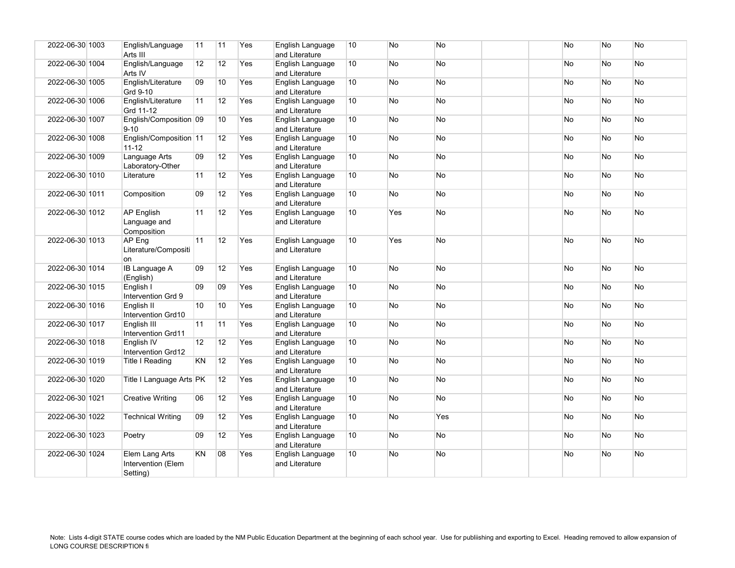| | | | | | | | | | | | | | | |
|---|---|---|---|---|---|---|---|---|---|---|---|---|---|---|
| 2022-06-30 | 1003 | English/Language Arts III | 11 | 11 | Yes | English Language and Literature | 10 | No | No | | | No | No | No |
| 2022-06-30 | 1004 | English/Language Arts IV | 12 | 12 | Yes | English Language and Literature | 10 | No | No | | | No | No | No |
| 2022-06-30 | 1005 | English/Literature Grd 9-10 | 09 | 10 | Yes | English Language and Literature | 10 | No | No | | | No | No | No |
| 2022-06-30 | 1006 | English/Literature Grd 11-12 | 11 | 12 | Yes | English Language and Literature | 10 | No | No | | | No | No | No |
| 2022-06-30 | 1007 | English/Composition 9-10 | 09 | 10 | Yes | English Language and Literature | 10 | No | No | | | No | No | No |
| 2022-06-30 | 1008 | English/Composition 11-12 | 11 | 12 | Yes | English Language and Literature | 10 | No | No | | | No | No | No |
| 2022-06-30 | 1009 | Language Arts Laboratory-Other | 09 | 12 | Yes | English Language and Literature | 10 | No | No | | | No | No | No |
| 2022-06-30 | 1010 | Literature | 11 | 12 | Yes | English Language and Literature | 10 | No | No | | | No | No | No |
| 2022-06-30 | 1011 | Composition | 09 | 12 | Yes | English Language and Literature | 10 | No | No | | | No | No | No |
| 2022-06-30 | 1012 | AP English Language and Composition | 11 | 12 | Yes | English Language and Literature | 10 | Yes | No | | | No | No | No |
| 2022-06-30 | 1013 | AP Eng Literature/Composition | 11 | 12 | Yes | English Language and Literature | 10 | Yes | No | | | No | No | No |
| 2022-06-30 | 1014 | IB Language A (English) | 09 | 12 | Yes | English Language and Literature | 10 | No | No | | | No | No | No |
| 2022-06-30 | 1015 | English I Intervention Grd 9 | 09 | 09 | Yes | English Language and Literature | 10 | No | No | | | No | No | No |
| 2022-06-30 | 1016 | English II Intervention Grd10 | 10 | 10 | Yes | English Language and Literature | 10 | No | No | | | No | No | No |
| 2022-06-30 | 1017 | English III Intervention Grd11 | 11 | 11 | Yes | English Language and Literature | 10 | No | No | | | No | No | No |
| 2022-06-30 | 1018 | English IV Intervention Grd12 | 12 | 12 | Yes | English Language and Literature | 10 | No | No | | | No | No | No |
| 2022-06-30 | 1019 | Title I Reading | KN | 12 | Yes | English Language and Literature | 10 | No | No | | | No | No | No |
| 2022-06-30 | 1020 | Title I Language Arts | PK | 12 | Yes | English Language and Literature | 10 | No | No | | | No | No | No |
| 2022-06-30 | 1021 | Creative Writing | 06 | 12 | Yes | English Language and Literature | 10 | No | No | | | No | No | No |
| 2022-06-30 | 1022 | Technical Writing | 09 | 12 | Yes | English Language and Literature | 10 | No | Yes | | | No | No | No |
| 2022-06-30 | 1023 | Poetry | 09 | 12 | Yes | English Language and Literature | 10 | No | No | | | No | No | No |
| 2022-06-30 | 1024 | Elem Lang Arts Intervention (Elem Setting) | KN | 08 | Yes | English Language and Literature | 10 | No | No | | | No | No | No |

Note: Lists 4-digit STATE course codes which are loaded by the NM Public Education Department at the beginning of each school year. Use for publiishing and exporting to Excel. Heading removed to allow expansion of LONG COURSE DESCRIPTION fi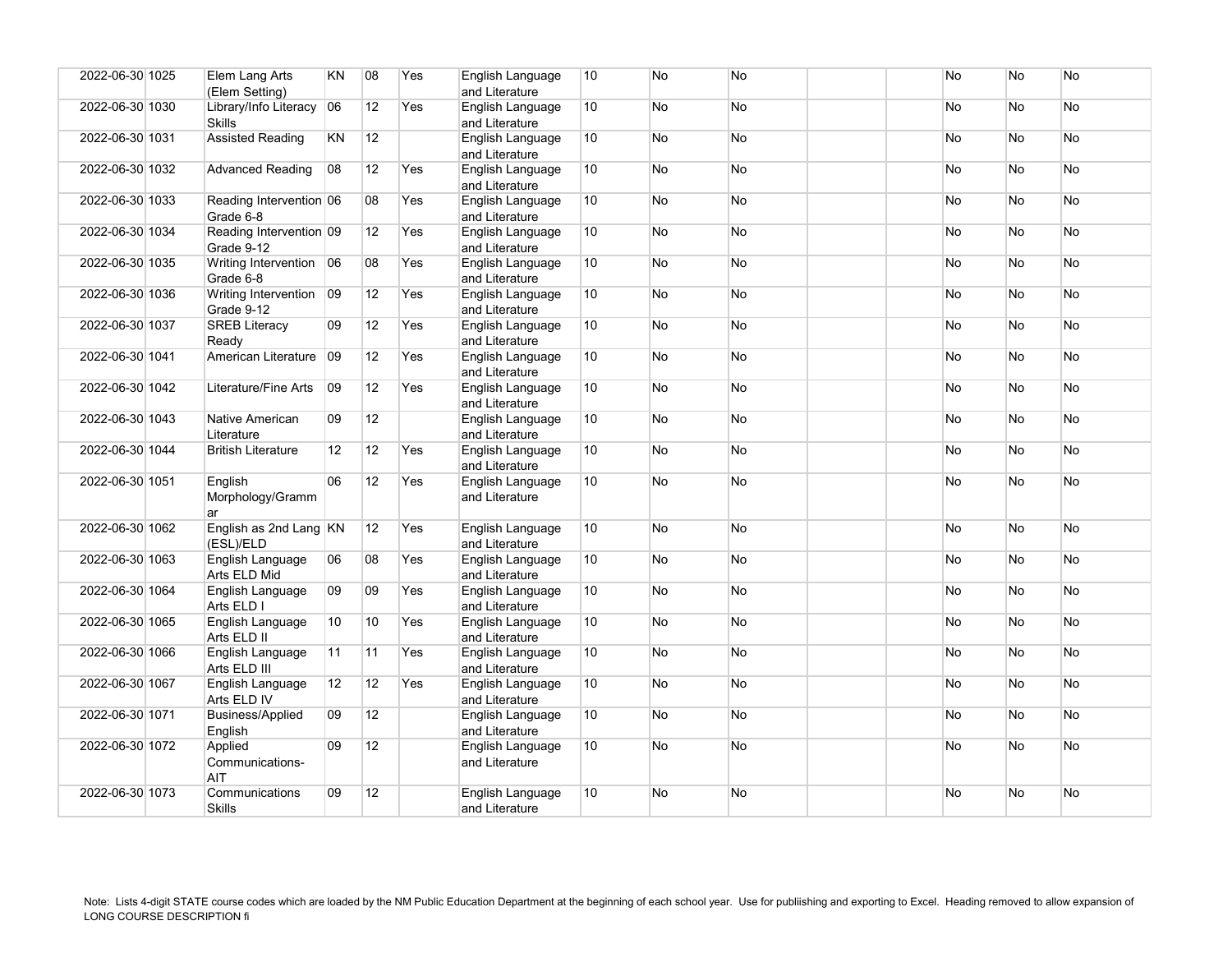| | | | | | | | | | | | | | | |
|---|---|---|---|---|---|---|---|---|---|---|---|---|---|---|
| 2022-06-30 | 1025 | Elem Lang Arts (Elem Setting) | KN | 08 | Yes | English Language and Literature | 10 | No | No | | | No | No | No |
| 2022-06-30 | 1030 | Library/Info Literacy Skills | 06 | 12 | Yes | English Language and Literature | 10 | No | No | | | No | No | No |
| 2022-06-30 | 1031 | Assisted Reading | KN | 12 | | English Language and Literature | 10 | No | No | | | No | No | No |
| 2022-06-30 | 1032 | Advanced Reading | 08 | 12 | Yes | English Language and Literature | 10 | No | No | | | No | No | No |
| 2022-06-30 | 1033 | Reading Intervention Grade 6-8 | 06 | 08 | Yes | English Language and Literature | 10 | No | No | | | No | No | No |
| 2022-06-30 | 1034 | Reading Intervention Grade 9-12 | 09 | 12 | Yes | English Language and Literature | 10 | No | No | | | No | No | No |
| 2022-06-30 | 1035 | Writing Intervention Grade 6-8 | 06 | 08 | Yes | English Language and Literature | 10 | No | No | | | No | No | No |
| 2022-06-30 | 1036 | Writing Intervention Grade 9-12 | 09 | 12 | Yes | English Language and Literature | 10 | No | No | | | No | No | No |
| 2022-06-30 | 1037 | SREB Literacy Ready | 09 | 12 | Yes | English Language and Literature | 10 | No | No | | | No | No | No |
| 2022-06-30 | 1041 | American Literature | 09 | 12 | Yes | English Language and Literature | 10 | No | No | | | No | No | No |
| 2022-06-30 | 1042 | Literature/Fine Arts | 09 | 12 | Yes | English Language and Literature | 10 | No | No | | | No | No | No |
| 2022-06-30 | 1043 | Native American Literature | 09 | 12 | | English Language and Literature | 10 | No | No | | | No | No | No |
| 2022-06-30 | 1044 | British Literature | 12 | 12 | Yes | English Language and Literature | 10 | No | No | | | No | No | No |
| 2022-06-30 | 1051 | English Morphology/Grammar | 06 | 12 | Yes | English Language and Literature | 10 | No | No | | | No | No | No |
| 2022-06-30 | 1062 | English as 2nd Lang (ESL)/ELD | KN | 12 | Yes | English Language and Literature | 10 | No | No | | | No | No | No |
| 2022-06-30 | 1063 | English Language Arts ELD Mid | 06 | 08 | Yes | English Language and Literature | 10 | No | No | | | No | No | No |
| 2022-06-30 | 1064 | English Language Arts ELD I | 09 | 09 | Yes | English Language and Literature | 10 | No | No | | | No | No | No |
| 2022-06-30 | 1065 | English Language Arts ELD II | 10 | 10 | Yes | English Language and Literature | 10 | No | No | | | No | No | No |
| 2022-06-30 | 1066 | English Language Arts ELD III | 11 | 11 | Yes | English Language and Literature | 10 | No | No | | | No | No | No |
| 2022-06-30 | 1067 | English Language Arts ELD IV | 12 | 12 | Yes | English Language and Literature | 10 | No | No | | | No | No | No |
| 2022-06-30 | 1071 | Business/Applied English | 09 | 12 | | English Language and Literature | 10 | No | No | | | No | No | No |
| 2022-06-30 | 1072 | Applied Communications-AIT | 09 | 12 | | English Language and Literature | 10 | No | No | | | No | No | No |
| 2022-06-30 | 1073 | Communications Skills | 09 | 12 | | English Language and Literature | 10 | No | No | | | No | No | No |

Note: Lists 4-digit STATE course codes which are loaded by the NM Public Education Department at the beginning of each school year. Use for publiishing and exporting to Excel. Heading removed to allow expansion of LONG COURSE DESCRIPTION fi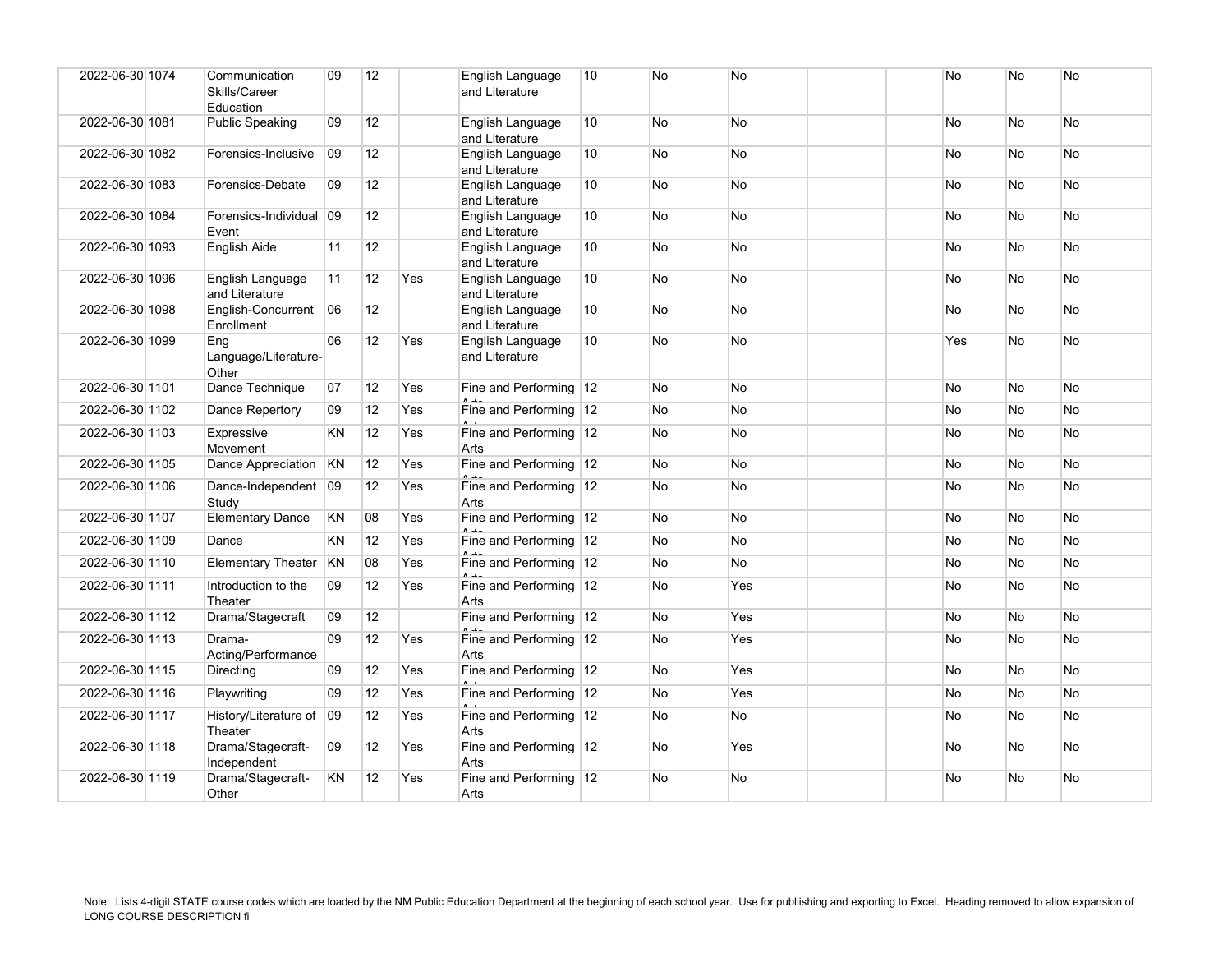| | | | | | | | | | | | | | | |
|---|---|---|---|---|---|---|---|---|---|---|---|---|---|---|
| 2022-06-30 | 1074 | Communication Skills/Career Education | 09 | 12 | | English Language and Literature | 10 | No | No | | | No | No | No |
| 2022-06-30 | 1081 | Public Speaking | 09 | 12 | | English Language and Literature | 10 | No | No | | | No | No | No |
| 2022-06-30 | 1082 | Forensics-Inclusive | 09 | 12 | | English Language and Literature | 10 | No | No | | | No | No | No |
| 2022-06-30 | 1083 | Forensics-Debate | 09 | 12 | | English Language and Literature | 10 | No | No | | | No | No | No |
| 2022-06-30 | 1084 | Forensics-Individual Event | 09 | 12 | | English Language and Literature | 10 | No | No | | | No | No | No |
| 2022-06-30 | 1093 | English Aide | 11 | 12 | | English Language and Literature | 10 | No | No | | | No | No | No |
| 2022-06-30 | 1096 | English Language and Literature | 11 | 12 | Yes | English Language and Literature | 10 | No | No | | | No | No | No |
| 2022-06-30 | 1098 | English-Concurrent Enrollment | 06 | 12 | | English Language and Literature | 10 | No | No | | | No | No | No |
| 2022-06-30 | 1099 | Eng Language/Literature-Other | 06 | 12 | Yes | English Language and Literature | 10 | No | No | | | Yes | No | No |
| 2022-06-30 | 1101 | Dance Technique | 07 | 12 | Yes | Fine and Performing Arts | 12 | No | No | | | No | No | No |
| 2022-06-30 | 1102 | Dance Repertory | 09 | 12 | Yes | Fine and Performing Arts | 12 | No | No | | | No | No | No |
| 2022-06-30 | 1103 | Expressive Movement | KN | 12 | Yes | Fine and Performing Arts | 12 | No | No | | | No | No | No |
| 2022-06-30 | 1105 | Dance Appreciation | KN | 12 | Yes | Fine and Performing Arts | 12 | No | No | | | No | No | No |
| 2022-06-30 | 1106 | Dance-Independent Study | 09 | 12 | Yes | Fine and Performing Arts | 12 | No | No | | | No | No | No |
| 2022-06-30 | 1107 | Elementary Dance | KN | 08 | Yes | Fine and Performing Arts | 12 | No | No | | | No | No | No |
| 2022-06-30 | 1109 | Dance | KN | 12 | Yes | Fine and Performing Arts | 12 | No | No | | | No | No | No |
| 2022-06-30 | 1110 | Elementary Theater | KN | 08 | Yes | Fine and Performing Arts | 12 | No | No | | | No | No | No |
| 2022-06-30 | 1111 | Introduction to the Theater | 09 | 12 | Yes | Fine and Performing Arts | 12 | No | Yes | | | No | No | No |
| 2022-06-30 | 1112 | Drama/Stagecraft | 09 | 12 | | Fine and Performing Arts | 12 | No | Yes | | | No | No | No |
| 2022-06-30 | 1113 | Drama-Acting/Performance | 09 | 12 | Yes | Fine and Performing Arts | 12 | No | Yes | | | No | No | No |
| 2022-06-30 | 1115 | Directing | 09 | 12 | Yes | Fine and Performing Arts | 12 | No | Yes | | | No | No | No |
| 2022-06-30 | 1116 | Playwriting | 09 | 12 | Yes | Fine and Performing Arts | 12 | No | Yes | | | No | No | No |
| 2022-06-30 | 1117 | History/Literature of Theater | 09 | 12 | Yes | Fine and Performing Arts | 12 | No | No | | | No | No | No |
| 2022-06-30 | 1118 | Drama/Stagecraft-Independent | 09 | 12 | Yes | Fine and Performing Arts | 12 | No | Yes | | | No | No | No |
| 2022-06-30 | 1119 | Drama/Stagecraft-Other | KN | 12 | Yes | Fine and Performing Arts | 12 | No | No | | | No | No | No |

Note: Lists 4-digit STATE course codes which are loaded by the NM Public Education Department at the beginning of each school year. Use for publiishing and exporting to Excel. Heading removed to allow expansion of LONG COURSE DESCRIPTION fi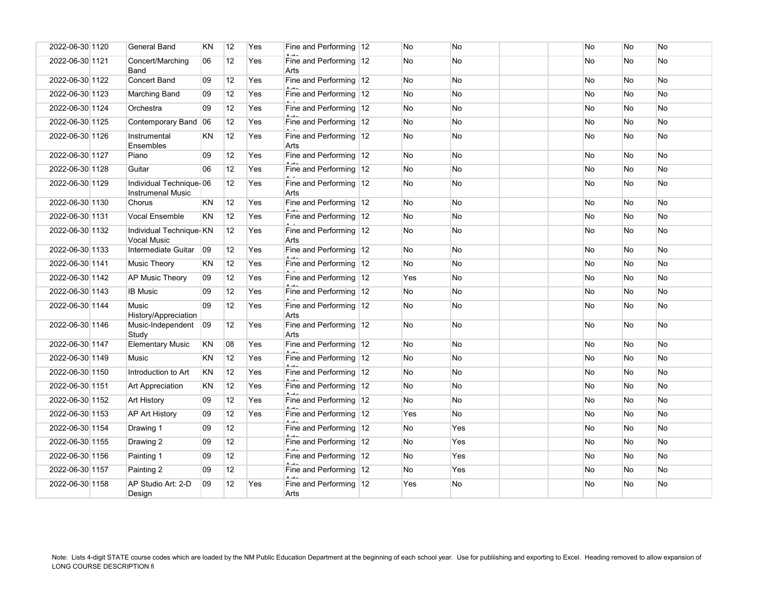| | | | | | | | | | | | | | | |
|---|---|---|---|---|---|---|---|---|---|---|---|---|---|---|
| 2022-06-30 | 1120 | General Band | KN | 12 | Yes | Fine and Performing Arts | 12 | No | No | | | No | No | No |
| 2022-06-30 | 1121 | Concert/Marching Band | 06 | 12 | Yes | Fine and Performing Arts | 12 | No | No | | | No | No | No |
| 2022-06-30 | 1122 | Concert Band | 09 | 12 | Yes | Fine and Performing Arts | 12 | No | No | | | No | No | No |
| 2022-06-30 | 1123 | Marching Band | 09 | 12 | Yes | Fine and Performing Arts | 12 | No | No | | | No | No | No |
| 2022-06-30 | 1124 | Orchestra | 09 | 12 | Yes | Fine and Performing Arts | 12 | No | No | | | No | No | No |
| 2022-06-30 | 1125 | Contemporary Band | 06 | 12 | Yes | Fine and Performing Arts | 12 | No | No | | | No | No | No |
| 2022-06-30 | 1126 | Instrumental Ensembles | KN | 12 | Yes | Fine and Performing Arts | 12 | No | No | | | No | No | No |
| 2022-06-30 | 1127 | Piano | 09 | 12 | Yes | Fine and Performing Arts | 12 | No | No | | | No | No | No |
| 2022-06-30 | 1128 | Guitar | 06 | 12 | Yes | Fine and Performing Arts | 12 | No | No | | | No | No | No |
| 2022-06-30 | 1129 | Individual Technique-Instrumenal Music | 06 | 12 | Yes | Fine and Performing Arts | 12 | No | No | | | No | No | No |
| 2022-06-30 | 1130 | Chorus | KN | 12 | Yes | Fine and Performing Arts | 12 | No | No | | | No | No | No |
| 2022-06-30 | 1131 | Vocal Ensemble | KN | 12 | Yes | Fine and Performing Arts | 12 | No | No | | | No | No | No |
| 2022-06-30 | 1132 | Individual Technique-Vocal Music | KN | 12 | Yes | Fine and Performing Arts | 12 | No | No | | | No | No | No |
| 2022-06-30 | 1133 | Intermediate Guitar | 09 | 12 | Yes | Fine and Performing Arts | 12 | No | No | | | No | No | No |
| 2022-06-30 | 1141 | Music Theory | KN | 12 | Yes | Fine and Performing Arts | 12 | No | No | | | No | No | No |
| 2022-06-30 | 1142 | AP Music Theory | 09 | 12 | Yes | Fine and Performing Arts | 12 | Yes | No | | | No | No | No |
| 2022-06-30 | 1143 | IB Music | 09 | 12 | Yes | Fine and Performing Arts | 12 | No | No | | | No | No | No |
| 2022-06-30 | 1144 | Music History/Appreciation | 09 | 12 | Yes | Fine and Performing Arts | 12 | No | No | | | No | No | No |
| 2022-06-30 | 1146 | Music-Independent Study | 09 | 12 | Yes | Fine and Performing Arts | 12 | No | No | | | No | No | No |
| 2022-06-30 | 1147 | Elementary Music | KN | 08 | Yes | Fine and Performing Arts | 12 | No | No | | | No | No | No |
| 2022-06-30 | 1149 | Music | KN | 12 | Yes | Fine and Performing Arts | 12 | No | No | | | No | No | No |
| 2022-06-30 | 1150 | Introduction to Art | KN | 12 | Yes | Fine and Performing Arts | 12 | No | No | | | No | No | No |
| 2022-06-30 | 1151 | Art Appreciation | KN | 12 | Yes | Fine and Performing Arts | 12 | No | No | | | No | No | No |
| 2022-06-30 | 1152 | Art History | 09 | 12 | Yes | Fine and Performing Arts | 12 | No | No | | | No | No | No |
| 2022-06-30 | 1153 | AP Art History | 09 | 12 | Yes | Fine and Performing Arts | 12 | Yes | No | | | No | No | No |
| 2022-06-30 | 1154 | Drawing 1 | 09 | 12 | | Fine and Performing Arts | 12 | No | Yes | | | No | No | No |
| 2022-06-30 | 1155 | Drawing 2 | 09 | 12 | | Fine and Performing Arts | 12 | No | Yes | | | No | No | No |
| 2022-06-30 | 1156 | Painting 1 | 09 | 12 | | Fine and Performing Arts | 12 | No | Yes | | | No | No | No |
| 2022-06-30 | 1157 | Painting 2 | 09 | 12 | | Fine and Performing Arts | 12 | No | Yes | | | No | No | No |
| 2022-06-30 | 1158 | AP Studio Art: 2-D Design | 09 | 12 | Yes | Fine and Performing Arts | 12 | Yes | No | | | No | No | No |

Note: Lists 4-digit STATE course codes which are loaded by the NM Public Education Department at the beginning of each school year. Use for publiishing and exporting to Excel. Heading removed to allow expansion of LONG COURSE DESCRIPTION fi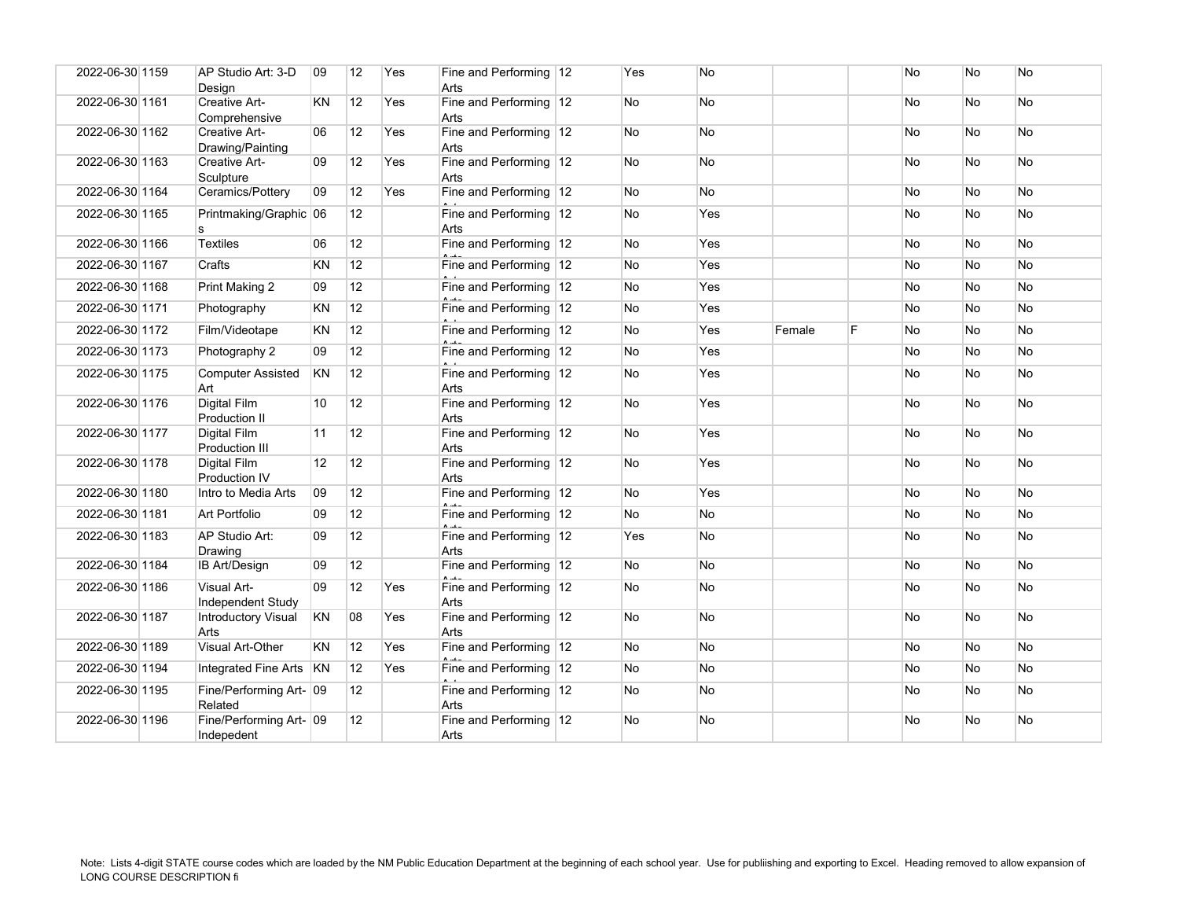| | | | | | | | | | | | | | | |
|---|---|---|---|---|---|---|---|---|---|---|---|---|---|---|
| 2022-06-30 | 1159 | AP Studio Art: 3-D Design | 09 | 12 | Yes | Fine and Performing Arts | 12 | Yes | No | | | No | No | No |
| 2022-06-30 | 1161 | Creative Art-Comprehensive | KN | 12 | Yes | Fine and Performing Arts | 12 | No | No | | | No | No | No |
| 2022-06-30 | 1162 | Creative Art-Drawing/Painting | 06 | 12 | Yes | Fine and Performing Arts | 12 | No | No | | | No | No | No |
| 2022-06-30 | 1163 | Creative Art-Sculpture | 09 | 12 | Yes | Fine and Performing Arts | 12 | No | No | | | No | No | No |
| 2022-06-30 | 1164 | Ceramics/Pottery | 09 | 12 | Yes | Fine and Performing Arts | 12 | No | No | | | No | No | No |
| 2022-06-30 | 1165 | Printmaking/Graphics | 06 | 12 | | Fine and Performing Arts | 12 | No | Yes | | | No | No | No |
| 2022-06-30 | 1166 | Textiles | 06 | 12 | | Fine and Performing Arts | 12 | No | Yes | | | No | No | No |
| 2022-06-30 | 1167 | Crafts | KN | 12 | | Fine and Performing Arts | 12 | No | Yes | | | No | No | No |
| 2022-06-30 | 1168 | Print Making 2 | 09 | 12 | | Fine and Performing Arts | 12 | No | Yes | | | No | No | No |
| 2022-06-30 | 1171 | Photography | KN | 12 | | Fine and Performing Arts | 12 | No | Yes | | | No | No | No |
| 2022-06-30 | 1172 | Film/Videotape | KN | 12 | | Fine and Performing Arts | 12 | No | Yes | Female | F | No | No | No |
| 2022-06-30 | 1173 | Photography 2 | 09 | 12 | | Fine and Performing Arts | 12 | No | Yes | | | No | No | No |
| 2022-06-30 | 1175 | Computer Assisted Art | KN | 12 | | Fine and Performing Arts | 12 | No | Yes | | | No | No | No |
| 2022-06-30 | 1176 | Digital Film Production II | 10 | 12 | | Fine and Performing Arts | 12 | No | Yes | | | No | No | No |
| 2022-06-30 | 1177 | Digital Film Production III | 11 | 12 | | Fine and Performing Arts | 12 | No | Yes | | | No | No | No |
| 2022-06-30 | 1178 | Digital Film Production IV | 12 | 12 | | Fine and Performing Arts | 12 | No | Yes | | | No | No | No |
| 2022-06-30 | 1180 | Intro to Media Arts | 09 | 12 | | Fine and Performing Arts | 12 | No | Yes | | | No | No | No |
| 2022-06-30 | 1181 | Art Portfolio | 09 | 12 | | Fine and Performing Arts | 12 | No | No | | | No | No | No |
| 2022-06-30 | 1183 | AP Studio Art: Drawing | 09 | 12 | | Fine and Performing Arts | 12 | Yes | No | | | No | No | No |
| 2022-06-30 | 1184 | IB Art/Design | 09 | 12 | | Fine and Performing Arts | 12 | No | No | | | No | No | No |
| 2022-06-30 | 1186 | Visual Art-Independent Study | 09 | 12 | Yes | Fine and Performing Arts | 12 | No | No | | | No | No | No |
| 2022-06-30 | 1187 | Introductory Visual Arts | KN | 08 | Yes | Fine and Performing Arts | 12 | No | No | | | No | No | No |
| 2022-06-30 | 1189 | Visual Art-Other | KN | 12 | Yes | Fine and Performing Arts | 12 | No | No | | | No | No | No |
| 2022-06-30 | 1194 | Integrated Fine Arts | KN | 12 | Yes | Fine and Performing Arts | 12 | No | No | | | No | No | No |
| 2022-06-30 | 1195 | Fine/Performing Art-Related | 09 | 12 | | Fine and Performing Arts | 12 | No | No | | | No | No | No |
| 2022-06-30 | 1196 | Fine/Performing Art-Indepedent | 09 | 12 | | Fine and Performing Arts | 12 | No | No | | | No | No | No |

Note: Lists 4-digit STATE course codes which are loaded by the NM Public Education Department at the beginning of each school year. Use for publiishing and exporting to Excel. Heading removed to allow expansion of LONG COURSE DESCRIPTION fi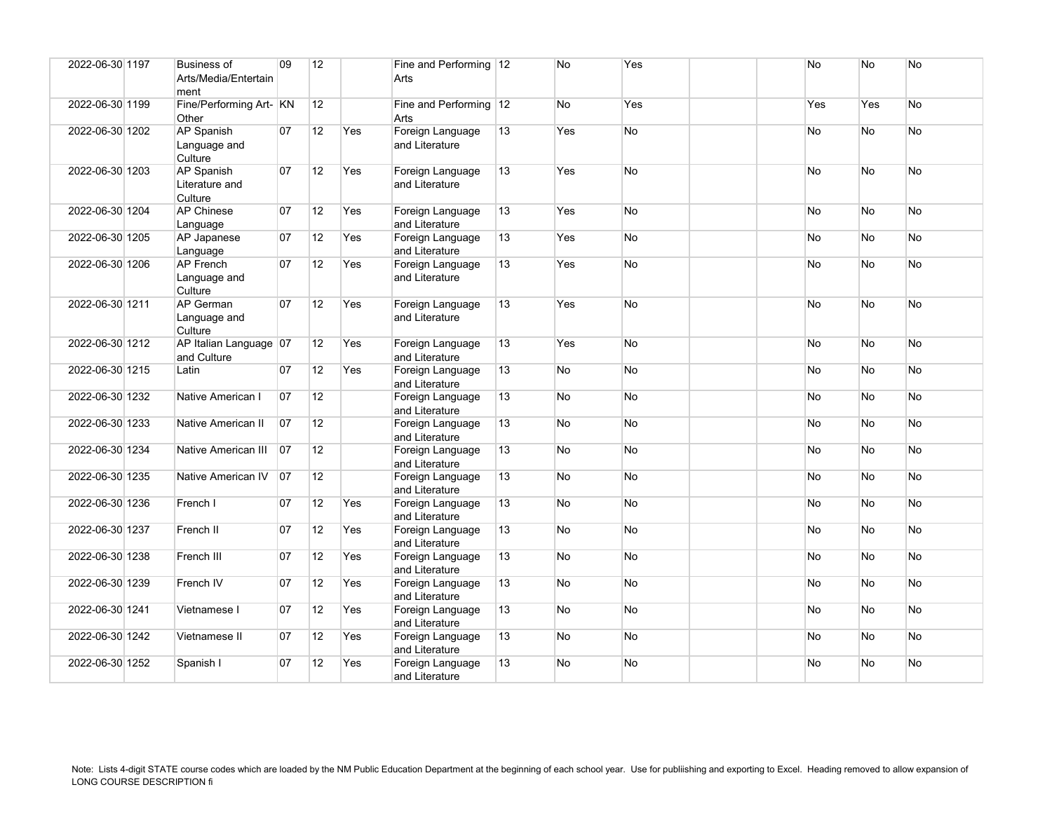| | | | | | | | | | | | | | | |
|---|---|---|---|---|---|---|---|---|---|---|---|---|---|---|
| 2022-06-30 | 1197 | Business of Arts/Media/Entertainment | 09 | 12 | | Fine and Performing Arts | 12 | No | Yes | | | No | No | No |
| 2022-06-30 | 1199 | Fine/Performing Art-Other | KN | 12 | | Fine and Performing Arts | 12 | No | Yes | | | Yes | Yes | No |
| 2022-06-30 | 1202 | AP Spanish Language and Culture | 07 | 12 | Yes | Foreign Language and Literature | 13 | Yes | No | | | No | No | No |
| 2022-06-30 | 1203 | AP Spanish Literature and Culture | 07 | 12 | Yes | Foreign Language and Literature | 13 | Yes | No | | | No | No | No |
| 2022-06-30 | 1204 | AP Chinese Language | 07 | 12 | Yes | Foreign Language and Literature | 13 | Yes | No | | | No | No | No |
| 2022-06-30 | 1205 | AP Japanese Language | 07 | 12 | Yes | Foreign Language and Literature | 13 | Yes | No | | | No | No | No |
| 2022-06-30 | 1206 | AP French Language and Culture | 07 | 12 | Yes | Foreign Language and Literature | 13 | Yes | No | | | No | No | No |
| 2022-06-30 | 1211 | AP German Language and Culture | 07 | 12 | Yes | Foreign Language and Literature | 13 | Yes | No | | | No | No | No |
| 2022-06-30 | 1212 | AP Italian Language and Culture | 07 | 12 | Yes | Foreign Language and Literature | 13 | Yes | No | | | No | No | No |
| 2022-06-30 | 1215 | Latin | 07 | 12 | Yes | Foreign Language and Literature | 13 | No | No | | | No | No | No |
| 2022-06-30 | 1232 | Native American I | 07 | 12 | | Foreign Language and Literature | 13 | No | No | | | No | No | No |
| 2022-06-30 | 1233 | Native American II | 07 | 12 | | Foreign Language and Literature | 13 | No | No | | | No | No | No |
| 2022-06-30 | 1234 | Native American III | 07 | 12 | | Foreign Language and Literature | 13 | No | No | | | No | No | No |
| 2022-06-30 | 1235 | Native American IV | 07 | 12 | | Foreign Language and Literature | 13 | No | No | | | No | No | No |
| 2022-06-30 | 1236 | French I | 07 | 12 | Yes | Foreign Language and Literature | 13 | No | No | | | No | No | No |
| 2022-06-30 | 1237 | French II | 07 | 12 | Yes | Foreign Language and Literature | 13 | No | No | | | No | No | No |
| 2022-06-30 | 1238 | French III | 07 | 12 | Yes | Foreign Language and Literature | 13 | No | No | | | No | No | No |
| 2022-06-30 | 1239 | French IV | 07 | 12 | Yes | Foreign Language and Literature | 13 | No | No | | | No | No | No |
| 2022-06-30 | 1241 | Vietnamese I | 07 | 12 | Yes | Foreign Language and Literature | 13 | No | No | | | No | No | No |
| 2022-06-30 | 1242 | Vietnamese II | 07 | 12 | Yes | Foreign Language and Literature | 13 | No | No | | | No | No | No |
| 2022-06-30 | 1252 | Spanish I | 07 | 12 | Yes | Foreign Language and Literature | 13 | No | No | | | No | No | No |

Note: Lists 4-digit STATE course codes which are loaded by the NM Public Education Department at the beginning of each school year. Use for publiishing and exporting to Excel. Heading removed to allow expansion of LONG COURSE DESCRIPTION fi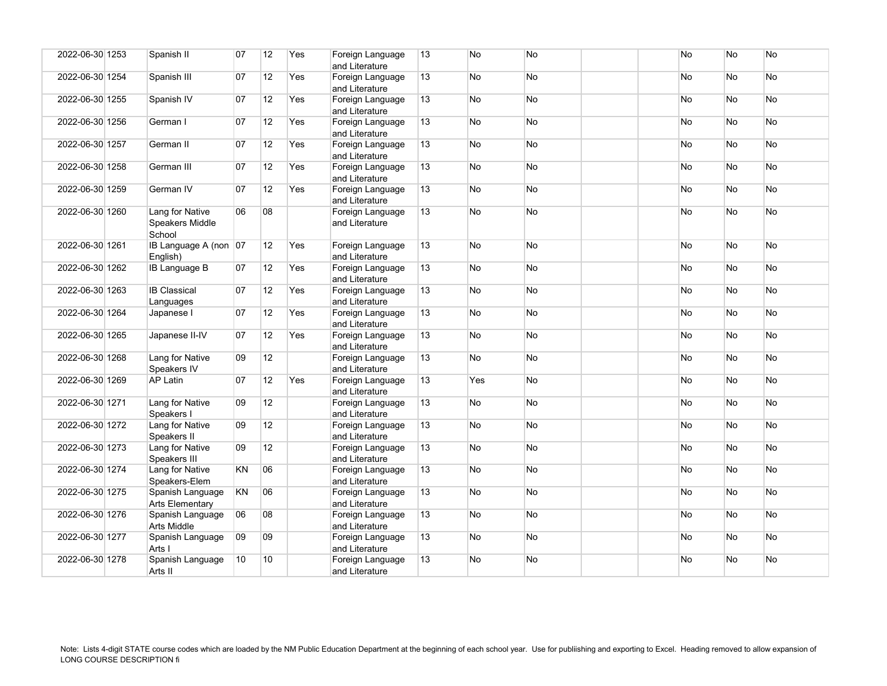| | | | | | | | | | | | | | |
|---|---|---|---|---|---|---|---|---|---|---|---|---|---|
| 2022-06-30 | 1253 | Spanish II | 07 | 12 | Yes | Foreign Language and Literature | 13 | No | No | | | No | No | No |
| 2022-06-30 | 1254 | Spanish III | 07 | 12 | Yes | Foreign Language and Literature | 13 | No | No | | | No | No | No |
| 2022-06-30 | 1255 | Spanish IV | 07 | 12 | Yes | Foreign Language and Literature | 13 | No | No | | | No | No | No |
| 2022-06-30 | 1256 | German I | 07 | 12 | Yes | Foreign Language and Literature | 13 | No | No | | | No | No | No |
| 2022-06-30 | 1257 | German II | 07 | 12 | Yes | Foreign Language and Literature | 13 | No | No | | | No | No | No |
| 2022-06-30 | 1258 | German III | 07 | 12 | Yes | Foreign Language and Literature | 13 | No | No | | | No | No | No |
| 2022-06-30 | 1259 | German IV | 07 | 12 | Yes | Foreign Language and Literature | 13 | No | No | | | No | No | No |
| 2022-06-30 | 1260 | Lang for Native Speakers Middle School | 06 | 08 | | Foreign Language and Literature | 13 | No | No | | | No | No | No |
| 2022-06-30 | 1261 | IB Language A (non English) | 07 | 12 | Yes | Foreign Language and Literature | 13 | No | No | | | No | No | No |
| 2022-06-30 | 1262 | IB Language B | 07 | 12 | Yes | Foreign Language and Literature | 13 | No | No | | | No | No | No |
| 2022-06-30 | 1263 | IB Classical Languages | 07 | 12 | Yes | Foreign Language and Literature | 13 | No | No | | | No | No | No |
| 2022-06-30 | 1264 | Japanese I | 07 | 12 | Yes | Foreign Language and Literature | 13 | No | No | | | No | No | No |
| 2022-06-30 | 1265 | Japanese II-IV | 07 | 12 | Yes | Foreign Language and Literature | 13 | No | No | | | No | No | No |
| 2022-06-30 | 1268 | Lang for Native Speakers IV | 09 | 12 | | Foreign Language and Literature | 13 | No | No | | | No | No | No |
| 2022-06-30 | 1269 | AP Latin | 07 | 12 | Yes | Foreign Language and Literature | 13 | Yes | No | | | No | No | No |
| 2022-06-30 | 1271 | Lang for Native Speakers I | 09 | 12 | | Foreign Language and Literature | 13 | No | No | | | No | No | No |
| 2022-06-30 | 1272 | Lang for Native Speakers II | 09 | 12 | | Foreign Language and Literature | 13 | No | No | | | No | No | No |
| 2022-06-30 | 1273 | Lang for Native Speakers III | 09 | 12 | | Foreign Language and Literature | 13 | No | No | | | No | No | No |
| 2022-06-30 | 1274 | Lang for Native Speakers-Elem | KN | 06 | | Foreign Language and Literature | 13 | No | No | | | No | No | No |
| 2022-06-30 | 1275 | Spanish Language Arts Elementary | KN | 06 | | Foreign Language and Literature | 13 | No | No | | | No | No | No |
| 2022-06-30 | 1276 | Spanish Language Arts Middle | 06 | 08 | | Foreign Language and Literature | 13 | No | No | | | No | No | No |
| 2022-06-30 | 1277 | Spanish Language Arts I | 09 | 09 | | Foreign Language and Literature | 13 | No | No | | | No | No | No |
| 2022-06-30 | 1278 | Spanish Language Arts II | 10 | 10 | | Foreign Language and Literature | 13 | No | No | | | No | No | No |

Note: Lists 4-digit STATE course codes which are loaded by the NM Public Education Department at the beginning of each school year. Use for publiishing and exporting to Excel. Heading removed to allow expansion of LONG COURSE DESCRIPTION fi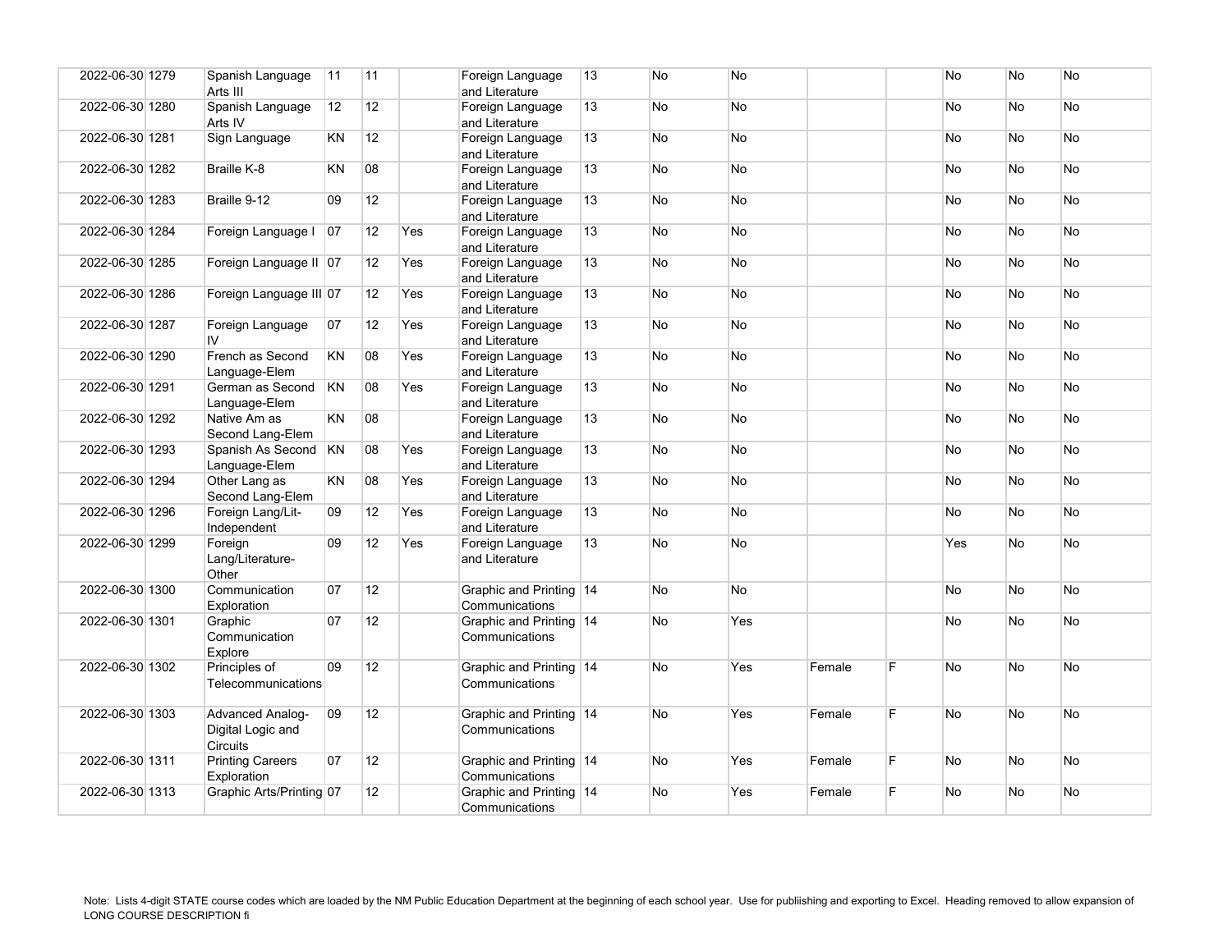| | | | | | | | | | | | | | | |
|---|---|---|---|---|---|---|---|---|---|---|---|---|---|---|
| 2022-06-30 | 1279 | Spanish Language Arts III | 11 | 11 | | Foreign Language and Literature | 13 | No | No | | | No | No | No |
| 2022-06-30 | 1280 | Spanish Language Arts IV | 12 | 12 | | Foreign Language and Literature | 13 | No | No | | | No | No | No |
| 2022-06-30 | 1281 | Sign Language | KN | 12 | | Foreign Language and Literature | 13 | No | No | | | No | No | No |
| 2022-06-30 | 1282 | Braille K-8 | KN | 08 | | Foreign Language and Literature | 13 | No | No | | | No | No | No |
| 2022-06-30 | 1283 | Braille 9-12 | 09 | 12 | | Foreign Language and Literature | 13 | No | No | | | No | No | No |
| 2022-06-30 | 1284 | Foreign Language I | 07 | 12 | Yes | Foreign Language and Literature | 13 | No | No | | | No | No | No |
| 2022-06-30 | 1285 | Foreign Language II | 07 | 12 | Yes | Foreign Language and Literature | 13 | No | No | | | No | No | No |
| 2022-06-30 | 1286 | Foreign Language III | 07 | 12 | Yes | Foreign Language and Literature | 13 | No | No | | | No | No | No |
| 2022-06-30 | 1287 | Foreign Language IV | 07 | 12 | Yes | Foreign Language and Literature | 13 | No | No | | | No | No | No |
| 2022-06-30 | 1290 | French as Second Language-Elem | KN | 08 | Yes | Foreign Language and Literature | 13 | No | No | | | No | No | No |
| 2022-06-30 | 1291 | German as Second Language-Elem | KN | 08 | Yes | Foreign Language and Literature | 13 | No | No | | | No | No | No |
| 2022-06-30 | 1292 | Native Am as Second Lang-Elem | KN | 08 | | Foreign Language and Literature | 13 | No | No | | | No | No | No |
| 2022-06-30 | 1293 | Spanish As Second Language-Elem | KN | 08 | Yes | Foreign Language and Literature | 13 | No | No | | | No | No | No |
| 2022-06-30 | 1294 | Other Lang as Second Lang-Elem | KN | 08 | Yes | Foreign Language and Literature | 13 | No | No | | | No | No | No |
| 2022-06-30 | 1296 | Foreign Lang/Lit-Independent | 09 | 12 | Yes | Foreign Language and Literature | 13 | No | No | | | No | No | No |
| 2022-06-30 | 1299 | Foreign Lang/Literature-Other | 09 | 12 | Yes | Foreign Language and Literature | 13 | No | No | | | Yes | No | No |
| 2022-06-30 | 1300 | Communication Exploration | 07 | 12 | | Graphic and Printing Communications | 14 | No | No | | | No | No | No |
| 2022-06-30 | 1301 | Graphic Communication Explore | 07 | 12 | | Graphic and Printing Communications | 14 | No | Yes | | | No | No | No |
| 2022-06-30 | 1302 | Principles of Telecommunications | 09 | 12 | | Graphic and Printing Communications | 14 | No | Yes | Female | F | No | No | No |
| 2022-06-30 | 1303 | Advanced Analog-Digital Logic and Circuits | 09 | 12 | | Graphic and Printing Communications | 14 | No | Yes | Female | F | No | No | No |
| 2022-06-30 | 1311 | Printing Careers Exploration | 07 | 12 | | Graphic and Printing Communications | 14 | No | Yes | Female | F | No | No | No |
| 2022-06-30 | 1313 | Graphic Arts/Printing | 07 | 12 | | Graphic and Printing Communications | 14 | No | Yes | Female | F | No | No | No |

Note: Lists 4-digit STATE course codes which are loaded by the NM Public Education Department at the beginning of each school year. Use for publiishing and exporting to Excel. Heading removed to allow expansion of LONG COURSE DESCRIPTION fi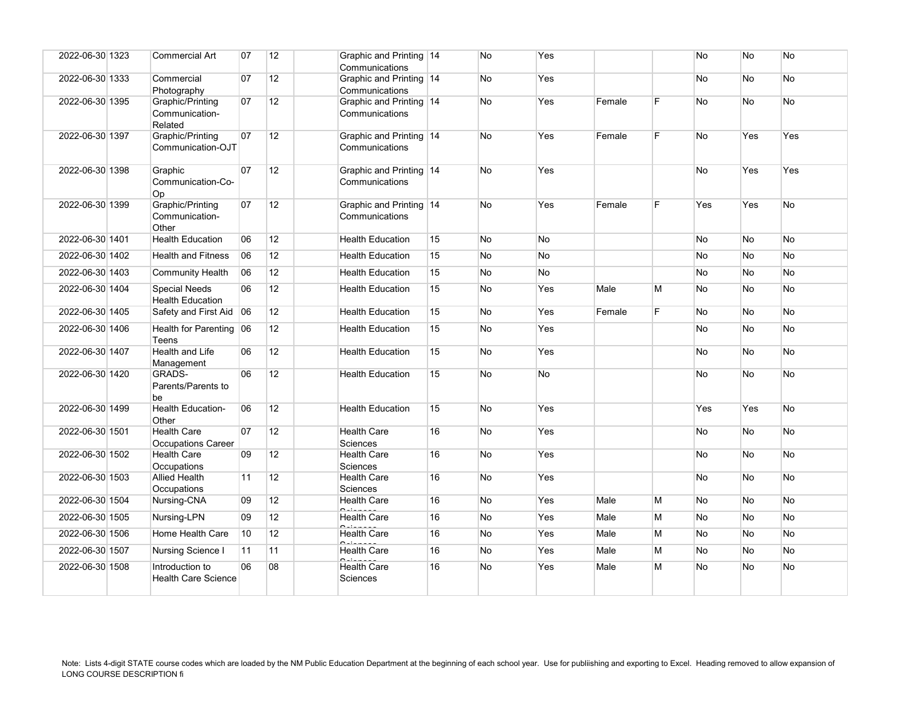| | | | | | | | | | | | | | | |
|---|---|---|---|---|---|---|---|---|---|---|---|---|---|---|
| 2022-06-30 | 1323 | Commercial Art | 07 | 12 | | Graphic and Printing Communications | 14 | No | Yes | | | No | No | No |
| 2022-06-30 | 1333 | Commercial Photography | 07 | 12 | | Graphic and Printing Communications | 14 | No | Yes | | | No | No | No |
| 2022-06-30 | 1395 | Graphic/Printing Communication-Related | 07 | 12 | | Graphic and Printing Communications | 14 | No | Yes | Female | F | No | No | No |
| 2022-06-30 | 1397 | Graphic/Printing Communication-OJT | 07 | 12 | | Graphic and Printing Communications | 14 | No | Yes | Female | F | No | Yes | Yes |
| 2022-06-30 | 1398 | Graphic Communication-Co-Op | 07 | 12 | | Graphic and Printing Communications | 14 | No | Yes | | | No | Yes | Yes |
| 2022-06-30 | 1399 | Graphic/Printing Communication-Other | 07 | 12 | | Graphic and Printing Communications | 14 | No | Yes | Female | F | Yes | Yes | No |
| 2022-06-30 | 1401 | Health Education | 06 | 12 | | Health Education | 15 | No | No | | | No | No | No |
| 2022-06-30 | 1402 | Health and Fitness | 06 | 12 | | Health Education | 15 | No | No | | | No | No | No |
| 2022-06-30 | 1403 | Community Health | 06 | 12 | | Health Education | 15 | No | No | | | No | No | No |
| 2022-06-30 | 1404 | Special Needs Health Education | 06 | 12 | | Health Education | 15 | No | Yes | Male | M | No | No | No |
| 2022-06-30 | 1405 | Safety and First Aid | 06 | 12 | | Health Education | 15 | No | Yes | Female | F | No | No | No |
| 2022-06-30 | 1406 | Health for Parenting Teens | 06 | 12 | | Health Education | 15 | No | Yes | | | No | No | No |
| 2022-06-30 | 1407 | Health and Life Management | 06 | 12 | | Health Education | 15 | No | Yes | | | No | No | No |
| 2022-06-30 | 1420 | GRADS-Parents/Parents to be | 06 | 12 | | Health Education | 15 | No | No | | | No | No | No |
| 2022-06-30 | 1499 | Health Education-Other | 06 | 12 | | Health Education | 15 | No | Yes | | | Yes | Yes | No |
| 2022-06-30 | 1501 | Health Care Occupations Career | 07 | 12 | | Health Care Sciences | 16 | No | Yes | | | No | No | No |
| 2022-06-30 | 1502 | Health Care Occupations | 09 | 12 | | Health Care Sciences | 16 | No | Yes | | | No | No | No |
| 2022-06-30 | 1503 | Allied Health Occupations | 11 | 12 | | Health Care Sciences | 16 | No | Yes | | | No | No | No |
| 2022-06-30 | 1504 | Nursing-CNA | 09 | 12 | | Health Care Sciences | 16 | No | Yes | Male | M | No | No | No |
| 2022-06-30 | 1505 | Nursing-LPN | 09 | 12 | | Health Care Sciences | 16 | No | Yes | Male | M | No | No | No |
| 2022-06-30 | 1506 | Home Health Care | 10 | 12 | | Health Care Sciences | 16 | No | Yes | Male | M | No | No | No |
| 2022-06-30 | 1507 | Nursing Science I | 11 | 11 | | Health Care Sciences | 16 | No | Yes | Male | M | No | No | No |
| 2022-06-30 | 1508 | Introduction to Health Care Science | 06 | 08 | | Health Care Sciences | 16 | No | Yes | Male | M | No | No | No |

Note: Lists 4-digit STATE course codes which are loaded by the NM Public Education Department at the beginning of each school year. Use for publiishing and exporting to Excel. Heading removed to allow expansion of LONG COURSE DESCRIPTION fi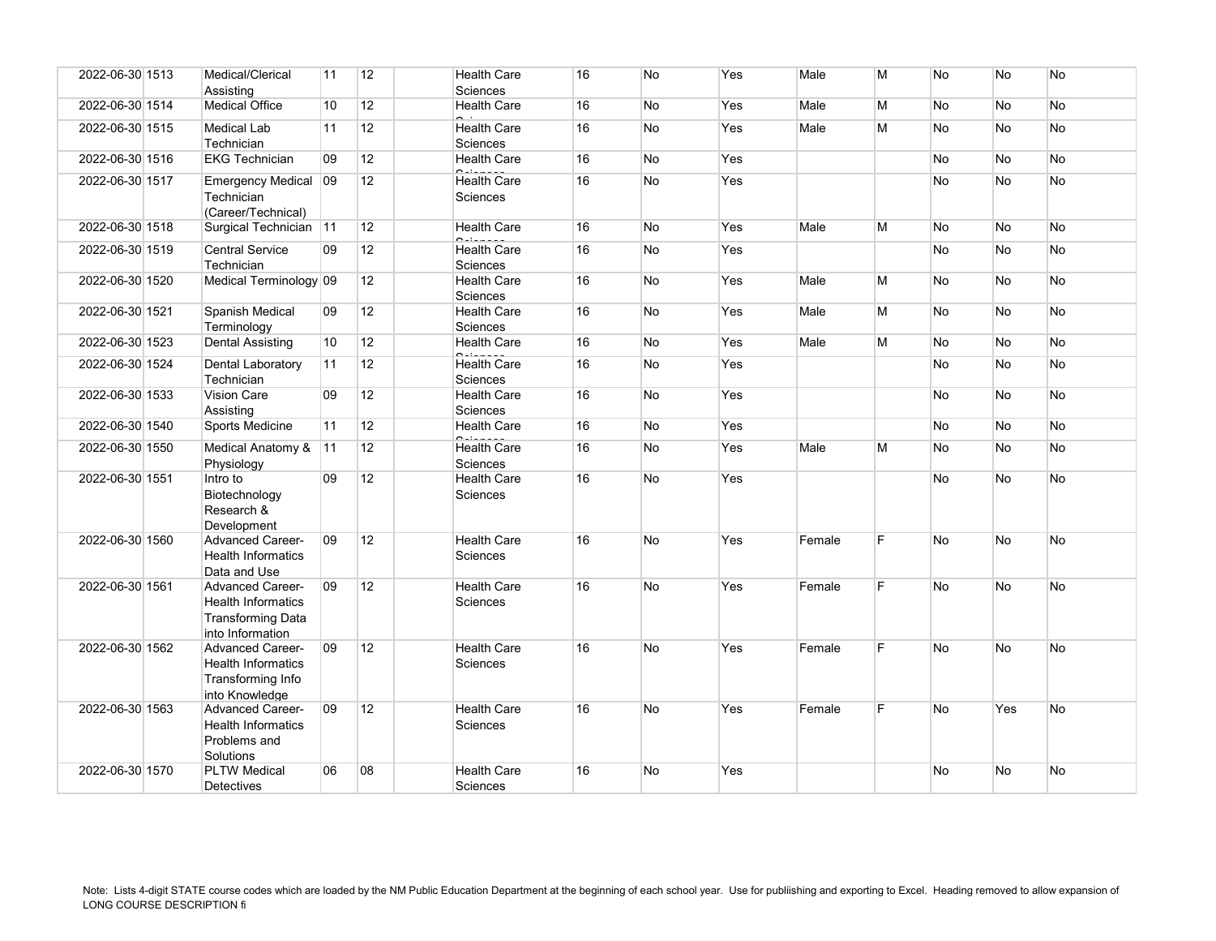| | | | | | | | | | | | | | | |
|---|---|---|---|---|---|---|---|---|---|---|---|---|---|---|
| 2022-06-30 | 1513 | Medical/Clerical Assisting | 11 | 12 | | Health Care Sciences | 16 | No | Yes | Male | M | No | No | No |
| 2022-06-30 | 1514 | Medical Office | 10 | 12 | | Health Care Sciences | 16 | No | Yes | Male | M | No | No | No |
| 2022-06-30 | 1515 | Medical Lab Technician | 11 | 12 | | Health Care Sciences | 16 | No | Yes | Male | M | No | No | No |
| 2022-06-30 | 1516 | EKG Technician | 09 | 12 | | Health Care Sciences | 16 | No | Yes | | | No | No | No |
| 2022-06-30 | 1517 | Emergency Medical Technician (Career/Technical) | 09 | 12 | | Health Care Sciences | 16 | No | Yes | | | No | No | No |
| 2022-06-30 | 1518 | Surgical Technician | 11 | 12 | | Health Care Sciences | 16 | No | Yes | Male | M | No | No | No |
| 2022-06-30 | 1519 | Central Service Technician | 09 | 12 | | Health Care Sciences | 16 | No | Yes | | | No | No | No |
| 2022-06-30 | 1520 | Medical Terminology | 09 | 12 | | Health Care Sciences | 16 | No | Yes | Male | M | No | No | No |
| 2022-06-30 | 1521 | Spanish Medical Terminology | 09 | 12 | | Health Care Sciences | 16 | No | Yes | Male | M | No | No | No |
| 2022-06-30 | 1523 | Dental Assisting | 10 | 12 | | Health Care Sciences | 16 | No | Yes | Male | M | No | No | No |
| 2022-06-30 | 1524 | Dental Laboratory Technician | 11 | 12 | | Health Care Sciences | 16 | No | Yes | | | No | No | No |
| 2022-06-30 | 1533 | Vision Care Assisting | 09 | 12 | | Health Care Sciences | 16 | No | Yes | | | No | No | No |
| 2022-06-30 | 1540 | Sports Medicine | 11 | 12 | | Health Care Sciences | 16 | No | Yes | | | No | No | No |
| 2022-06-30 | 1550 | Medical Anatomy & Physiology | 11 | 12 | | Health Care Sciences | 16 | No | Yes | Male | M | No | No | No |
| 2022-06-30 | 1551 | Intro to Biotechnology Research & Development | 09 | 12 | | Health Care Sciences | 16 | No | Yes | | | No | No | No |
| 2022-06-30 | 1560 | Advanced Career-Health Informatics Data and Use | 09 | 12 | | Health Care Sciences | 16 | No | Yes | Female | F | No | No | No |
| 2022-06-30 | 1561 | Advanced Career-Health Informatics Transforming Data into Information | 09 | 12 | | Health Care Sciences | 16 | No | Yes | Female | F | No | No | No |
| 2022-06-30 | 1562 | Advanced Career-Health Informatics Transforming Info into Knowledge | 09 | 12 | | Health Care Sciences | 16 | No | Yes | Female | F | No | No | No |
| 2022-06-30 | 1563 | Advanced Career-Health Informatics Problems and Solutions | 09 | 12 | | Health Care Sciences | 16 | No | Yes | Female | F | No | Yes | No |
| 2022-06-30 | 1570 | PLTW Medical Detectives | 06 | 08 | | Health Care Sciences | 16 | No | Yes | | | No | No | No |

Note: Lists 4-digit STATE course codes which are loaded by the NM Public Education Department at the beginning of each school year. Use for publiishing and exporting to Excel. Heading removed to allow expansion of LONG COURSE DESCRIPTION fi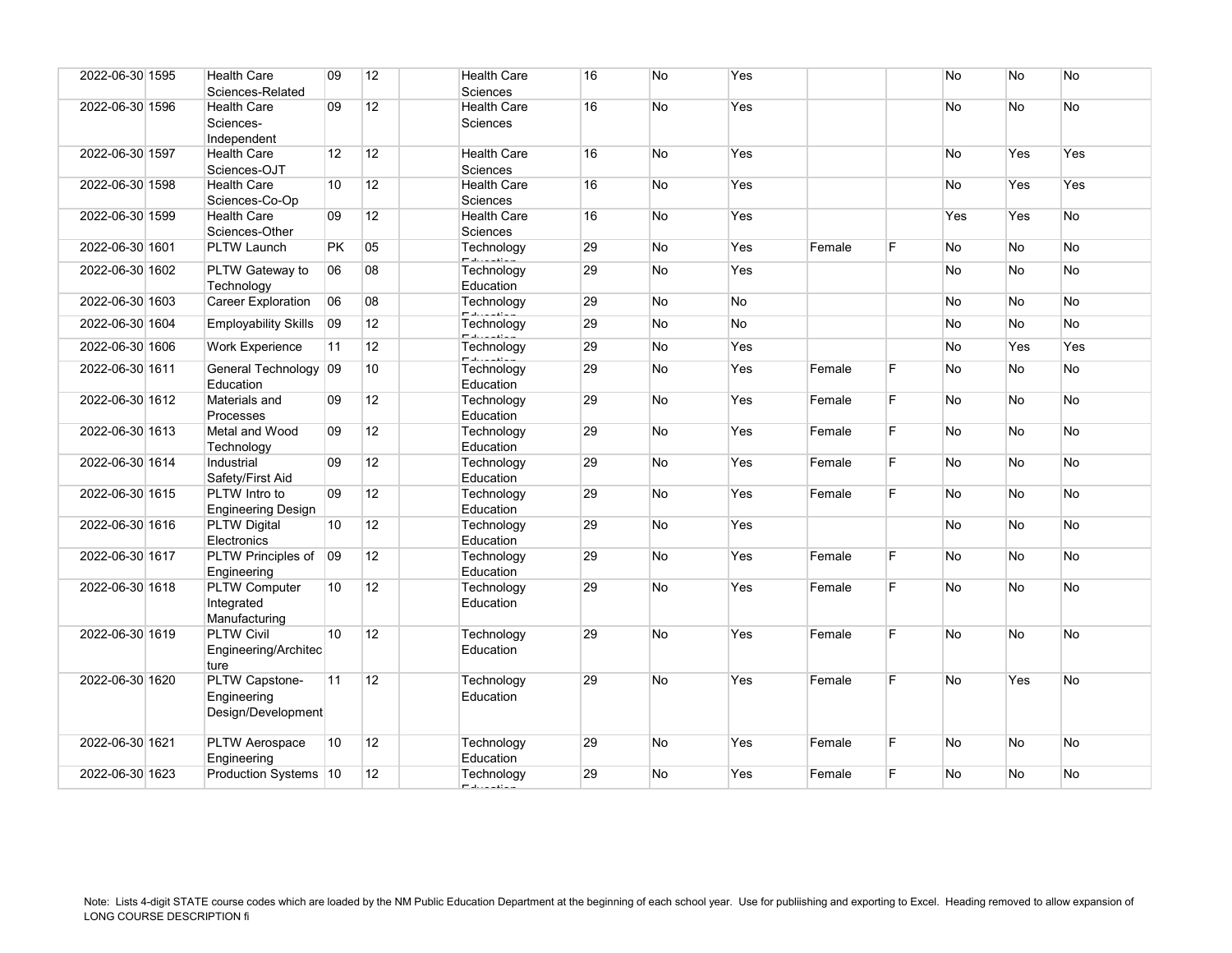| | | | | | | | | | | | | | | |
|---|---|---|---|---|---|---|---|---|---|---|---|---|---|---|
| 2022-06-30 | 1595 | Health Care Sciences-Related | 09 | 12 | | Health Care Sciences | 16 | No | Yes | | | No | No | No |
| 2022-06-30 | 1596 | Health Care Sciences-Independent | 09 | 12 | | Health Care Sciences | 16 | No | Yes | | | No | No | No |
| 2022-06-30 | 1597 | Health Care Sciences-OJT | 12 | 12 | | Health Care Sciences | 16 | No | Yes | | | No | Yes | Yes |
| 2022-06-30 | 1598 | Health Care Sciences-Co-Op | 10 | 12 | | Health Care Sciences | 16 | No | Yes | | | No | Yes | Yes |
| 2022-06-30 | 1599 | Health Care Sciences-Other | 09 | 12 | | Health Care Sciences | 16 | No | Yes | | | Yes | Yes | No |
| 2022-06-30 | 1601 | PLTW Launch | PK | 05 | | Technology Education | 29 | No | Yes | Female | F | No | No | No |
| 2022-06-30 | 1602 | PLTW Gateway to Technology | 06 | 08 | | Technology Education | 29 | No | Yes | | | No | No | No |
| 2022-06-30 | 1603 | Career Exploration | 06 | 08 | | Technology Education | 29 | No | No | | | No | No | No |
| 2022-06-30 | 1604 | Employability Skills | 09 | 12 | | Technology Education | 29 | No | No | | | No | No | No |
| 2022-06-30 | 1606 | Work Experience | 11 | 12 | | Technology Education | 29 | No | Yes | | | No | Yes | Yes |
| 2022-06-30 | 1611 | General Technology Education | 09 | 10 | | Technology Education | 29 | No | Yes | Female | F | No | No | No |
| 2022-06-30 | 1612 | Materials and Processes | 09 | 12 | | Technology Education | 29 | No | Yes | Female | F | No | No | No |
| 2022-06-30 | 1613 | Metal and Wood Technology | 09 | 12 | | Technology Education | 29 | No | Yes | Female | F | No | No | No |
| 2022-06-30 | 1614 | Industrial Safety/First Aid | 09 | 12 | | Technology Education | 29 | No | Yes | Female | F | No | No | No |
| 2022-06-30 | 1615 | PLTW Intro to Engineering Design | 09 | 12 | | Technology Education | 29 | No | Yes | Female | F | No | No | No |
| 2022-06-30 | 1616 | PLTW Digital Electronics | 10 | 12 | | Technology Education | 29 | No | Yes | | | No | No | No |
| 2022-06-30 | 1617 | PLTW Principles of Engineering | 09 | 12 | | Technology Education | 29 | No | Yes | Female | F | No | No | No |
| 2022-06-30 | 1618 | PLTW Computer Integrated Manufacturing | 10 | 12 | | Technology Education | 29 | No | Yes | Female | F | No | No | No |
| 2022-06-30 | 1619 | PLTW Civil Engineering/Architecture | 10 | 12 | | Technology Education | 29 | No | Yes | Female | F | No | No | No |
| 2022-06-30 | 1620 | PLTW Capstone-Engineering Design/Development | 11 | 12 | | Technology Education | 29 | No | Yes | Female | F | No | Yes | No |
| 2022-06-30 | 1621 | PLTW Aerospace Engineering | 10 | 12 | | Technology Education | 29 | No | Yes | Female | F | No | No | No |
| 2022-06-30 | 1623 | Production Systems | 10 | 12 | | Technology Education | 29 | No | Yes | Female | F | No | No | No |

Note: Lists 4-digit STATE course codes which are loaded by the NM Public Education Department at the beginning of each school year. Use for publiishing and exporting to Excel. Heading removed to allow expansion of LONG COURSE DESCRIPTION fi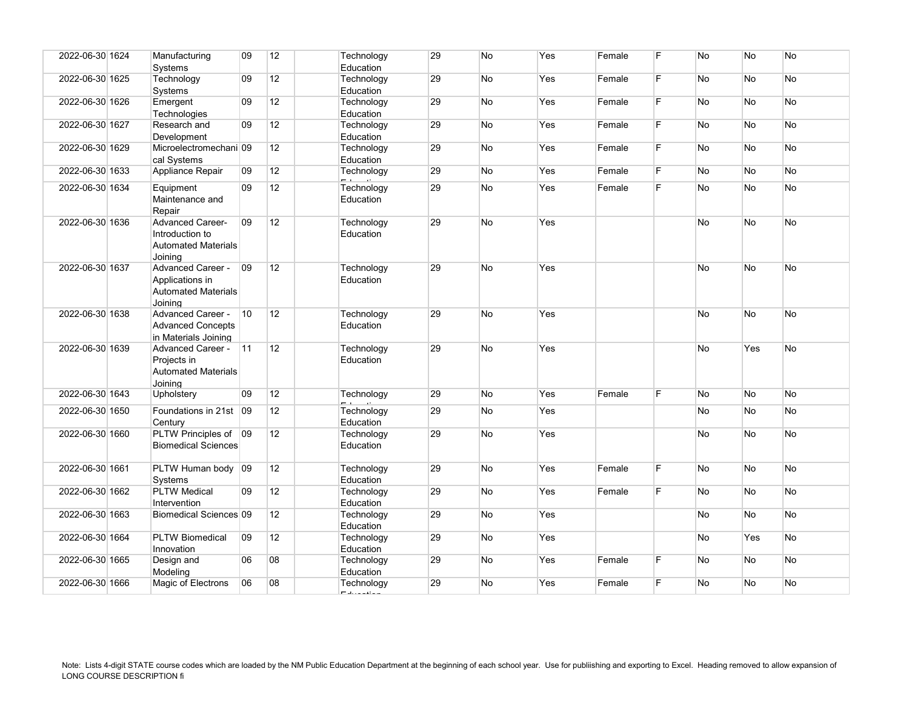| | | | | | | | | | | | | | | |
|---|---|---|---|---|---|---|---|---|---|---|---|---|---|---|
| 2022-06-30 | 1624 | Manufacturing Systems | 09 | 12 | | Technology Education | 29 | No | Yes | Female | F | No | No | No |
| 2022-06-30 | 1625 | Technology Systems | 09 | 12 | | Technology Education | 29 | No | Yes | Female | F | No | No | No |
| 2022-06-30 | 1626 | Emergent Technologies | 09 | 12 | | Technology Education | 29 | No | Yes | Female | F | No | No | No |
| 2022-06-30 | 1627 | Research and Development | 09 | 12 | | Technology Education | 29 | No | Yes | Female | F | No | No | No |
| 2022-06-30 | 1629 | Microelectromechanical Systems | 09 | 12 | | Technology Education | 29 | No | Yes | Female | F | No | No | No |
| 2022-06-30 | 1633 | Appliance Repair | 09 | 12 | | Technology Education | 29 | No | Yes | Female | F | No | No | No |
| 2022-06-30 | 1634 | Equipment Maintenance and Repair | 09 | 12 | | Technology Education | 29 | No | Yes | Female | F | No | No | No |
| 2022-06-30 | 1636 | Advanced Career- Introduction to Automated Materials Joining | 09 | 12 | | Technology Education | 29 | No | Yes | | | No | No | No |
| 2022-06-30 | 1637 | Advanced Career - Applications in Automated Materials Joining | 09 | 12 | | Technology Education | 29 | No | Yes | | | No | No | No |
| 2022-06-30 | 1638 | Advanced Career - Advanced Concepts in Materials Joining | 10 | 12 | | Technology Education | 29 | No | Yes | | | No | No | No |
| 2022-06-30 | 1639 | Advanced Career - Projects in Automated Materials Joining | 11 | 12 | | Technology Education | 29 | No | Yes | | | No | Yes | No |
| 2022-06-30 | 1643 | Upholstery | 09 | 12 | | Technology Education | 29 | No | Yes | Female | F | No | No | No |
| 2022-06-30 | 1650 | Foundations in 21st Century | 09 | 12 | | Technology Education | 29 | No | Yes | | | No | No | No |
| 2022-06-30 | 1660 | PLTW Principles of Biomedical Sciences | 09 | 12 | | Technology Education | 29 | No | Yes | | | No | No | No |
| 2022-06-30 | 1661 | PLTW Human body Systems | 09 | 12 | | Technology Education | 29 | No | Yes | Female | F | No | No | No |
| 2022-06-30 | 1662 | PLTW Medical Intervention | 09 | 12 | | Technology Education | 29 | No | Yes | Female | F | No | No | No |
| 2022-06-30 | 1663 | Biomedical Sciences | 09 | 12 | | Technology Education | 29 | No | Yes | | | No | No | No |
| 2022-06-30 | 1664 | PLTW Biomedical Innovation | 09 | 12 | | Technology Education | 29 | No | Yes | | | No | Yes | No |
| 2022-06-30 | 1665 | Design and Modeling | 06 | 08 | | Technology Education | 29 | No | Yes | Female | F | No | No | No |
| 2022-06-30 | 1666 | Magic of Electrons | 06 | 08 | | Technology Education | 29 | No | Yes | Female | F | No | No | No |

Note: Lists 4-digit STATE course codes which are loaded by the NM Public Education Department at the beginning of each school year. Use for publiishing and exporting to Excel. Heading removed to allow expansion of LONG COURSE DESCRIPTION fi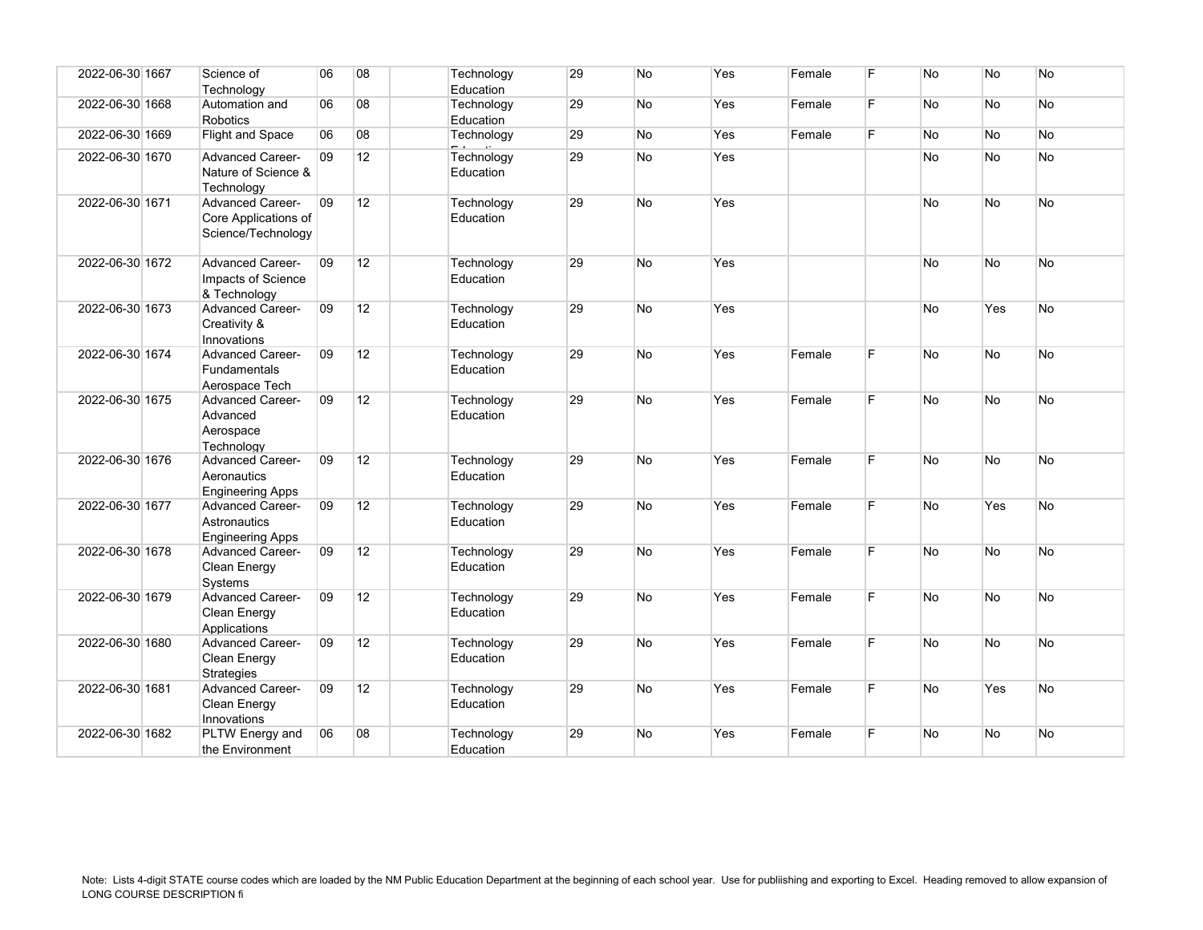| | | | | | | | | | | | | | | |
|---|---|---|---|---|---|---|---|---|---|---|---|---|---|---|
| 2022-06-30 | 1667 | Science of Technology | 06 | 08 | | Technology Education | 29 | No | Yes | Female | F | No | No | No |
| 2022-06-30 | 1668 | Automation and Robotics | 06 | 08 | | Technology Education | 29 | No | Yes | Female | F | No | No | No |
| 2022-06-30 | 1669 | Flight and Space | 06 | 08 | | Technology Education | 29 | No | Yes | Female | F | No | No | No |
| 2022-06-30 | 1670 | Advanced Career-Nature of Science & Technology | 09 | 12 | | Technology Education | 29 | No | Yes | | | No | No | No |
| 2022-06-30 | 1671 | Advanced Career-Core Applications of Science/Technology | 09 | 12 | | Technology Education | 29 | No | Yes | | | No | No | No |
| 2022-06-30 | 1672 | Advanced Career-Impacts of Science & Technology | 09 | 12 | | Technology Education | 29 | No | Yes | | | No | No | No |
| 2022-06-30 | 1673 | Advanced Career-Creativity & Innovations | 09 | 12 | | Technology Education | 29 | No | Yes | | | No | Yes | No |
| 2022-06-30 | 1674 | Advanced Career-Fundamentals Aerospace Tech | 09 | 12 | | Technology Education | 29 | No | Yes | Female | F | No | No | No |
| 2022-06-30 | 1675 | Advanced Career-Advanced Aerospace Technology | 09 | 12 | | Technology Education | 29 | No | Yes | Female | F | No | No | No |
| 2022-06-30 | 1676 | Advanced Career-Aeronautics Engineering Apps | 09 | 12 | | Technology Education | 29 | No | Yes | Female | F | No | No | No |
| 2022-06-30 | 1677 | Advanced Career-Astronautics Engineering Apps | 09 | 12 | | Technology Education | 29 | No | Yes | Female | F | No | Yes | No |
| 2022-06-30 | 1678 | Advanced Career-Clean Energy Systems | 09 | 12 | | Technology Education | 29 | No | Yes | Female | F | No | No | No |
| 2022-06-30 | 1679 | Advanced Career-Clean Energy Applications | 09 | 12 | | Technology Education | 29 | No | Yes | Female | F | No | No | No |
| 2022-06-30 | 1680 | Advanced Career-Clean Energy Strategies | 09 | 12 | | Technology Education | 29 | No | Yes | Female | F | No | No | No |
| 2022-06-30 | 1681 | Advanced Career-Clean Energy Innovations | 09 | 12 | | Technology Education | 29 | No | Yes | Female | F | No | Yes | No |
| 2022-06-30 | 1682 | PLTW Energy and the Environment | 06 | 08 | | Technology Education | 29 | No | Yes | Female | F | No | No | No |

Note: Lists 4-digit STATE course codes which are loaded by the NM Public Education Department at the beginning of each school year. Use for publiishing and exporting to Excel. Heading removed to allow expansion of LONG COURSE DESCRIPTION fi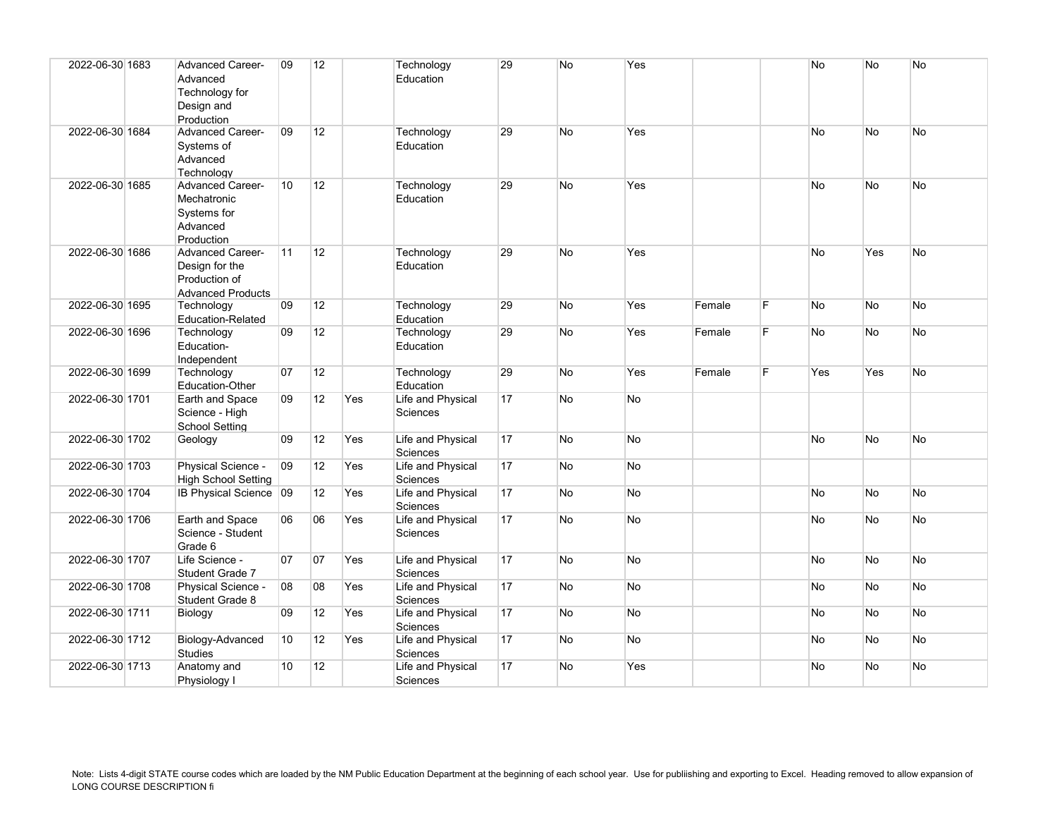| | | | | | | | | | | | | | | |
|---|---|---|---|---|---|---|---|---|---|---|---|---|---|---|
| 2022-06-30 | 1683 | Advanced Career-Advanced Technology for Design and Production | 09 | 12 | | Technology Education | 29 | No | Yes | | | No | No | No |
| 2022-06-30 | 1684 | Advanced Career-Systems of Advanced Technology | 09 | 12 | | Technology Education | 29 | No | Yes | | | No | No | No |
| 2022-06-30 | 1685 | Advanced Career-Mechatronic Systems for Advanced Production | 10 | 12 | | Technology Education | 29 | No | Yes | | | No | No | No |
| 2022-06-30 | 1686 | Advanced Career-Design for the Production of Advanced Products | 11 | 12 | | Technology Education | 29 | No | Yes | | | No | Yes | No |
| 2022-06-30 | 1695 | Technology Education-Related | 09 | 12 | | Technology Education | 29 | No | Yes | Female | F | No | No | No |
| 2022-06-30 | 1696 | Technology Education-Independent | 09 | 12 | | Technology Education | 29 | No | Yes | Female | F | No | No | No |
| 2022-06-30 | 1699 | Technology Education-Other | 07 | 12 | | Technology Education | 29 | No | Yes | Female | F | Yes | Yes | No |
| 2022-06-30 | 1701 | Earth and Space Science - High School Setting | 09 | 12 | Yes | Life and Physical Sciences | 17 | No | No | | | | | |
| 2022-06-30 | 1702 | Geology | 09 | 12 | Yes | Life and Physical Sciences | 17 | No | No | | | No | No | No |
| 2022-06-30 | 1703 | Physical Science - High School Setting | 09 | 12 | Yes | Life and Physical Sciences | 17 | No | No | | | | | |
| 2022-06-30 | 1704 | IB Physical Science | 09 | 12 | Yes | Life and Physical Sciences | 17 | No | No | | | No | No | No |
| 2022-06-30 | 1706 | Earth and Space Science - Student Grade 6 | 06 | 06 | Yes | Life and Physical Sciences | 17 | No | No | | | No | No | No |
| 2022-06-30 | 1707 | Life Science - Student Grade 7 | 07 | 07 | Yes | Life and Physical Sciences | 17 | No | No | | | No | No | No |
| 2022-06-30 | 1708 | Physical Science - Student Grade 8 | 08 | 08 | Yes | Life and Physical Sciences | 17 | No | No | | | No | No | No |
| 2022-06-30 | 1711 | Biology | 09 | 12 | Yes | Life and Physical Sciences | 17 | No | No | | | No | No | No |
| 2022-06-30 | 1712 | Biology-Advanced Studies | 10 | 12 | Yes | Life and Physical Sciences | 17 | No | No | | | No | No | No |
| 2022-06-30 | 1713 | Anatomy and Physiology I | 10 | 12 | | Life and Physical Sciences | 17 | No | Yes | | | No | No | No |

Note: Lists 4-digit STATE course codes which are loaded by the NM Public Education Department at the beginning of each school year. Use for publiishing and exporting to Excel. Heading removed to allow expansion of LONG COURSE DESCRIPTION fi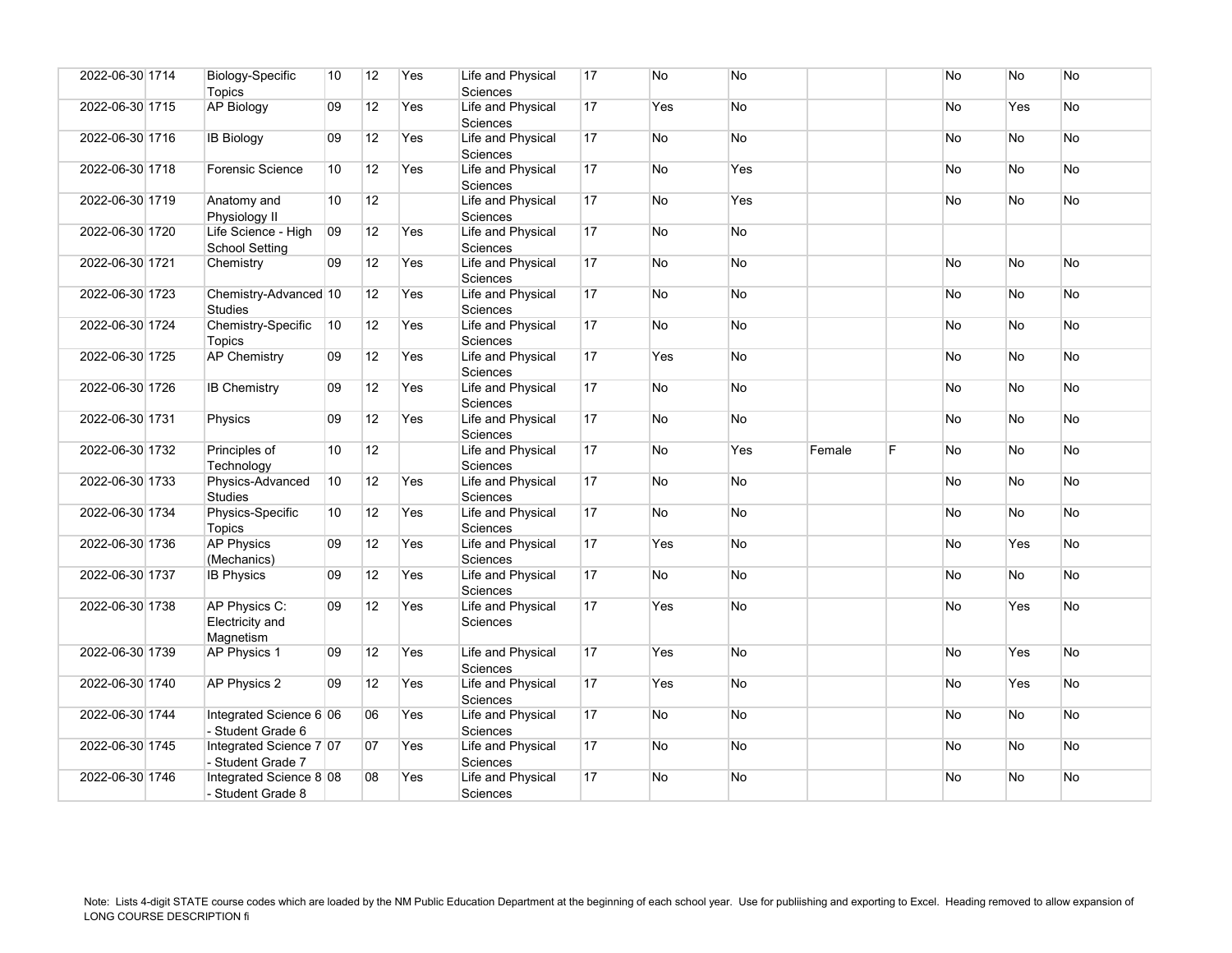| | | | | | | | | | | | | | |
|---|---|---|---|---|---|---|---|---|---|---|---|---|---|
| 2022-06-30 | 1714 | Biology-Specific Topics | 10 | 12 | Yes | Life and Physical Sciences | 17 | No | No | | | No | No | No |
| 2022-06-30 | 1715 | AP Biology | 09 | 12 | Yes | Life and Physical Sciences | 17 | Yes | No | | | No | Yes | No |
| 2022-06-30 | 1716 | IB Biology | 09 | 12 | Yes | Life and Physical Sciences | 17 | No | No | | | No | No | No |
| 2022-06-30 | 1718 | Forensic Science | 10 | 12 | Yes | Life and Physical Sciences | 17 | No | Yes | | | No | No | No |
| 2022-06-30 | 1719 | Anatomy and Physiology II | 10 | 12 | | Life and Physical Sciences | 17 | No | Yes | | | No | No | No |
| 2022-06-30 | 1720 | Life Science - High School Setting | 09 | 12 | Yes | Life and Physical Sciences | 17 | No | No | | | | | |
| 2022-06-30 | 1721 | Chemistry | 09 | 12 | Yes | Life and Physical Sciences | 17 | No | No | | | No | No | No |
| 2022-06-30 | 1723 | Chemistry-Advanced Studies | 10 | 12 | Yes | Life and Physical Sciences | 17 | No | No | | | No | No | No |
| 2022-06-30 | 1724 | Chemistry-Specific Topics | 10 | 12 | Yes | Life and Physical Sciences | 17 | No | No | | | No | No | No |
| 2022-06-30 | 1725 | AP Chemistry | 09 | 12 | Yes | Life and Physical Sciences | 17 | Yes | No | | | No | No | No |
| 2022-06-30 | 1726 | IB Chemistry | 09 | 12 | Yes | Life and Physical Sciences | 17 | No | No | | | No | No | No |
| 2022-06-30 | 1731 | Physics | 09 | 12 | Yes | Life and Physical Sciences | 17 | No | No | | | No | No | No |
| 2022-06-30 | 1732 | Principles of Technology | 10 | 12 | | Life and Physical Sciences | 17 | No | Yes | Female | F | No | No | No |
| 2022-06-30 | 1733 | Physics-Advanced Studies | 10 | 12 | Yes | Life and Physical Sciences | 17 | No | No | | | No | No | No |
| 2022-06-30 | 1734 | Physics-Specific Topics | 10 | 12 | Yes | Life and Physical Sciences | 17 | No | No | | | No | No | No |
| 2022-06-30 | 1736 | AP Physics (Mechanics) | 09 | 12 | Yes | Life and Physical Sciences | 17 | Yes | No | | | No | Yes | No |
| 2022-06-30 | 1737 | IB Physics | 09 | 12 | Yes | Life and Physical Sciences | 17 | No | No | | | No | No | No |
| 2022-06-30 | 1738 | AP Physics C: Electricity and Magnetism | 09 | 12 | Yes | Life and Physical Sciences | 17 | Yes | No | | | No | Yes | No |
| 2022-06-30 | 1739 | AP Physics 1 | 09 | 12 | Yes | Life and Physical Sciences | 17 | Yes | No | | | No | Yes | No |
| 2022-06-30 | 1740 | AP Physics 2 | 09 | 12 | Yes | Life and Physical Sciences | 17 | Yes | No | | | No | Yes | No |
| 2022-06-30 | 1744 | Integrated Science 6 - Student Grade 6 | 06 | 06 | Yes | Life and Physical Sciences | 17 | No | No | | | No | No | No |
| 2022-06-30 | 1745 | Integrated Science 7 - Student Grade 7 | 07 | 07 | Yes | Life and Physical Sciences | 17 | No | No | | | No | No | No |
| 2022-06-30 | 1746 | Integrated Science 8 - Student Grade 8 | 08 | 08 | Yes | Life and Physical Sciences | 17 | No | No | | | No | No | No |

Note: Lists 4-digit STATE course codes which are loaded by the NM Public Education Department at the beginning of each school year. Use for publiishing and exporting to Excel. Heading removed to allow expansion of LONG COURSE DESCRIPTION fi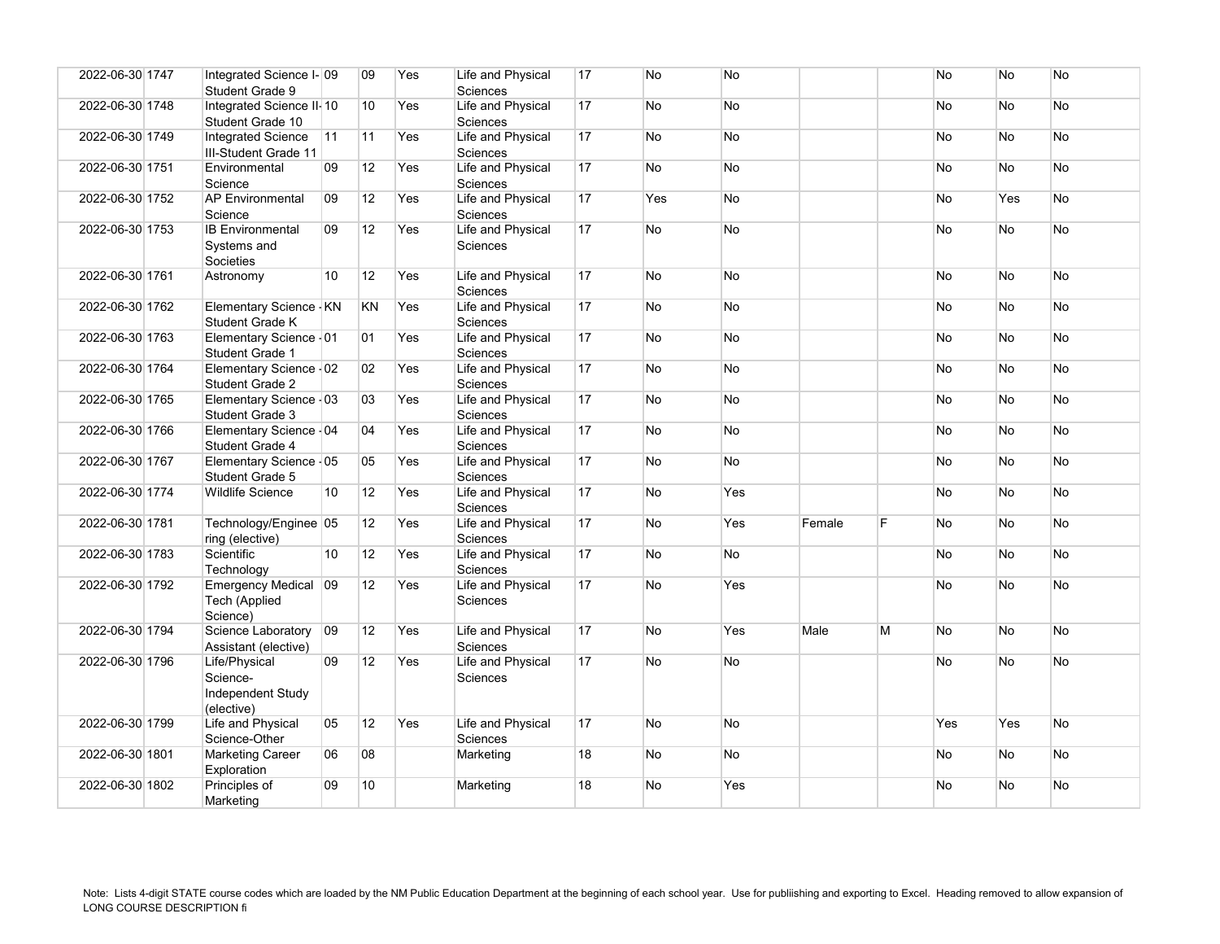| | | | | | | | | | | | | | | |
|---|---|---|---|---|---|---|---|---|---|---|---|---|---|---|
| 2022-06-30 | 1747 | Integrated Science I-Student Grade 9 | 09 | 09 | Yes | Life and Physical Sciences | 17 | No | No | | | No | No | No |
| 2022-06-30 | 1748 | Integrated Science II-Student Grade 10 | 10 | 10 | Yes | Life and Physical Sciences | 17 | No | No | | | No | No | No |
| 2022-06-30 | 1749 | Integrated Science III-Student Grade 11 | 11 | 11 | Yes | Life and Physical Sciences | 17 | No | No | | | No | No | No |
| 2022-06-30 | 1751 | Environmental Science | 09 | 12 | Yes | Life and Physical Sciences | 17 | No | No | | | No | No | No |
| 2022-06-30 | 1752 | AP Environmental Science | 09 | 12 | Yes | Life and Physical Sciences | 17 | Yes | No | | | No | Yes | No |
| 2022-06-30 | 1753 | IB Environmental Systems and Societies | 09 | 12 | Yes | Life and Physical Sciences | 17 | No | No | | | No | No | No |
| 2022-06-30 | 1761 | Astronomy | 10 | 12 | Yes | Life and Physical Sciences | 17 | No | No | | | No | No | No |
| 2022-06-30 | 1762 | Elementary Science - Student Grade K | KN | KN | Yes | Life and Physical Sciences | 17 | No | No | | | No | No | No |
| 2022-06-30 | 1763 | Elementary Science - Student Grade 1 | 01 | 01 | Yes | Life and Physical Sciences | 17 | No | No | | | No | No | No |
| 2022-06-30 | 1764 | Elementary Science - Student Grade 2 | 02 | 02 | Yes | Life and Physical Sciences | 17 | No | No | | | No | No | No |
| 2022-06-30 | 1765 | Elementary Science - Student Grade 3 | 03 | 03 | Yes | Life and Physical Sciences | 17 | No | No | | | No | No | No |
| 2022-06-30 | 1766 | Elementary Science - Student Grade 4 | 04 | 04 | Yes | Life and Physical Sciences | 17 | No | No | | | No | No | No |
| 2022-06-30 | 1767 | Elementary Science - Student Grade 5 | 05 | 05 | Yes | Life and Physical Sciences | 17 | No | No | | | No | No | No |
| 2022-06-30 | 1774 | Wildlife Science | 10 | 12 | Yes | Life and Physical Sciences | 17 | No | Yes | | | No | No | No |
| 2022-06-30 | 1781 | Technology/Engineering (elective) | 05 | 12 | Yes | Life and Physical Sciences | 17 | No | Yes | Female | F | No | No | No |
| 2022-06-30 | 1783 | Scientific Technology | 10 | 12 | Yes | Life and Physical Sciences | 17 | No | No | | | No | No | No |
| 2022-06-30 | 1792 | Emergency Medical Tech (Applied Science) | 09 | 12 | Yes | Life and Physical Sciences | 17 | No | Yes | | | No | No | No |
| 2022-06-30 | 1794 | Science Laboratory Assistant (elective) | 09 | 12 | Yes | Life and Physical Sciences | 17 | No | Yes | Male | M | No | No | No |
| 2022-06-30 | 1796 | Life/Physical Science-Independent Study (elective) | 09 | 12 | Yes | Life and Physical Sciences | 17 | No | No | | | No | No | No |
| 2022-06-30 | 1799 | Life and Physical Science-Other | 05 | 12 | Yes | Life and Physical Sciences | 17 | No | No | | | Yes | Yes | No |
| 2022-06-30 | 1801 | Marketing Career Exploration | 06 | 08 | | Marketing | 18 | No | No | | | No | No | No |
| 2022-06-30 | 1802 | Principles of Marketing | 09 | 10 | | Marketing | 18 | No | Yes | | | No | No | No |

Note: Lists 4-digit STATE course codes which are loaded by the NM Public Education Department at the beginning of each school year. Use for publiishing and exporting to Excel. Heading removed to allow expansion of LONG COURSE DESCRIPTION fi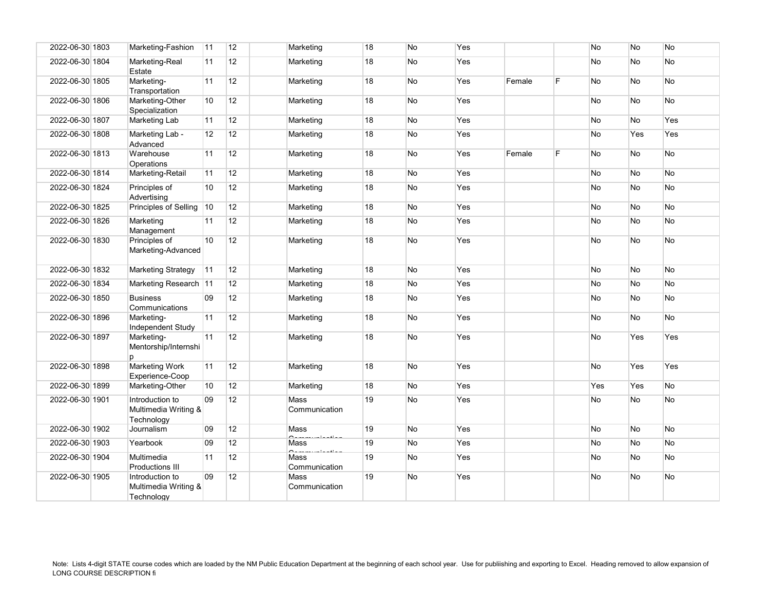| | | | | | | | | | | | | | | |
|---|---|---|---|---|---|---|---|---|---|---|---|---|---|---|
| 2022-06-30 | 1803 | Marketing-Fashion | 11 | 12 | | Marketing | 18 | No | Yes | | | No | No | No |
| 2022-06-30 | 1804 | Marketing-Real Estate | 11 | 12 | | Marketing | 18 | No | Yes | | | No | No | No |
| 2022-06-30 | 1805 | Marketing-Transportation | 11 | 12 | | Marketing | 18 | No | Yes | Female | F | No | No | No |
| 2022-06-30 | 1806 | Marketing-Other Specialization | 10 | 12 | | Marketing | 18 | No | Yes | | | No | No | No |
| 2022-06-30 | 1807 | Marketing Lab | 11 | 12 | | Marketing | 18 | No | Yes | | | No | No | Yes |
| 2022-06-30 | 1808 | Marketing Lab - Advanced | 12 | 12 | | Marketing | 18 | No | Yes | | | No | Yes | Yes |
| 2022-06-30 | 1813 | Warehouse Operations | 11 | 12 | | Marketing | 18 | No | Yes | Female | F | No | No | No |
| 2022-06-30 | 1814 | Marketing-Retail | 11 | 12 | | Marketing | 18 | No | Yes | | | No | No | No |
| 2022-06-30 | 1824 | Principles of Advertising | 10 | 12 | | Marketing | 18 | No | Yes | | | No | No | No |
| 2022-06-30 | 1825 | Principles of Selling | 10 | 12 | | Marketing | 18 | No | Yes | | | No | No | No |
| 2022-06-30 | 1826 | Marketing Management | 11 | 12 | | Marketing | 18 | No | Yes | | | No | No | No |
| 2022-06-30 | 1830 | Principles of Marketing-Advanced | 10 | 12 | | Marketing | 18 | No | Yes | | | No | No | No |
| 2022-06-30 | 1832 | Marketing Strategy | 11 | 12 | | Marketing | 18 | No | Yes | | | No | No | No |
| 2022-06-30 | 1834 | Marketing Research | 11 | 12 | | Marketing | 18 | No | Yes | | | No | No | No |
| 2022-06-30 | 1850 | Business Communications | 09 | 12 | | Marketing | 18 | No | Yes | | | No | No | No |
| 2022-06-30 | 1896 | Marketing-Independent Study | 11 | 12 | | Marketing | 18 | No | Yes | | | No | No | No |
| 2022-06-30 | 1897 | Marketing-Mentorship/Internship | 11 | 12 | | Marketing | 18 | No | Yes | | | No | Yes | Yes |
| 2022-06-30 | 1898 | Marketing Work Experience-Coop | 11 | 12 | | Marketing | 18 | No | Yes | | | No | Yes | Yes |
| 2022-06-30 | 1899 | Marketing-Other | 10 | 12 | | Marketing | 18 | No | Yes | | | Yes | Yes | No |
| 2022-06-30 | 1901 | Introduction to Multimedia Writing & Technology | 09 | 12 | | Mass Communication | 19 | No | Yes | | | No | No | No |
| 2022-06-30 | 1902 | Journalism | 09 | 12 | | Mass Communication | 19 | No | Yes | | | No | No | No |
| 2022-06-30 | 1903 | Yearbook | 09 | 12 | | Mass Communication | 19 | No | Yes | | | No | No | No |
| 2022-06-30 | 1904 | Multimedia Productions III | 11 | 12 | | Mass Communication | 19 | No | Yes | | | No | No | No |
| 2022-06-30 | 1905 | Introduction to Multimedia Writing & Technology | 09 | 12 | | Mass Communication | 19 | No | Yes | | | No | No | No |

Note: Lists 4-digit STATE course codes which are loaded by the NM Public Education Department at the beginning of each school year. Use for publiishing and exporting to Excel. Heading removed to allow expansion of LONG COURSE DESCRIPTION fi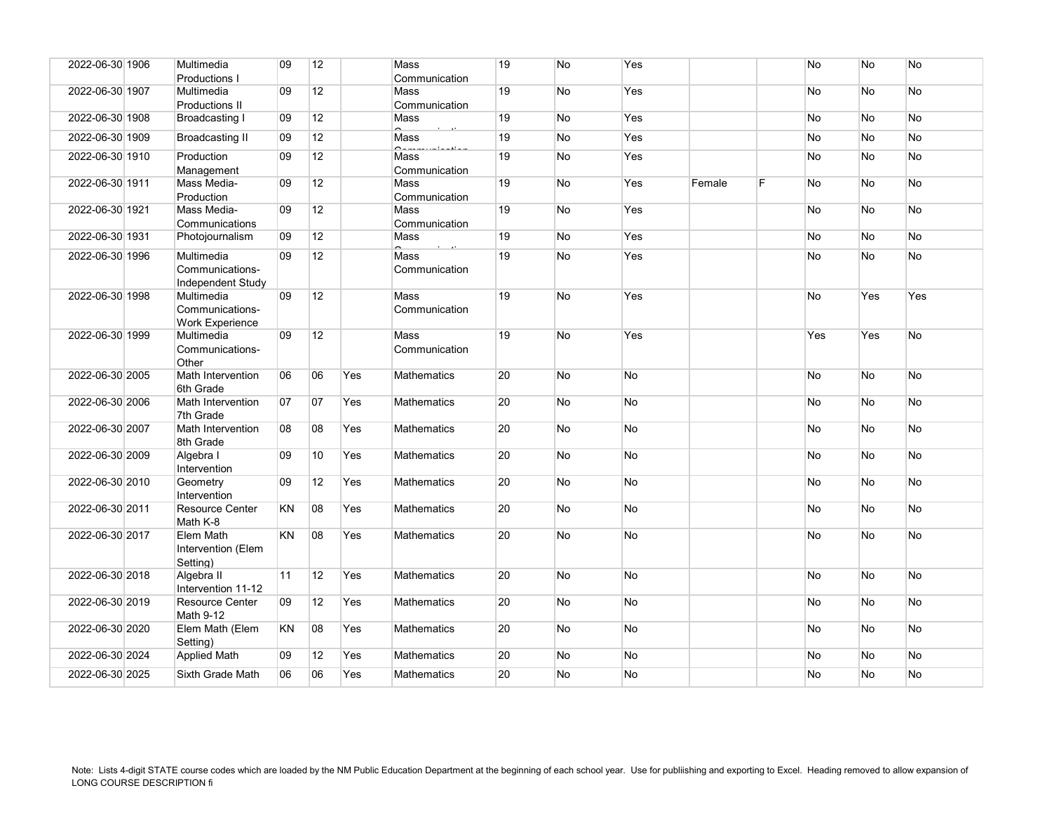| | | | | | | | | | | | | | | |
|---|---|---|---|---|---|---|---|---|---|---|---|---|---|---|
| 2022-06-30 | 1906 | Multimedia Productions I | 09 | 12 | | Mass Communication | 19 | No | Yes | | | No | No | No |
| 2022-06-30 | 1907 | Multimedia Productions II | 09 | 12 | | Mass Communication | 19 | No | Yes | | | No | No | No |
| 2022-06-30 | 1908 | Broadcasting I | 09 | 12 | | Mass Communication | 19 | No | Yes | | | No | No | No |
| 2022-06-30 | 1909 | Broadcasting II | 09 | 12 | | Mass Communication | 19 | No | Yes | | | No | No | No |
| 2022-06-30 | 1910 | Production Management | 09 | 12 | | Mass Communication | 19 | No | Yes | | | No | No | No |
| 2022-06-30 | 1911 | Mass Media-Production | 09 | 12 | | Mass Communication | 19 | No | Yes | Female | F | No | No | No |
| 2022-06-30 | 1921 | Mass Media-Communications | 09 | 12 | | Mass Communication | 19 | No | Yes | | | No | No | No |
| 2022-06-30 | 1931 | Photojournalism | 09 | 12 | | Mass Communication | 19 | No | Yes | | | No | No | No |
| 2022-06-30 | 1996 | Multimedia Communications-Independent Study | 09 | 12 | | Mass Communication | 19 | No | Yes | | | No | No | No |
| 2022-06-30 | 1998 | Multimedia Communications-Work Experience | 09 | 12 | | Mass Communication | 19 | No | Yes | | | No | Yes | Yes |
| 2022-06-30 | 1999 | Multimedia Communications-Other | 09 | 12 | | Mass Communication | 19 | No | Yes | | | Yes | Yes | No |
| 2022-06-30 | 2005 | Math Intervention 6th Grade | 06 | 06 | Yes | Mathematics | 20 | No | No | | | No | No | No |
| 2022-06-30 | 2006 | Math Intervention 7th Grade | 07 | 07 | Yes | Mathematics | 20 | No | No | | | No | No | No |
| 2022-06-30 | 2007 | Math Intervention 8th Grade | 08 | 08 | Yes | Mathematics | 20 | No | No | | | No | No | No |
| 2022-06-30 | 2009 | Algebra I Intervention | 09 | 10 | Yes | Mathematics | 20 | No | No | | | No | No | No |
| 2022-06-30 | 2010 | Geometry Intervention | 09 | 12 | Yes | Mathematics | 20 | No | No | | | No | No | No |
| 2022-06-30 | 2011 | Resource Center Math K-8 | KN | 08 | Yes | Mathematics | 20 | No | No | | | No | No | No |
| 2022-06-30 | 2017 | Elem Math Intervention (Elem Setting) | KN | 08 | Yes | Mathematics | 20 | No | No | | | No | No | No |
| 2022-06-30 | 2018 | Algebra II Intervention 11-12 | 11 | 12 | Yes | Mathematics | 20 | No | No | | | No | No | No |
| 2022-06-30 | 2019 | Resource Center Math 9-12 | 09 | 12 | Yes | Mathematics | 20 | No | No | | | No | No | No |
| 2022-06-30 | 2020 | Elem Math (Elem Setting) | KN | 08 | Yes | Mathematics | 20 | No | No | | | No | No | No |
| 2022-06-30 | 2024 | Applied Math | 09 | 12 | Yes | Mathematics | 20 | No | No | | | No | No | No |
| 2022-06-30 | 2025 | Sixth Grade Math | 06 | 06 | Yes | Mathematics | 20 | No | No | | | No | No | No |

Note: Lists 4-digit STATE course codes which are loaded by the NM Public Education Department at the beginning of each school year. Use for publiishing and exporting to Excel. Heading removed to allow expansion of LONG COURSE DESCRIPTION fi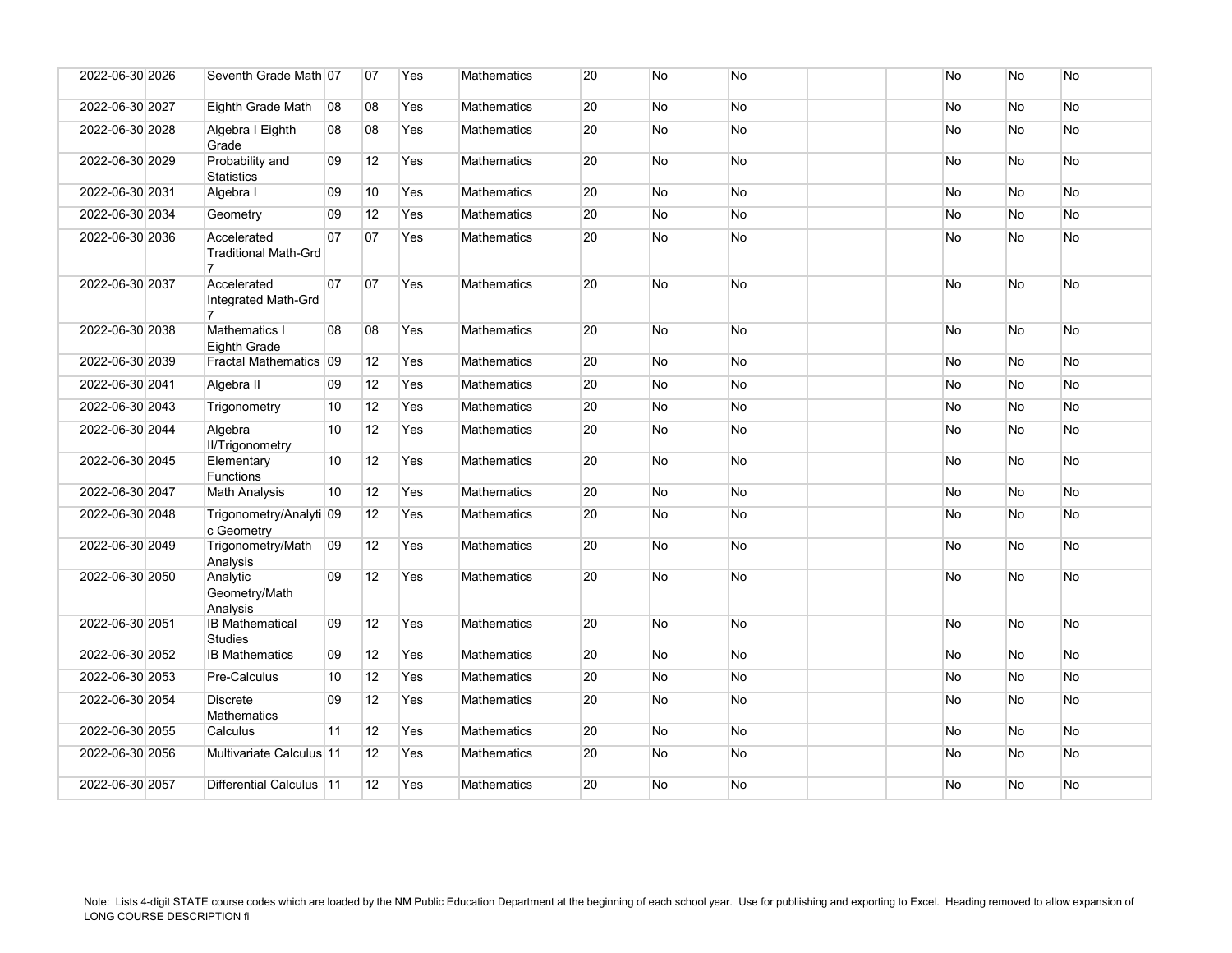| | | | | | | | | | | | | | | |
|---|---|---|---|---|---|---|---|---|---|---|---|---|---|---|
| 2022-06-30 | 2026 | Seventh Grade Math | 07 | 07 | Yes | Mathematics | 20 | No | No | | | No | No | No |
| 2022-06-30 | 2027 | Eighth Grade Math | 08 | 08 | Yes | Mathematics | 20 | No | No | | | No | No | No |
| 2022-06-30 | 2028 | Algebra I Eighth Grade | 08 | 08 | Yes | Mathematics | 20 | No | No | | | No | No | No |
| 2022-06-30 | 2029 | Probability and Statistics | 09 | 12 | Yes | Mathematics | 20 | No | No | | | No | No | No |
| 2022-06-30 | 2031 | Algebra I | 09 | 10 | Yes | Mathematics | 20 | No | No | | | No | No | No |
| 2022-06-30 | 2034 | Geometry | 09 | 12 | Yes | Mathematics | 20 | No | No | | | No | No | No |
| 2022-06-30 | 2036 | Accelerated Traditional Math-Grd 7 | 07 | 07 | Yes | Mathematics | 20 | No | No | | | No | No | No |
| 2022-06-30 | 2037 | Accelerated Integrated Math-Grd 7 | 07 | 07 | Yes | Mathematics | 20 | No | No | | | No | No | No |
| 2022-06-30 | 2038 | Mathematics I Eighth Grade | 08 | 08 | Yes | Mathematics | 20 | No | No | | | No | No | No |
| 2022-06-30 | 2039 | Fractal Mathematics | 09 | 12 | Yes | Mathematics | 20 | No | No | | | No | No | No |
| 2022-06-30 | 2041 | Algebra II | 09 | 12 | Yes | Mathematics | 20 | No | No | | | No | No | No |
| 2022-06-30 | 2043 | Trigonometry | 10 | 12 | Yes | Mathematics | 20 | No | No | | | No | No | No |
| 2022-06-30 | 2044 | Algebra II/Trigonometry | 10 | 12 | Yes | Mathematics | 20 | No | No | | | No | No | No |
| 2022-06-30 | 2045 | Elementary Functions | 10 | 12 | Yes | Mathematics | 20 | No | No | | | No | No | No |
| 2022-06-30 | 2047 | Math Analysis | 10 | 12 | Yes | Mathematics | 20 | No | No | | | No | No | No |
| 2022-06-30 | 2048 | Trigonometry/Analytic Geometry | 09 | 12 | Yes | Mathematics | 20 | No | No | | | No | No | No |
| 2022-06-30 | 2049 | Trigonometry/Math Analysis | 09 | 12 | Yes | Mathematics | 20 | No | No | | | No | No | No |
| 2022-06-30 | 2050 | Analytic Geometry/Math Analysis | 09 | 12 | Yes | Mathematics | 20 | No | No | | | No | No | No |
| 2022-06-30 | 2051 | IB Mathematical Studies | 09 | 12 | Yes | Mathematics | 20 | No | No | | | No | No | No |
| 2022-06-30 | 2052 | IB Mathematics | 09 | 12 | Yes | Mathematics | 20 | No | No | | | No | No | No |
| 2022-06-30 | 2053 | Pre-Calculus | 10 | 12 | Yes | Mathematics | 20 | No | No | | | No | No | No |
| 2022-06-30 | 2054 | Discrete Mathematics | 09 | 12 | Yes | Mathematics | 20 | No | No | | | No | No | No |
| 2022-06-30 | 2055 | Calculus | 11 | 12 | Yes | Mathematics | 20 | No | No | | | No | No | No |
| 2022-06-30 | 2056 | Multivariate Calculus | 11 | 12 | Yes | Mathematics | 20 | No | No | | | No | No | No |
| 2022-06-30 | 2057 | Differential Calculus | 11 | 12 | Yes | Mathematics | 20 | No | No | | | No | No | No |

Note: Lists 4-digit STATE course codes which are loaded by the NM Public Education Department at the beginning of each school year. Use for publiishing and exporting to Excel. Heading removed to allow expansion of LONG COURSE DESCRIPTION fi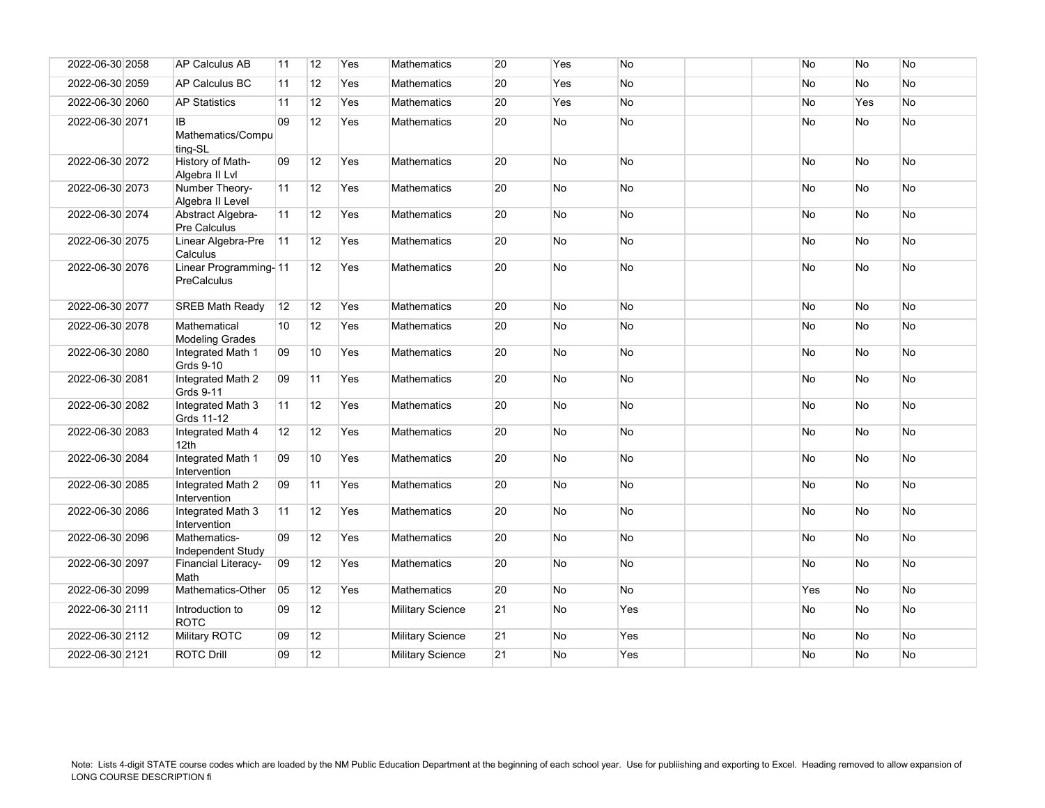| | | | | | | | | | | | | | | |
|---|---|---|---|---|---|---|---|---|---|---|---|---|---|---|
| 2022-06-30 | 2058 | AP Calculus AB | 11 | 12 | Yes | Mathematics | 20 | Yes | No | | | No | No | No |
| 2022-06-30 | 2059 | AP Calculus BC | 11 | 12 | Yes | Mathematics | 20 | Yes | No | | | No | No | No |
| 2022-06-30 | 2060 | AP Statistics | 11 | 12 | Yes | Mathematics | 20 | Yes | No | | | No | Yes | No |
| 2022-06-30 | 2071 | IB Mathematics/Computing-SL | 09 | 12 | Yes | Mathematics | 20 | No | No | | | No | No | No |
| 2022-06-30 | 2072 | History of Math-Algebra II Lvl | 09 | 12 | Yes | Mathematics | 20 | No | No | | | No | No | No |
| 2022-06-30 | 2073 | Number Theory-Algebra II Level | 11 | 12 | Yes | Mathematics | 20 | No | No | | | No | No | No |
| 2022-06-30 | 2074 | Abstract Algebra-Pre Calculus | 11 | 12 | Yes | Mathematics | 20 | No | No | | | No | No | No |
| 2022-06-30 | 2075 | Linear Algebra-Pre Calculus | 11 | 12 | Yes | Mathematics | 20 | No | No | | | No | No | No |
| 2022-06-30 | 2076 | Linear Programming-PreCalculus | 11 | 12 | Yes | Mathematics | 20 | No | No | | | No | No | No |
| 2022-06-30 | 2077 | SREB Math Ready | 12 | 12 | Yes | Mathematics | 20 | No | No | | | No | No | No |
| 2022-06-30 | 2078 | Mathematical Modeling Grades | 10 | 12 | Yes | Mathematics | 20 | No | No | | | No | No | No |
| 2022-06-30 | 2080 | Integrated Math 1 Grds 9-10 | 09 | 10 | Yes | Mathematics | 20 | No | No | | | No | No | No |
| 2022-06-30 | 2081 | Integrated Math 2 Grds 9-11 | 09 | 11 | Yes | Mathematics | 20 | No | No | | | No | No | No |
| 2022-06-30 | 2082 | Integrated Math 3 Grds 11-12 | 11 | 12 | Yes | Mathematics | 20 | No | No | | | No | No | No |
| 2022-06-30 | 2083 | Integrated Math 4 12th | 12 | 12 | Yes | Mathematics | 20 | No | No | | | No | No | No |
| 2022-06-30 | 2084 | Integrated Math 1 Intervention | 09 | 10 | Yes | Mathematics | 20 | No | No | | | No | No | No |
| 2022-06-30 | 2085 | Integrated Math 2 Intervention | 09 | 11 | Yes | Mathematics | 20 | No | No | | | No | No | No |
| 2022-06-30 | 2086 | Integrated Math 3 Intervention | 11 | 12 | Yes | Mathematics | 20 | No | No | | | No | No | No |
| 2022-06-30 | 2096 | Mathematics-Independent Study | 09 | 12 | Yes | Mathematics | 20 | No | No | | | No | No | No |
| 2022-06-30 | 2097 | Financial Literacy-Math | 09 | 12 | Yes | Mathematics | 20 | No | No | | | No | No | No |
| 2022-06-30 | 2099 | Mathematics-Other | 05 | 12 | Yes | Mathematics | 20 | No | No | | | Yes | No | No |
| 2022-06-30 | 2111 | Introduction to ROTC | 09 | 12 | | Military Science | 21 | No | Yes | | | No | No | No |
| 2022-06-30 | 2112 | Military ROTC | 09 | 12 | | Military Science | 21 | No | Yes | | | No | No | No |
| 2022-06-30 | 2121 | ROTC Drill | 09 | 12 | | Military Science | 21 | No | Yes | | | No | No | No |

Note: Lists 4-digit STATE course codes which are loaded by the NM Public Education Department at the beginning of each school year. Use for publiishing and exporting to Excel. Heading removed to allow expansion of LONG COURSE DESCRIPTION fi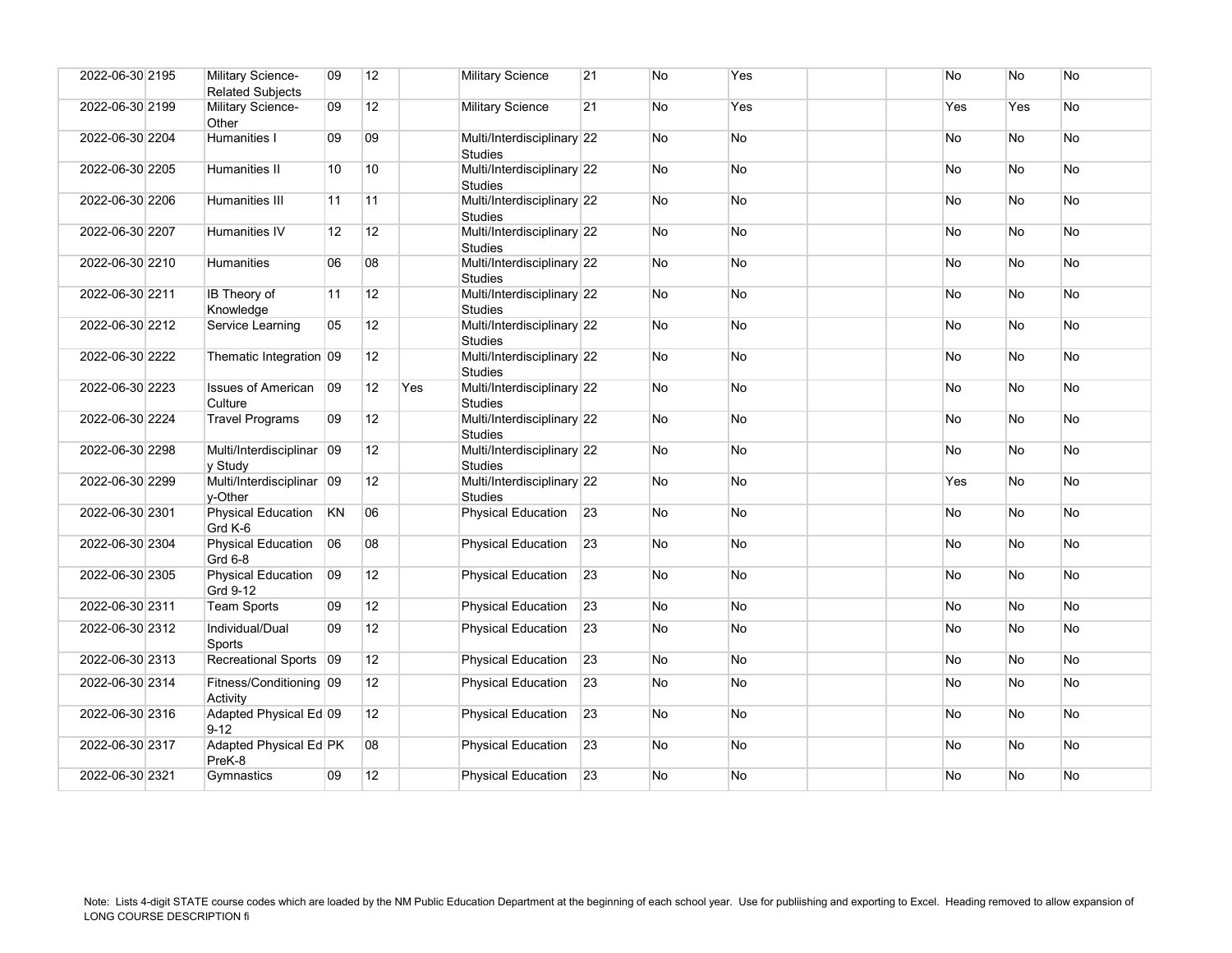| | | | | | | | | | | | | | | |
|---|---|---|---|---|---|---|---|---|---|---|---|---|---|---|
| 2022-06-30 | 2195 | Military Science-Related Subjects | 09 | 12 | | Military Science | 21 | No | Yes | | | No | No | No |
| 2022-06-30 | 2199 | Military Science-Other | 09 | 12 | | Military Science | 21 | No | Yes | | | Yes | Yes | No |
| 2022-06-30 | 2204 | Humanities I | 09 | 09 | | Multi/Interdisciplinary Studies | 22 | No | No | | | No | No | No |
| 2022-06-30 | 2205 | Humanities II | 10 | 10 | | Multi/Interdisciplinary Studies | 22 | No | No | | | No | No | No |
| 2022-06-30 | 2206 | Humanities III | 11 | 11 | | Multi/Interdisciplinary Studies | 22 | No | No | | | No | No | No |
| 2022-06-30 | 2207 | Humanities IV | 12 | 12 | | Multi/Interdisciplinary Studies | 22 | No | No | | | No | No | No |
| 2022-06-30 | 2210 | Humanities | 06 | 08 | | Multi/Interdisciplinary Studies | 22 | No | No | | | No | No | No |
| 2022-06-30 | 2211 | IB Theory of Knowledge | 11 | 12 | | Multi/Interdisciplinary Studies | 22 | No | No | | | No | No | No |
| 2022-06-30 | 2212 | Service Learning | 05 | 12 | | Multi/Interdisciplinary Studies | 22 | No | No | | | No | No | No |
| 2022-06-30 | 2222 | Thematic Integration | 09 | 12 | | Multi/Interdisciplinary Studies | 22 | No | No | | | No | No | No |
| 2022-06-30 | 2223 | Issues of American Culture | 09 | 12 | Yes | Multi/Interdisciplinary Studies | 22 | No | No | | | No | No | No |
| 2022-06-30 | 2224 | Travel Programs | 09 | 12 | | Multi/Interdisciplinary Studies | 22 | No | No | | | No | No | No |
| 2022-06-30 | 2298 | Multi/Interdisciplinary Study | 09 | 12 | | Multi/Interdisciplinary Studies | 22 | No | No | | | No | No | No |
| 2022-06-30 | 2299 | Multi/Interdisciplinary-Other | 09 | 12 | | Multi/Interdisciplinary Studies | 22 | No | No | | | Yes | No | No |
| 2022-06-30 | 2301 | Physical Education Grd K-6 | KN | 06 | | Physical Education | 23 | No | No | | | No | No | No |
| 2022-06-30 | 2304 | Physical Education Grd 6-8 | 06 | 08 | | Physical Education | 23 | No | No | | | No | No | No |
| 2022-06-30 | 2305 | Physical Education Grd 9-12 | 09 | 12 | | Physical Education | 23 | No | No | | | No | No | No |
| 2022-06-30 | 2311 | Team Sports | 09 | 12 | | Physical Education | 23 | No | No | | | No | No | No |
| 2022-06-30 | 2312 | Individual/Dual Sports | 09 | 12 | | Physical Education | 23 | No | No | | | No | No | No |
| 2022-06-30 | 2313 | Recreational Sports | 09 | 12 | | Physical Education | 23 | No | No | | | No | No | No |
| 2022-06-30 | 2314 | Fitness/Conditioning Activity | 09 | 12 | | Physical Education | 23 | No | No | | | No | No | No |
| 2022-06-30 | 2316 | Adapted Physical Ed 9-12 | 09 | 12 | | Physical Education | 23 | No | No | | | No | No | No |
| 2022-06-30 | 2317 | Adapted Physical Ed PreK-8 | PK | 08 | | Physical Education | 23 | No | No | | | No | No | No |
| 2022-06-30 | 2321 | Gymnastics | 09 | 12 | | Physical Education | 23 | No | No | | | No | No | No |

Note: Lists 4-digit STATE course codes which are loaded by the NM Public Education Department at the beginning of each school year. Use for publiishing and exporting to Excel. Heading removed to allow expansion of LONG COURSE DESCRIPTION fi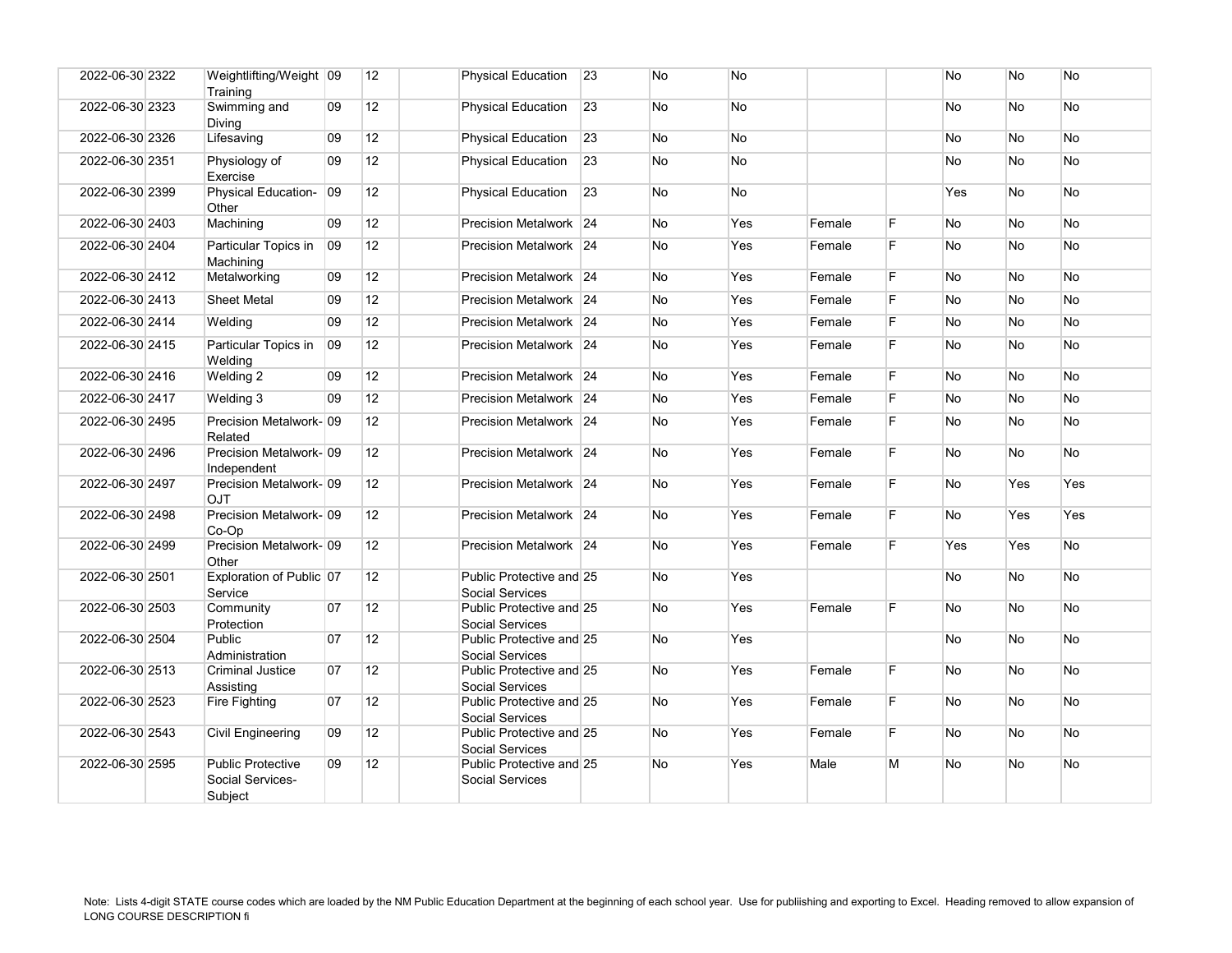| | | | | | | | | | | | | | | |
|---|---|---|---|---|---|---|---|---|---|---|---|---|---|---|
| 2022-06-30 | 2322 | Weightlifting/Weight Training | 09 | 12 | | Physical Education | 23 | No | No | | | No | No | No |
| 2022-06-30 | 2323 | Swimming and Diving | 09 | 12 | | Physical Education | 23 | No | No | | | No | No | No |
| 2022-06-30 | 2326 | Lifesaving | 09 | 12 | | Physical Education | 23 | No | No | | | No | No | No |
| 2022-06-30 | 2351 | Physiology of Exercise | 09 | 12 | | Physical Education | 23 | No | No | | | No | No | No |
| 2022-06-30 | 2399 | Physical Education-Other | 09 | 12 | | Physical Education | 23 | No | No | | | Yes | No | No |
| 2022-06-30 | 2403 | Machining | 09 | 12 | | Precision Metalwork | 24 | No | Yes | Female | F | No | No | No |
| 2022-06-30 | 2404 | Particular Topics in Machining | 09 | 12 | | Precision Metalwork | 24 | No | Yes | Female | F | No | No | No |
| 2022-06-30 | 2412 | Metalworking | 09 | 12 | | Precision Metalwork | 24 | No | Yes | Female | F | No | No | No |
| 2022-06-30 | 2413 | Sheet Metal | 09 | 12 | | Precision Metalwork | 24 | No | Yes | Female | F | No | No | No |
| 2022-06-30 | 2414 | Welding | 09 | 12 | | Precision Metalwork | 24 | No | Yes | Female | F | No | No | No |
| 2022-06-30 | 2415 | Particular Topics in Welding | 09 | 12 | | Precision Metalwork | 24 | No | Yes | Female | F | No | No | No |
| 2022-06-30 | 2416 | Welding 2 | 09 | 12 | | Precision Metalwork | 24 | No | Yes | Female | F | No | No | No |
| 2022-06-30 | 2417 | Welding 3 | 09 | 12 | | Precision Metalwork | 24 | No | Yes | Female | F | No | No | No |
| 2022-06-30 | 2495 | Precision Metalwork-Related | 09 | 12 | | Precision Metalwork | 24 | No | Yes | Female | F | No | No | No |
| 2022-06-30 | 2496 | Precision Metalwork-Independent | 09 | 12 | | Precision Metalwork | 24 | No | Yes | Female | F | No | No | No |
| 2022-06-30 | 2497 | Precision Metalwork-OJT | 09 | 12 | | Precision Metalwork | 24 | No | Yes | Female | F | No | Yes | Yes |
| 2022-06-30 | 2498 | Precision Metalwork-Co-Op | 09 | 12 | | Precision Metalwork | 24 | No | Yes | Female | F | No | Yes | Yes |
| 2022-06-30 | 2499 | Precision Metalwork-Other | 09 | 12 | | Precision Metalwork | 24 | No | Yes | Female | F | Yes | Yes | No |
| 2022-06-30 | 2501 | Exploration of Public Service | 07 | 12 | | Public Protective and Social Services | 25 | No | Yes | | | No | No | No |
| 2022-06-30 | 2503 | Community Protection | 07 | 12 | | Public Protective and Social Services | 25 | No | Yes | Female | F | No | No | No |
| 2022-06-30 | 2504 | Public Administration | 07 | 12 | | Public Protective and Social Services | 25 | No | Yes | | | No | No | No |
| 2022-06-30 | 2513 | Criminal Justice Assisting | 07 | 12 | | Public Protective and Social Services | 25 | No | Yes | Female | F | No | No | No |
| 2022-06-30 | 2523 | Fire Fighting | 07 | 12 | | Public Protective and Social Services | 25 | No | Yes | Female | F | No | No | No |
| 2022-06-30 | 2543 | Civil Engineering | 09 | 12 | | Public Protective and Social Services | 25 | No | Yes | Female | F | No | No | No |
| 2022-06-30 | 2595 | Public Protective Social Services-Subject | 09 | 12 | | Public Protective and Social Services | 25 | No | Yes | Male | M | No | No | No |

Note: Lists 4-digit STATE course codes which are loaded by the NM Public Education Department at the beginning of each school year. Use for publiishing and exporting to Excel. Heading removed to allow expansion of LONG COURSE DESCRIPTION fi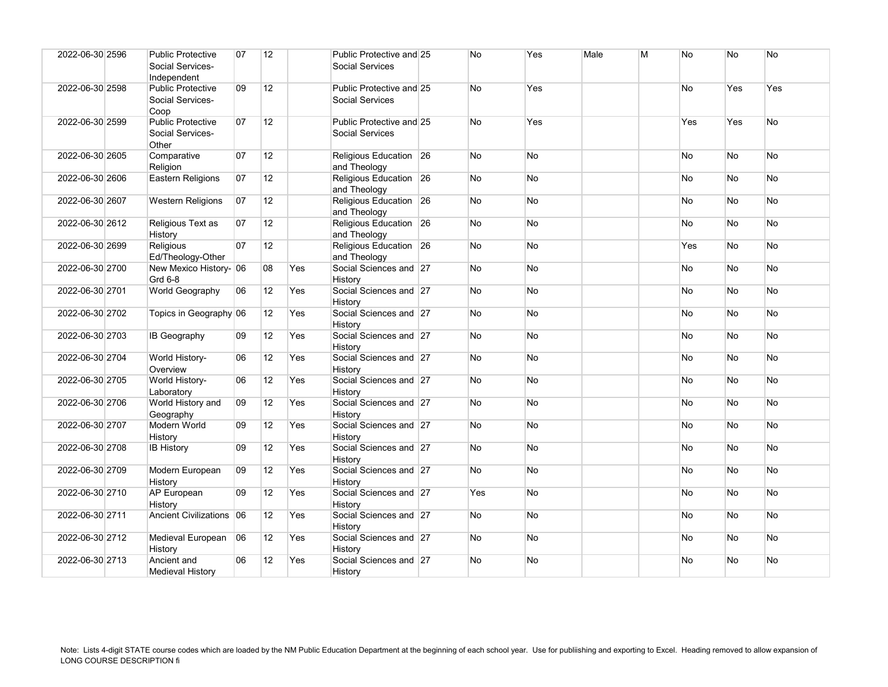| | | | | | | | | | | | | | | | |
|---|---|---|---|---|---|---|---|---|---|---|---|---|---|---|---|
| 2022-06-30 | 2596 | Public Protective Social Services-Independent | 07 | 12 | | Public Protective and Social Services | 25 | No | Yes | Male | M | No | No | No |
| 2022-06-30 | 2598 | Public Protective Social Services-Coop | 09 | 12 | | Public Protective and Social Services | 25 | No | Yes | | | No | Yes | Yes |
| 2022-06-30 | 2599 | Public Protective Social Services-Other | 07 | 12 | | Public Protective and Social Services | 25 | No | Yes | | | Yes | Yes | No |
| 2022-06-30 | 2605 | Comparative Religion | 07 | 12 | | Religious Education and Theology | 26 | No | No | | | No | No | No |
| 2022-06-30 | 2606 | Eastern Religions | 07 | 12 | | Religious Education and Theology | 26 | No | No | | | No | No | No |
| 2022-06-30 | 2607 | Western Religions | 07 | 12 | | Religious Education and Theology | 26 | No | No | | | No | No | No |
| 2022-06-30 | 2612 | Religious Text as History | 07 | 12 | | Religious Education and Theology | 26 | No | No | | | No | No | No |
| 2022-06-30 | 2699 | Religious Ed/Theology-Other | 07 | 12 | | Religious Education and Theology | 26 | No | No | | | Yes | No | No |
| 2022-06-30 | 2700 | New Mexico History-Grd 6-8 | 06 | 08 | Yes | Social Sciences and History | 27 | No | No | | | No | No | No |
| 2022-06-30 | 2701 | World Geography | 06 | 12 | Yes | Social Sciences and History | 27 | No | No | | | No | No | No |
| 2022-06-30 | 2702 | Topics in Geography | 06 | 12 | Yes | Social Sciences and History | 27 | No | No | | | No | No | No |
| 2022-06-30 | 2703 | IB Geography | 09 | 12 | Yes | Social Sciences and History | 27 | No | No | | | No | No | No |
| 2022-06-30 | 2704 | World History-Overview | 06 | 12 | Yes | Social Sciences and History | 27 | No | No | | | No | No | No |
| 2022-06-30 | 2705 | World History-Laboratory | 06 | 12 | Yes | Social Sciences and History | 27 | No | No | | | No | No | No |
| 2022-06-30 | 2706 | World History and Geography | 09 | 12 | Yes | Social Sciences and History | 27 | No | No | | | No | No | No |
| 2022-06-30 | 2707 | Modern World History | 09 | 12 | Yes | Social Sciences and History | 27 | No | No | | | No | No | No |
| 2022-06-30 | 2708 | IB History | 09 | 12 | Yes | Social Sciences and History | 27 | No | No | | | No | No | No |
| 2022-06-30 | 2709 | Modern European History | 09 | 12 | Yes | Social Sciences and History | 27 | No | No | | | No | No | No |
| 2022-06-30 | 2710 | AP European History | 09 | 12 | Yes | Social Sciences and History | 27 | Yes | No | | | No | No | No |
| 2022-06-30 | 2711 | Ancient Civilizations | 06 | 12 | Yes | Social Sciences and History | 27 | No | No | | | No | No | No |
| 2022-06-30 | 2712 | Medieval European History | 06 | 12 | Yes | Social Sciences and History | 27 | No | No | | | No | No | No |
| 2022-06-30 | 2713 | Ancient and Medieval History | 06 | 12 | Yes | Social Sciences and History | 27 | No | No | | | No | No | No |

Note: Lists 4-digit STATE course codes which are loaded by the NM Public Education Department at the beginning of each school year. Use for publiishing and exporting to Excel. Heading removed to allow expansion of LONG COURSE DESCRIPTION fi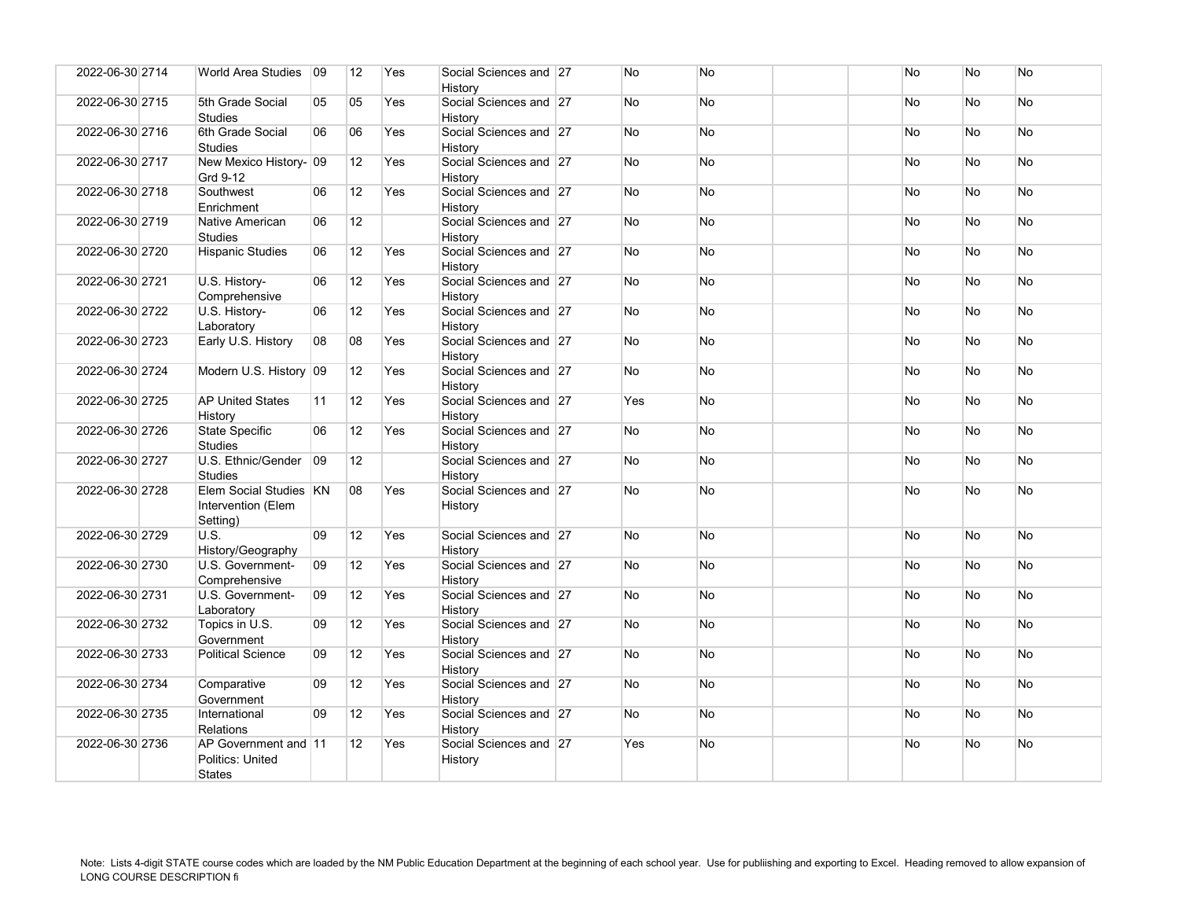| | | | | | | | | | | | | | | |
|---|---|---|---|---|---|---|---|---|---|---|---|---|---|---|
| 2022-06-30 | 2714 | World Area Studies | 09 | 12 | Yes | Social Sciences and History | 27 | No | No | | | No | No | No |
| 2022-06-30 | 2715 | 5th Grade Social Studies | 05 | 05 | Yes | Social Sciences and History | 27 | No | No | | | No | No | No |
| 2022-06-30 | 2716 | 6th Grade Social Studies | 06 | 06 | Yes | Social Sciences and History | 27 | No | No | | | No | No | No |
| 2022-06-30 | 2717 | New Mexico History- Grd 9-12 | 09 | 12 | Yes | Social Sciences and History | 27 | No | No | | | No | No | No |
| 2022-06-30 | 2718 | Southwest Enrichment | 06 | 12 | Yes | Social Sciences and History | 27 | No | No | | | No | No | No |
| 2022-06-30 | 2719 | Native American Studies | 06 | 12 | | Social Sciences and History | 27 | No | No | | | No | No | No |
| 2022-06-30 | 2720 | Hispanic Studies | 06 | 12 | Yes | Social Sciences and History | 27 | No | No | | | No | No | No |
| 2022-06-30 | 2721 | U.S. History- Comprehensive | 06 | 12 | Yes | Social Sciences and History | 27 | No | No | | | No | No | No |
| 2022-06-30 | 2722 | U.S. History- Laboratory | 06 | 12 | Yes | Social Sciences and History | 27 | No | No | | | No | No | No |
| 2022-06-30 | 2723 | Early U.S. History | 08 | 08 | Yes | Social Sciences and History | 27 | No | No | | | No | No | No |
| 2022-06-30 | 2724 | Modern U.S. History | 09 | 12 | Yes | Social Sciences and History | 27 | No | No | | | No | No | No |
| 2022-06-30 | 2725 | AP United States History | 11 | 12 | Yes | Social Sciences and History | 27 | Yes | No | | | No | No | No |
| 2022-06-30 | 2726 | State Specific Studies | 06 | 12 | Yes | Social Sciences and History | 27 | No | No | | | No | No | No |
| 2022-06-30 | 2727 | U.S. Ethnic/Gender Studies | 09 | 12 | | Social Sciences and History | 27 | No | No | | | No | No | No |
| 2022-06-30 | 2728 | Elem Social Studies Intervention (Elem Setting) | KN | 08 | Yes | Social Sciences and History | 27 | No | No | | | No | No | No |
| 2022-06-30 | 2729 | U.S. History/Geography | 09 | 12 | Yes | Social Sciences and History | 27 | No | No | | | No | No | No |
| 2022-06-30 | 2730 | U.S. Government- Comprehensive | 09 | 12 | Yes | Social Sciences and History | 27 | No | No | | | No | No | No |
| 2022-06-30 | 2731 | U.S. Government- Laboratory | 09 | 12 | Yes | Social Sciences and History | 27 | No | No | | | No | No | No |
| 2022-06-30 | 2732 | Topics in U.S. Government | 09 | 12 | Yes | Social Sciences and History | 27 | No | No | | | No | No | No |
| 2022-06-30 | 2733 | Political Science | 09 | 12 | Yes | Social Sciences and History | 27 | No | No | | | No | No | No |
| 2022-06-30 | 2734 | Comparative Government | 09 | 12 | Yes | Social Sciences and History | 27 | No | No | | | No | No | No |
| 2022-06-30 | 2735 | International Relations | 09 | 12 | Yes | Social Sciences and History | 27 | No | No | | | No | No | No |
| 2022-06-30 | 2736 | AP Government and Politics: United States | 11 | 12 | Yes | Social Sciences and History | 27 | Yes | No | | | No | No | No |

Note: Lists 4-digit STATE course codes which are loaded by the NM Public Education Department at the beginning of each school year. Use for publiishing and exporting to Excel. Heading removed to allow expansion of LONG COURSE DESCRIPTION fi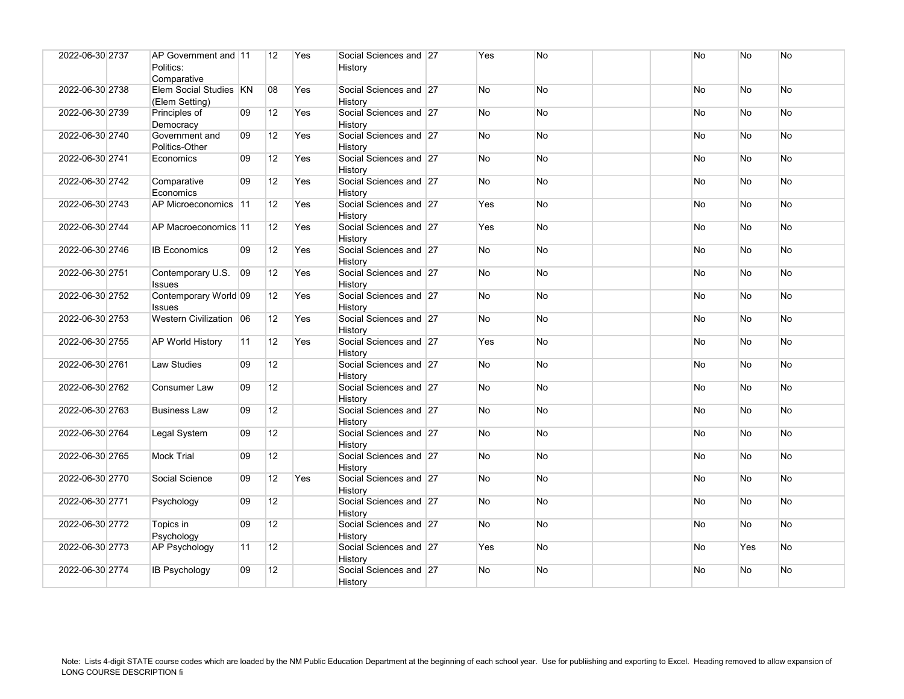| | | | | | | | | | | | | | | |
|---|---|---|---|---|---|---|---|---|---|---|---|---|---|---|
| 2022-06-30 | 2737 | AP Government and Politics: Comparative | 11 | 12 | Yes | Social Sciences and History | 27 | Yes | No | | | No | No | No |
| 2022-06-30 | 2738 | Elem Social Studies (Elem Setting) | KN | 08 | Yes | Social Sciences and History | 27 | No | No | | | No | No | No |
| 2022-06-30 | 2739 | Principles of Democracy | 09 | 12 | Yes | Social Sciences and History | 27 | No | No | | | No | No | No |
| 2022-06-30 | 2740 | Government and Politics-Other | 09 | 12 | Yes | Social Sciences and History | 27 | No | No | | | No | No | No |
| 2022-06-30 | 2741 | Economics | 09 | 12 | Yes | Social Sciences and History | 27 | No | No | | | No | No | No |
| 2022-06-30 | 2742 | Comparative Economics | 09 | 12 | Yes | Social Sciences and History | 27 | No | No | | | No | No | No |
| 2022-06-30 | 2743 | AP Microeconomics | 11 | 12 | Yes | Social Sciences and History | 27 | Yes | No | | | No | No | No |
| 2022-06-30 | 2744 | AP Macroeconomics | 11 | 12 | Yes | Social Sciences and History | 27 | Yes | No | | | No | No | No |
| 2022-06-30 | 2746 | IB Economics | 09 | 12 | Yes | Social Sciences and History | 27 | No | No | | | No | No | No |
| 2022-06-30 | 2751 | Contemporary U.S. Issues | 09 | 12 | Yes | Social Sciences and History | 27 | No | No | | | No | No | No |
| 2022-06-30 | 2752 | Contemporary World Issues | 09 | 12 | Yes | Social Sciences and History | 27 | No | No | | | No | No | No |
| 2022-06-30 | 2753 | Western Civilization | 06 | 12 | Yes | Social Sciences and History | 27 | No | No | | | No | No | No |
| 2022-06-30 | 2755 | AP World History | 11 | 12 | Yes | Social Sciences and History | 27 | Yes | No | | | No | No | No |
| 2022-06-30 | 2761 | Law Studies | 09 | 12 | | Social Sciences and History | 27 | No | No | | | No | No | No |
| 2022-06-30 | 2762 | Consumer Law | 09 | 12 | | Social Sciences and History | 27 | No | No | | | No | No | No |
| 2022-06-30 | 2763 | Business Law | 09 | 12 | | Social Sciences and History | 27 | No | No | | | No | No | No |
| 2022-06-30 | 2764 | Legal System | 09 | 12 | | Social Sciences and History | 27 | No | No | | | No | No | No |
| 2022-06-30 | 2765 | Mock Trial | 09 | 12 | | Social Sciences and History | 27 | No | No | | | No | No | No |
| 2022-06-30 | 2770 | Social Science | 09 | 12 | Yes | Social Sciences and History | 27 | No | No | | | No | No | No |
| 2022-06-30 | 2771 | Psychology | 09 | 12 | | Social Sciences and History | 27 | No | No | | | No | No | No |
| 2022-06-30 | 2772 | Topics in Psychology | 09 | 12 | | Social Sciences and History | 27 | No | No | | | No | No | No |
| 2022-06-30 | 2773 | AP Psychology | 11 | 12 | | Social Sciences and History | 27 | Yes | No | | | No | Yes | No |
| 2022-06-30 | 2774 | IB Psychology | 09 | 12 | | Social Sciences and History | 27 | No | No | | | No | No | No |

Note: Lists 4-digit STATE course codes which are loaded by the NM Public Education Department at the beginning of each school year. Use for publiishing and exporting to Excel. Heading removed to allow expansion of LONG COURSE DESCRIPTION fi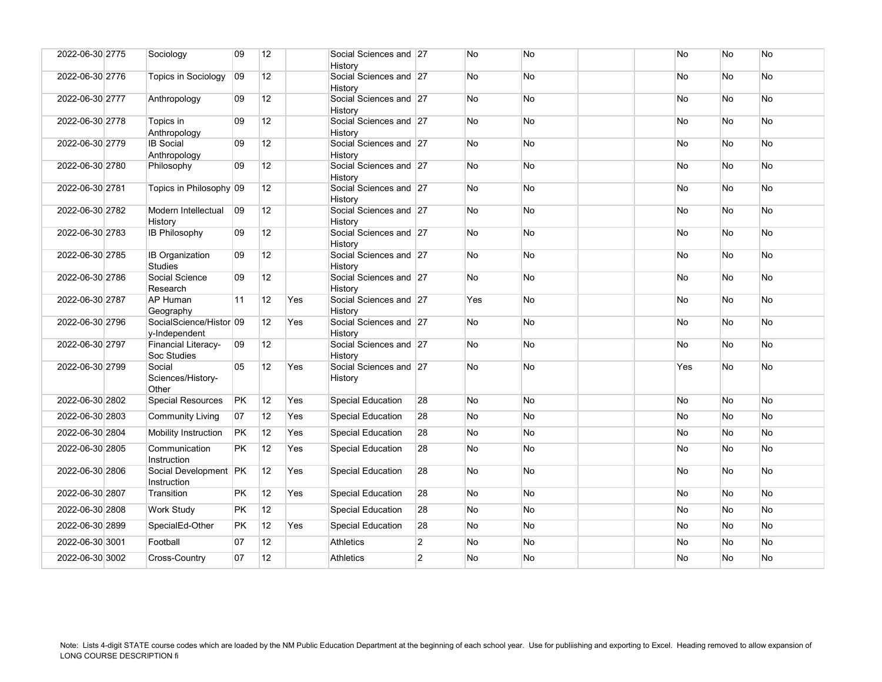| | | | | | | | | | | | | | | |
|---|---|---|---|---|---|---|---|---|---|---|---|---|---|---|
| 2022-06-30 | 2775 | Sociology | 09 | 12 | | Social Sciences and History | 27 | No | No | | | No | No | No |
| 2022-06-30 | 2776 | Topics in Sociology | 09 | 12 | | Social Sciences and History | 27 | No | No | | | No | No | No |
| 2022-06-30 | 2777 | Anthropology | 09 | 12 | | Social Sciences and History | 27 | No | No | | | No | No | No |
| 2022-06-30 | 2778 | Topics in Anthropology | 09 | 12 | | Social Sciences and History | 27 | No | No | | | No | No | No |
| 2022-06-30 | 2779 | IB Social Anthropology | 09 | 12 | | Social Sciences and History | 27 | No | No | | | No | No | No |
| 2022-06-30 | 2780 | Philosophy | 09 | 12 | | Social Sciences and History | 27 | No | No | | | No | No | No |
| 2022-06-30 | 2781 | Topics in Philosophy | 09 | 12 | | Social Sciences and History | 27 | No | No | | | No | No | No |
| 2022-06-30 | 2782 | Modern Intellectual History | 09 | 12 | | Social Sciences and History | 27 | No | No | | | No | No | No |
| 2022-06-30 | 2783 | IB Philosophy | 09 | 12 | | Social Sciences and History | 27 | No | No | | | No | No | No |
| 2022-06-30 | 2785 | IB Organization Studies | 09 | 12 | | Social Sciences and History | 27 | No | No | | | No | No | No |
| 2022-06-30 | 2786 | Social Science Research | 09 | 12 | | Social Sciences and History | 27 | No | No | | | No | No | No |
| 2022-06-30 | 2787 | AP Human Geography | 11 | 12 | Yes | Social Sciences and History | 27 | Yes | No | | | No | No | No |
| 2022-06-30 | 2796 | SocialScience/History-Independent | 09 | 12 | Yes | Social Sciences and History | 27 | No | No | | | No | No | No |
| 2022-06-30 | 2797 | Financial Literacy-Soc Studies | 09 | 12 | | Social Sciences and History | 27 | No | No | | | No | No | No |
| 2022-06-30 | 2799 | Social Sciences/History-Other | 05 | 12 | Yes | Social Sciences and History | 27 | No | No | | | Yes | No | No |
| 2022-06-30 | 2802 | Special Resources | PK | 12 | Yes | Special Education | 28 | No | No | | | No | No | No |
| 2022-06-30 | 2803 | Community Living | 07 | 12 | Yes | Special Education | 28 | No | No | | | No | No | No |
| 2022-06-30 | 2804 | Mobility Instruction | PK | 12 | Yes | Special Education | 28 | No | No | | | No | No | No |
| 2022-06-30 | 2805 | Communication Instruction | PK | 12 | Yes | Special Education | 28 | No | No | | | No | No | No |
| 2022-06-30 | 2806 | Social Development Instruction | PK | 12 | Yes | Special Education | 28 | No | No | | | No | No | No |
| 2022-06-30 | 2807 | Transition | PK | 12 | Yes | Special Education | 28 | No | No | | | No | No | No |
| 2022-06-30 | 2808 | Work Study | PK | 12 | | Special Education | 28 | No | No | | | No | No | No |
| 2022-06-30 | 2899 | SpecialEd-Other | PK | 12 | Yes | Special Education | 28 | No | No | | | No | No | No |
| 2022-06-30 | 3001 | Football | 07 | 12 | | Athletics | 2 | No | No | | | No | No | No |
| 2022-06-30 | 3002 | Cross-Country | 07 | 12 | | Athletics | 2 | No | No | | | No | No | No |

Note: Lists 4-digit STATE course codes which are loaded by the NM Public Education Department at the beginning of each school year. Use for publiishing and exporting to Excel. Heading removed to allow expansion of LONG COURSE DESCRIPTION fi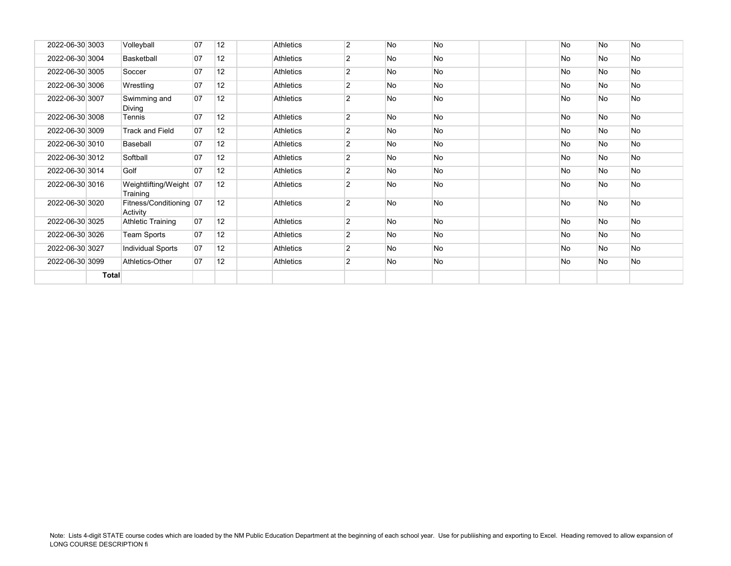| | | | | | | | | | | | | | | |
|---|---|---|---|---|---|---|---|---|---|---|---|---|---|---|
| 2022-06-30 | 3003 | Volleyball | 07 | 12 | | Athletics | 2 | No | No | | | No | No | No |
| 2022-06-30 | 3004 | Basketball | 07 | 12 | | Athletics | 2 | No | No | | | No | No | No |
| 2022-06-30 | 3005 | Soccer | 07 | 12 | | Athletics | 2 | No | No | | | No | No | No |
| 2022-06-30 | 3006 | Wrestling | 07 | 12 | | Athletics | 2 | No | No | | | No | No | No |
| 2022-06-30 | 3007 | Swimming and Diving | 07 | 12 | | Athletics | 2 | No | No | | | No | No | No |
| 2022-06-30 | 3008 | Tennis | 07 | 12 | | Athletics | 2 | No | No | | | No | No | No |
| 2022-06-30 | 3009 | Track and Field | 07 | 12 | | Athletics | 2 | No | No | | | No | No | No |
| 2022-06-30 | 3010 | Baseball | 07 | 12 | | Athletics | 2 | No | No | | | No | No | No |
| 2022-06-30 | 3012 | Softball | 07 | 12 | | Athletics | 2 | No | No | | | No | No | No |
| 2022-06-30 | 3014 | Golf | 07 | 12 | | Athletics | 2 | No | No | | | No | No | No |
| 2022-06-30 | 3016 | Weightlifting/Weight Training | 07 | 12 | | Athletics | 2 | No | No | | | No | No | No |
| 2022-06-30 | 3020 | Fitness/Conditioning Activity | 07 | 12 | | Athletics | 2 | No | No | | | No | No | No |
| 2022-06-30 | 3025 | Athletic Training | 07 | 12 | | Athletics | 2 | No | No | | | No | No | No |
| 2022-06-30 | 3026 | Team Sports | 07 | 12 | | Athletics | 2 | No | No | | | No | No | No |
| 2022-06-30 | 3027 | Individual Sports | 07 | 12 | | Athletics | 2 | No | No | | | No | No | No |
| 2022-06-30 | 3099 | Athletics-Other | 07 | 12 | | Athletics | 2 | No | No | | | No | No | No |
| | **Total** | | | | | | | | | | | | | |

Note: Lists 4-digit STATE course codes which are loaded by the NM Public Education Department at the beginning of each school year. Use for publiishing and exporting to Excel. Heading removed to allow expansion of LONG COURSE DESCRIPTION fi